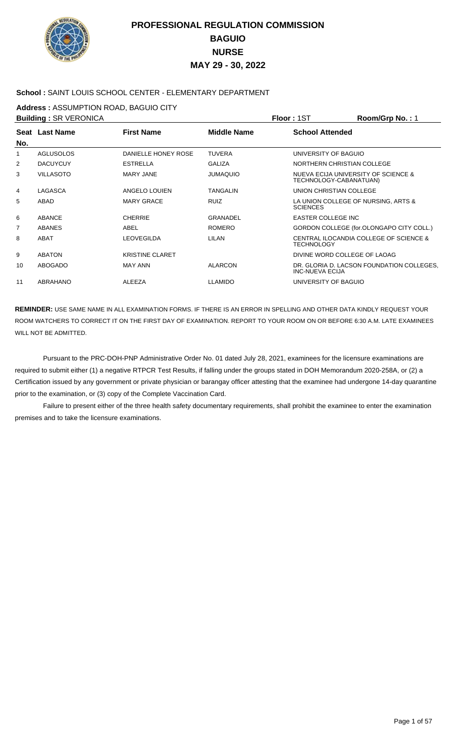# PROFESSIONAL REGULATION COMMISSION
## BAGUIO
## NURSE
## MAY 29 - 30, 2022

**School :** SAINT LOUIS SCHOOL CENTER - ELEMENTARY DEPARTMENT

**Address :** ASSUMPTION ROAD, BAGUIO CITY

**Building :** SR VERONICA **Floor :** 1ST **Room/Grp No. :** 1

| Seat No. | Last Name | First Name | Middle Name | School Attended |
|---|---|---|---|---|
| 1 | AGLUSOLOS | DANIELLE HONEY ROSE | TUVERA | UNIVERSITY OF BAGUIO |
| 2 | DACUYCUY | ESTRELLA | GALIZA | NORTHERN CHRISTIAN COLLEGE |
| 3 | VILLASOTO | MARY JANE | JUMAQUIO | NUEVA ECIJA UNIVERSITY OF SCIENCE & TECHNOLOGY-CABANATUAN) |
| 4 | LAGASCA | ANGELO LOUIEN | TANGALIN | UNION CHRISTIAN COLLEGE |
| 5 | ABAD | MARY GRACE | RUIZ | LA UNION COLLEGE OF NURSING, ARTS & SCIENCES |
| 6 | ABANCE | CHERRIE | GRANADEL | EASTER COLLEGE INC |
| 7 | ABANES | ABEL | ROMERO | GORDON COLLEGE (for.OLONGAPO CITY COLL.) |
| 8 | ABAT | LEOVEGILDA | LILAN | CENTRAL ILOCANDIA COLLEGE OF SCIENCE & TECHNOLOGY |
| 9 | ABATON | KRISTINE CLARET | | DIVINE WORD COLLEGE OF LAOAG |
| 10 | ABOGADO | MAY ANN | ALARCON | DR. GLORIA D. LACSON FOUNDATION COLLEGES, INC-NUEVA ECIJA |
| 11 | ABRAHANO | ALEEZA | LLAMIDO | UNIVERSITY OF BAGUIO |

**REMINDER:** USE SAME NAME IN ALL EXAMINATION FORMS. IF THERE IS AN ERROR IN SPELLING AND OTHER DATA KINDLY REQUEST YOUR ROOM WATCHERS TO CORRECT IT ON THE FIRST DAY OF EXAMINATION. REPORT TO YOUR ROOM ON OR BEFORE 6:30 A.M. LATE EXAMINEES WILL NOT BE ADMITTED.

Pursuant to the PRC-DOH-PNP Administrative Order No. 01 dated July 28, 2021, examinees for the licensure examinations are required to submit either (1) a negative RTPCR Test Results, if falling under the groups stated in DOH Memorandum 2020-258A, or (2) a Certification issued by any government or private physician or barangay officer attesting that the examinee had undergone 14-day quarantine prior to the examination, or (3) copy of the Complete Vaccination Card.

Failure to present either of the three health safety documentary requirements, shall prohibit the examinee to enter the examination premises and to take the licensure examinations.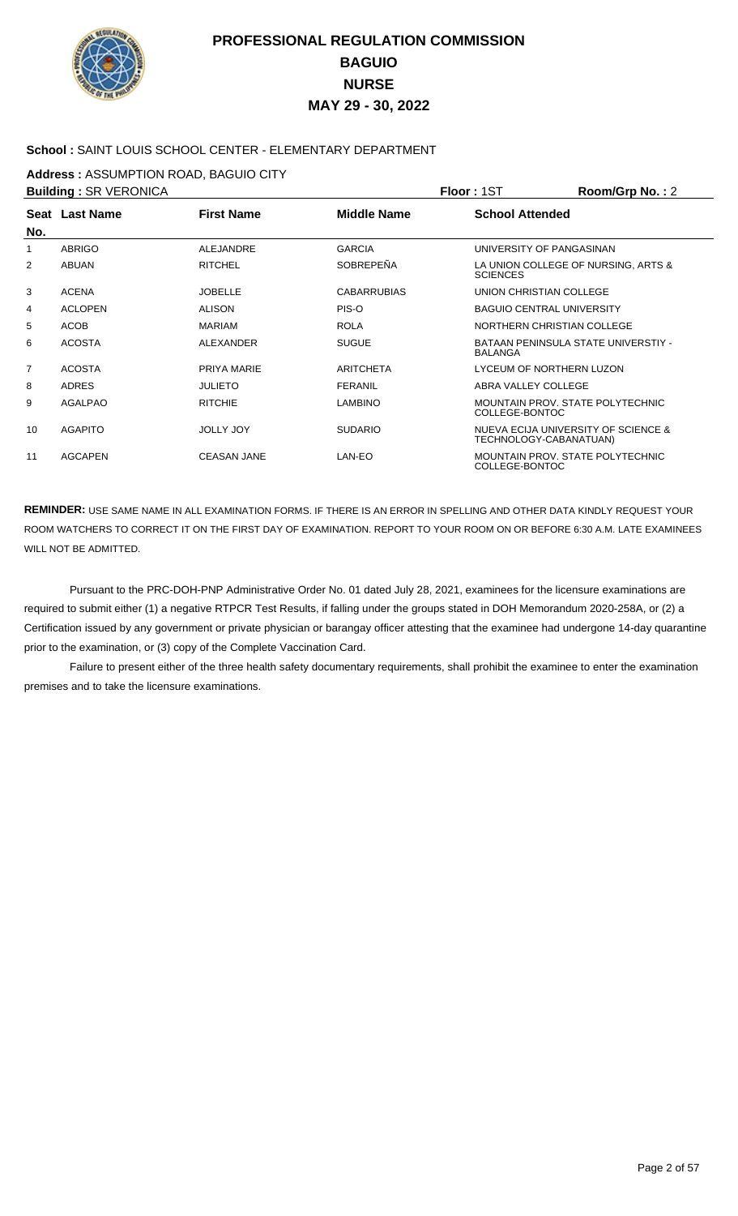# PROFESSIONAL REGULATION COMMISSION
## BAGUIO
## NURSE
## MAY 29 - 30, 2022

**School :** SAINT LOUIS SCHOOL CENTER - ELEMENTARY DEPARTMENT

**Address :** ASSUMPTION ROAD, BAGUIO CITY

**Building :** SR VERONICA **Floor :** 1ST **Room/Grp No. :** 2

| Seat No. | Last Name | First Name | Middle Name | School Attended |
|---|---|---|---|---|
| 1 | ABRIGO | ALEJANDRE | GARCIA | UNIVERSITY OF PANGASINAN |
| 2 | ABUAN | RITCHEL | SOBREPEÑA | LA UNION COLLEGE OF NURSING, ARTS & SCIENCES |
| 3 | ACENA | JOBELLE | CABARRUBIAS | UNION CHRISTIAN COLLEGE |
| 4 | ACLOPEN | ALISON | PIS-O | BAGUIO CENTRAL UNIVERSITY |
| 5 | ACOB | MARIAM | ROLA | NORTHERN CHRISTIAN COLLEGE |
| 6 | ACOSTA | ALEXANDER | SUGUE | BATAAN PENINSULA STATE UNIVERSTIY - BALANGA |
| 7 | ACOSTA | PRIYA MARIE | ARITCHETA | LYCEUM OF NORTHERN LUZON |
| 8 | ADRES | JULIETO | FERANIL | ABRA VALLEY COLLEGE |
| 9 | AGALPAO | RITCHIE | LAMBINO | MOUNTAIN PROV. STATE POLYTECHNIC COLLEGE-BONTOC |
| 10 | AGAPITO | JOLLY JOY | SUDARIO | NUEVA ECIJA UNIVERSITY OF SCIENCE & TECHNOLOGY-CABANATUAN) |
| 11 | AGCAPEN | CEASAN JANE | LAN-EO | MOUNTAIN PROV. STATE POLYTECHNIC COLLEGE-BONTOC |

**REMINDER:** USE SAME NAME IN ALL EXAMINATION FORMS. IF THERE IS AN ERROR IN SPELLING AND OTHER DATA KINDLY REQUEST YOUR ROOM WATCHERS TO CORRECT IT ON THE FIRST DAY OF EXAMINATION. REPORT TO YOUR ROOM ON OR BEFORE 6:30 A.M. LATE EXAMINEES WILL NOT BE ADMITTED.

Pursuant to the PRC-DOH-PNP Administrative Order No. 01 dated July 28, 2021, examinees for the licensure examinations are required to submit either (1) a negative RTPCR Test Results, if falling under the groups stated in DOH Memorandum 2020-258A, or (2) a Certification issued by any government or private physician or barangay officer attesting that the examinee had undergone 14-day quarantine prior to the examination, or (3) copy of the Complete Vaccination Card.

Failure to present either of the three health safety documentary requirements, shall prohibit the examinee to enter the examination premises and to take the licensure examinations.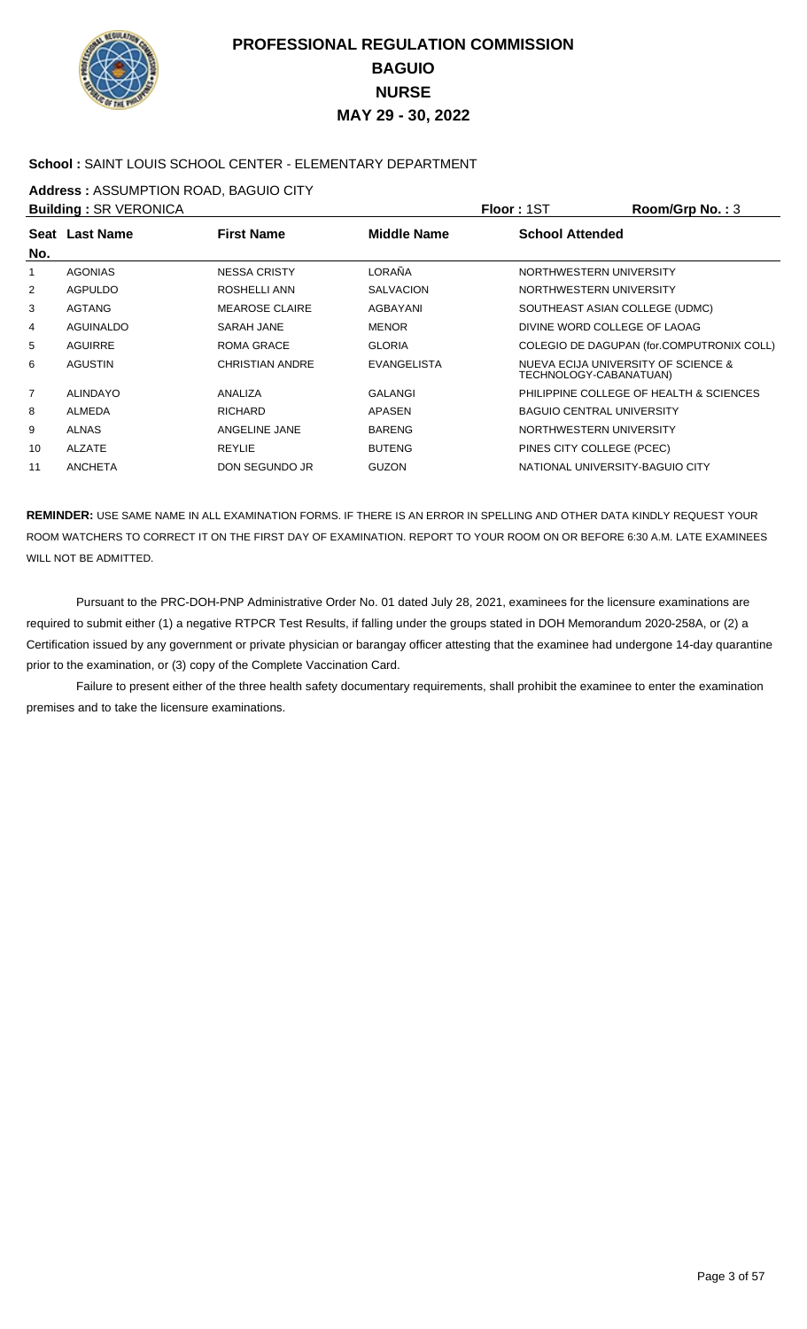# PROFESSIONAL REGULATION COMMISSION
## BAGUIO
## NURSE
## MAY 29 - 30, 2022

**School :** SAINT LOUIS SCHOOL CENTER - ELEMENTARY DEPARTMENT

**Address :** ASSUMPTION ROAD, BAGUIO CITY

**Building :** SR VERONICA **Floor :** 1ST **Room/Grp No. :** 3

| Seat No. | Last Name | First Name | Middle Name | School Attended |
|---|---|---|---|---|
| 1 | AGONIAS | NESSA CRISTY | LORAÑA | NORTHWESTERN UNIVERSITY |
| 2 | AGPULDO | ROSHELLI ANN | SALVACION | NORTHWESTERN UNIVERSITY |
| 3 | AGTANG | MEAROSE CLAIRE | AGBAYANI | SOUTHEAST ASIAN COLLEGE (UDMC) |
| 4 | AGUINALDO | SARAH JANE | MENOR | DIVINE WORD COLLEGE OF LAOAG |
| 5 | AGUIRRE | ROMA GRACE | GLORIA | COLEGIO DE DAGUPAN (for.COMPUTRONIX COLL) |
| 6 | AGUSTIN | CHRISTIAN ANDRE | EVANGELISTA | NUEVA ECIJA UNIVERSITY OF SCIENCE & TECHNOLOGY-CABANATUAN) |
| 7 | ALINDAYO | ANALIZA | GALANGI | PHILIPPINE COLLEGE OF HEALTH & SCIENCES |
| 8 | ALMEDA | RICHARD | APASEN | BAGUIO CENTRAL UNIVERSITY |
| 9 | ALNAS | ANGELINE JANE | BARENG | NORTHWESTERN UNIVERSITY |
| 10 | ALZATE | REYLIE | BUTENG | PINES CITY COLLEGE (PCEC) |
| 11 | ANCHETA | DON SEGUNDO JR | GUZON | NATIONAL UNIVERSITY-BAGUIO CITY |

**REMINDER:** USE SAME NAME IN ALL EXAMINATION FORMS. IF THERE IS AN ERROR IN SPELLING AND OTHER DATA KINDLY REQUEST YOUR ROOM WATCHERS TO CORRECT IT ON THE FIRST DAY OF EXAMINATION. REPORT TO YOUR ROOM ON OR BEFORE 6:30 A.M. LATE EXAMINEES WILL NOT BE ADMITTED.

Pursuant to the PRC-DOH-PNP Administrative Order No. 01 dated July 28, 2021, examinees for the licensure examinations are required to submit either (1) a negative RTPCR Test Results, if falling under the groups stated in DOH Memorandum 2020-258A, or (2) a Certification issued by any government or private physician or barangay officer attesting that the examinee had undergone 14-day quarantine prior to the examination, or (3) copy of the Complete Vaccination Card.

Failure to present either of the three health safety documentary requirements, shall prohibit the examinee to enter the examination premises and to take the licensure examinations.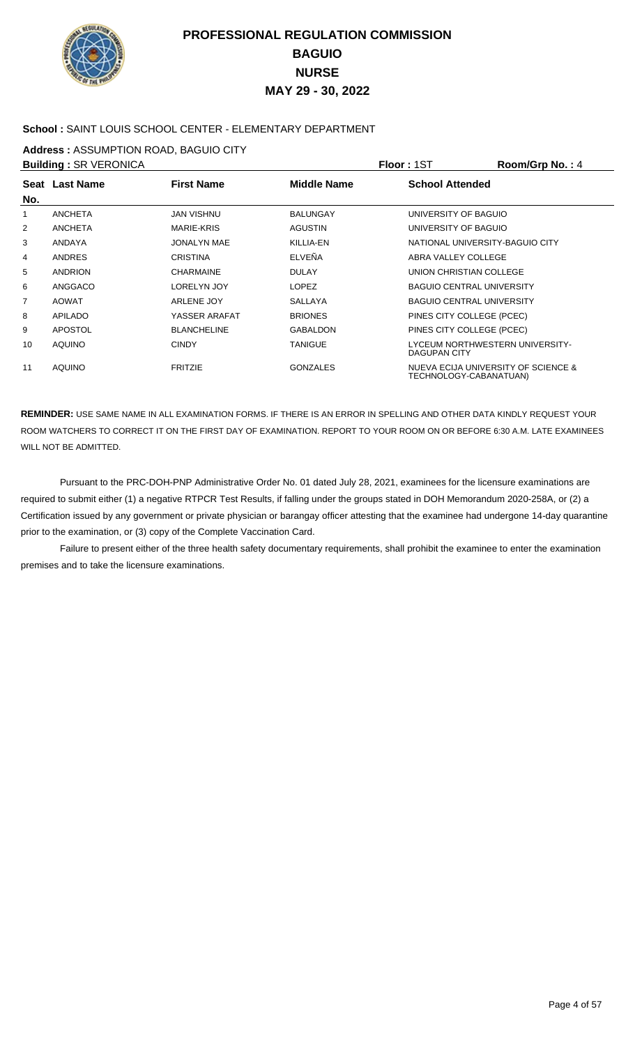# PROFESSIONAL REGULATION COMMISSION
## BAGUIO
## NURSE
## MAY 29 - 30, 2022

**School :** SAINT LOUIS SCHOOL CENTER - ELEMENTARY DEPARTMENT

**Address :** ASSUMPTION ROAD, BAGUIO CITY

**Building :** SR VERONICA **Floor :** 1ST **Room/Grp No. :** 4

| Seat No. | Last Name | First Name | Middle Name | School Attended |
|---|---|---|---|---|
| 1 | ANCHETA | JAN VISHNU | BALUNGAY | UNIVERSITY OF BAGUIO |
| 2 | ANCHETA | MARIE-KRIS | AGUSTIN | UNIVERSITY OF BAGUIO |
| 3 | ANDAYA | JONALYN MAE | KILLIA-EN | NATIONAL UNIVERSITY-BAGUIO CITY |
| 4 | ANDRES | CRISTINA | ELVEÑA | ABRA VALLEY COLLEGE |
| 5 | ANDRION | CHARMAINE | DULAY | UNION CHRISTIAN COLLEGE |
| 6 | ANGGACO | LORELYN JOY | LOPEZ | BAGUIO CENTRAL UNIVERSITY |
| 7 | AOWAT | ARLENE JOY | SALLAYA | BAGUIO CENTRAL UNIVERSITY |
| 8 | APILADO | YASSER ARAFAT | BRIONES | PINES CITY COLLEGE (PCEC) |
| 9 | APOSTOL | BLANCHELINE | GABALDON | PINES CITY COLLEGE (PCEC) |
| 10 | AQUINO | CINDY | TANIGUE | LYCEUM NORTHWESTERN UNIVERSITY-DAGUPAN CITY |
| 11 | AQUINO | FRITZIE | GONZALES | NUEVA ECIJA UNIVERSITY OF SCIENCE & TECHNOLOGY-CABANATUAN) |

**REMINDER:** USE SAME NAME IN ALL EXAMINATION FORMS. IF THERE IS AN ERROR IN SPELLING AND OTHER DATA KINDLY REQUEST YOUR ROOM WATCHERS TO CORRECT IT ON THE FIRST DAY OF EXAMINATION. REPORT TO YOUR ROOM ON OR BEFORE 6:30 A.M. LATE EXAMINEES WILL NOT BE ADMITTED.

Pursuant to the PRC-DOH-PNP Administrative Order No. 01 dated July 28, 2021, examinees for the licensure examinations are required to submit either (1) a negative RTPCR Test Results, if falling under the groups stated in DOH Memorandum 2020-258A, or (2) a Certification issued by any government or private physician or barangay officer attesting that the examinee had undergone 14-day quarantine prior to the examination, or (3) copy of the Complete Vaccination Card.

Failure to present either of the three health safety documentary requirements, shall prohibit the examinee to enter the examination premises and to take the licensure examinations.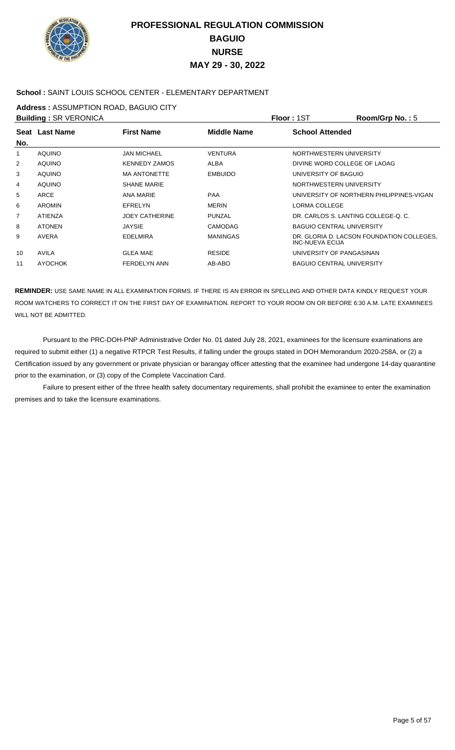# PROFESSIONAL REGULATION COMMISSION
## BAGUIO
## NURSE
## MAY 29 - 30, 2022

**School :** SAINT LOUIS SCHOOL CENTER - ELEMENTARY DEPARTMENT

**Address :** ASSUMPTION ROAD, BAGUIO CITY

**Building :** SR VERONICA **Floor :** 1ST **Room/Grp No. :** 5

| Seat No. | Last Name | First Name | Middle Name | School Attended |
|---|---|---|---|---|
| 1 | AQUINO | JAN MICHAEL | VENTURA | NORTHWESTERN UNIVERSITY |
| 2 | AQUINO | KENNEDY ZAMOS | ALBA | DIVINE WORD COLLEGE OF LAOAG |
| 3 | AQUINO | MA ANTONETTE | EMBUIDO | UNIVERSITY OF BAGUIO |
| 4 | AQUINO | SHANE MARIE | | NORTHWESTERN UNIVERSITY |
| 5 | ARCE | ANA MARIE | PAA | UNIVERSITY OF NORTHERN PHILIPPINES-VIGAN |
| 6 | AROMIN | EFRELYN | MERIN | LORMA COLLEGE |
| 7 | ATIENZA | JOEY CATHERINE | PUNZAL | DR. CARLOS S. LANTING COLLEGE-Q. C. |
| 8 | ATONEN | JAYSIE | CAMODAG | BAGUIO CENTRAL UNIVERSITY |
| 9 | AVERA | EDELMIRA | MANINGAS | DR. GLORIA D. LACSON FOUNDATION COLLEGES, INC-NUEVA ECIJA |
| 10 | AVILA | GLEA MAE | RESIDE | UNIVERSITY OF PANGASINAN |
| 11 | AYOCHOK | FERDELYN ANN | AB-ABO | BAGUIO CENTRAL UNIVERSITY |

**REMINDER:** USE SAME NAME IN ALL EXAMINATION FORMS. IF THERE IS AN ERROR IN SPELLING AND OTHER DATA KINDLY REQUEST YOUR ROOM WATCHERS TO CORRECT IT ON THE FIRST DAY OF EXAMINATION. REPORT TO YOUR ROOM ON OR BEFORE 6:30 A.M. LATE EXAMINEES WILL NOT BE ADMITTED.

Pursuant to the PRC-DOH-PNP Administrative Order No. 01 dated July 28, 2021, examinees for the licensure examinations are required to submit either (1) a negative RTPCR Test Results, if falling under the groups stated in DOH Memorandum 2020-258A, or (2) a Certification issued by any government or private physician or barangay officer attesting that the examinee had undergone 14-day quarantine prior to the examination, or (3) copy of the Complete Vaccination Card.

Failure to present either of the three health safety documentary requirements, shall prohibit the examinee to enter the examination premises and to take the licensure examinations.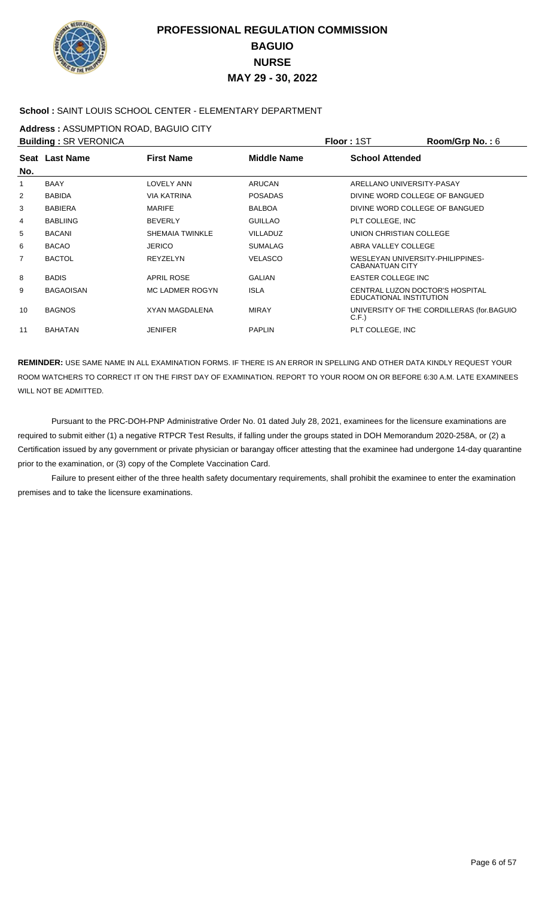# PROFESSIONAL REGULATION COMMISSION
## BAGUIO
## NURSE
## MAY 29 - 30, 2022

**School :** SAINT LOUIS SCHOOL CENTER - ELEMENTARY DEPARTMENT

**Address :** ASSUMPTION ROAD, BAGUIO CITY

**Building :** SR VERONICA | **Floor :** 1ST | **Room/Grp No. :** 6

| Seat No. | Last Name | First Name | Middle Name | School Attended |
|---|---|---|---|---|
| 1 | BAAY | LOVELY ANN | ARUCAN | ARELLANO UNIVERSITY-PASAY |
| 2 | BABIDA | VIA KATRINA | POSADAS | DIVINE WORD COLLEGE OF BANGUED |
| 3 | BABIERA | MARIFE | BALBOA | DIVINE WORD COLLEGE OF BANGUED |
| 4 | BABLIING | BEVERLY | GUILLAO | PLT COLLEGE, INC |
| 5 | BACANI | SHEMAIA TWINKLE | VILLADUZ | UNION CHRISTIAN COLLEGE |
| 6 | BACAO | JERICO | SUMALAG | ABRA VALLEY COLLEGE |
| 7 | BACTOL | REYZELYN | VELASCO | WESLEYAN UNIVERSITY-PHILIPPINES-CABANATUAN CITY |
| 8 | BADIS | APRIL ROSE | GALIAN | EASTER COLLEGE INC |
| 9 | BAGAOISAN | MC LADMER ROGYN | ISLA | CENTRAL LUZON DOCTOR'S HOSPITAL EDUCATIONAL INSTITUTION |
| 10 | BAGNOS | XYAN MAGDALENA | MIRAY | UNIVERSITY OF THE CORDILLERAS (for.BAGUIO C.F.) |
| 11 | BAHATAN | JENIFER | PAPLIN | PLT COLLEGE, INC |

**REMINDER:** USE SAME NAME IN ALL EXAMINATION FORMS. IF THERE IS AN ERROR IN SPELLING AND OTHER DATA KINDLY REQUEST YOUR ROOM WATCHERS TO CORRECT IT ON THE FIRST DAY OF EXAMINATION. REPORT TO YOUR ROOM ON OR BEFORE 6:30 A.M. LATE EXAMINEES WILL NOT BE ADMITTED.

Pursuant to the PRC-DOH-PNP Administrative Order No. 01 dated July 28, 2021, examinees for the licensure examinations are required to submit either (1) a negative RTPCR Test Results, if falling under the groups stated in DOH Memorandum 2020-258A, or (2) a Certification issued by any government or private physician or barangay officer attesting that the examinee had undergone 14-day quarantine prior to the examination, or (3) copy of the Complete Vaccination Card.

Failure to present either of the three health safety documentary requirements, shall prohibit the examinee to enter the examination premises and to take the licensure examinations.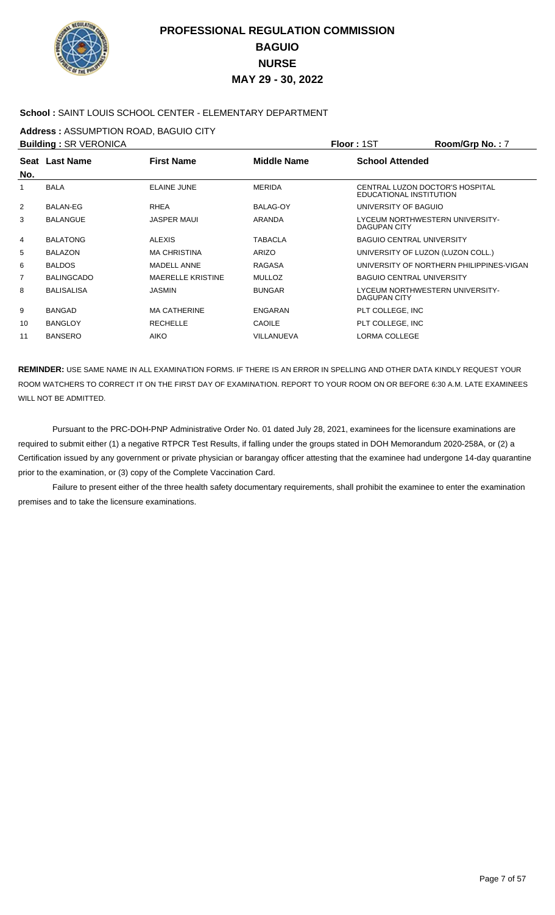# PROFESSIONAL REGULATION COMMISSION
## BAGUIO
## NURSE
## MAY 29 - 30, 2022

**School :** SAINT LOUIS SCHOOL CENTER - ELEMENTARY DEPARTMENT

**Address :** ASSUMPTION ROAD, BAGUIO CITY

**Building :** SR VERONICA **Floor :** 1ST **Room/Grp No. :** 7

| Seat No. | Last Name | First Name | Middle Name | School Attended |
|---|---|---|---|---|
| 1 | BALA | ELAINE JUNE | MERIDA | CENTRAL LUZON DOCTOR'S HOSPITAL EDUCATIONAL INSTITUTION |
| 2 | BALAN-EG | RHEA | BALAG-OY | UNIVERSITY OF BAGUIO |
| 3 | BALANGUE | JASPER MAUI | ARANDA | LYCEUM NORTHWESTERN UNIVERSITY-DAGUPAN CITY |
| 4 | BALATONG | ALEXIS | TABACLA | BAGUIO CENTRAL UNIVERSITY |
| 5 | BALAZON | MA CHRISTINA | ARIZO | UNIVERSITY OF LUZON (LUZON COLL.) |
| 6 | BALDOS | MADELL ANNE | RAGASA | UNIVERSITY OF NORTHERN PHILIPPINES-VIGAN |
| 7 | BALINGCADO | MAERELLE KRISTINE | MULLOZ | BAGUIO CENTRAL UNIVERSITY |
| 8 | BALISALISA | JASMIN | BUNGAR | LYCEUM NORTHWESTERN UNIVERSITY-DAGUPAN CITY |
| 9 | BANGAD | MA CATHERINE | ENGARAN | PLT COLLEGE, INC |
| 10 | BANGLOY | RECHELLE | CAOILE | PLT COLLEGE, INC |
| 11 | BANSERO | AIKO | VILLANUEVA | LORMA COLLEGE |

**REMINDER:** USE SAME NAME IN ALL EXAMINATION FORMS. IF THERE IS AN ERROR IN SPELLING AND OTHER DATA KINDLY REQUEST YOUR ROOM WATCHERS TO CORRECT IT ON THE FIRST DAY OF EXAMINATION. REPORT TO YOUR ROOM ON OR BEFORE 6:30 A.M. LATE EXAMINEES WILL NOT BE ADMITTED.

Pursuant to the PRC-DOH-PNP Administrative Order No. 01 dated July 28, 2021, examinees for the licensure examinations are required to submit either (1) a negative RTPCR Test Results, if falling under the groups stated in DOH Memorandum 2020-258A, or (2) a Certification issued by any government or private physician or barangay officer attesting that the examinee had undergone 14-day quarantine prior to the examination, or (3) copy of the Complete Vaccination Card.

Failure to present either of the three health safety documentary requirements, shall prohibit the examinee to enter the examination premises and to take the licensure examinations.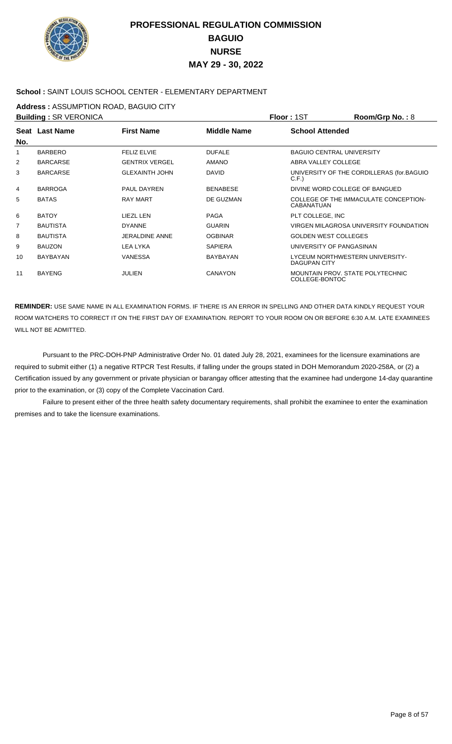# PROFESSIONAL REGULATION COMMISSION
## BAGUIO
## NURSE
## MAY 29 - 30, 2022

**School :** SAINT LOUIS SCHOOL CENTER - ELEMENTARY DEPARTMENT

**Address :** ASSUMPTION ROAD, BAGUIO CITY

**Building :** SR VERONICA | **Floor :** 1ST | **Room/Grp No. :** 8

| Seat No. | Last Name | First Name | Middle Name | School Attended |
|---|---|---|---|---|
| 1 | BARBERO | FELIZ ELVIE | DUFALE | BAGUIO CENTRAL UNIVERSITY |
| 2 | BARCARSE | GENTRIX VERGEL | AMANO | ABRA VALLEY COLLEGE |
| 3 | BARCARSE | GLEXAINTH JOHN | DAVID | UNIVERSITY OF THE CORDILLERAS (for.BAGUIO C.F.) |
| 4 | BARROGA | PAUL DAYREN | BENABESE | DIVINE WORD COLLEGE OF BANGUED |
| 5 | BATAS | RAY MART | DE GUZMAN | COLLEGE OF THE IMMACULATE CONCEPTION-CABANATUAN |
| 6 | BATOY | LIEZL LEN | PAGA | PLT COLLEGE, INC |
| 7 | BAUTISTA | DYANNE | GUARIN | VIRGEN MILAGROSA UNIVERSITY FOUNDATION |
| 8 | BAUTISTA | JERALDINE ANNE | OGBINAR | GOLDEN WEST COLLEGES |
| 9 | BAUZON | LEA LYKA | SAPIERA | UNIVERSITY OF PANGASINAN |
| 10 | BAYBAYAN | VANESSA | BAYBAYAN | LYCEUM NORTHWESTERN UNIVERSITY-DAGUPAN CITY |
| 11 | BAYENG | JULIEN | CANAYON | MOUNTAIN PROV. STATE POLYTECHNIC COLLEGE-BONTOC |

**REMINDER:** USE SAME NAME IN ALL EXAMINATION FORMS. IF THERE IS AN ERROR IN SPELLING AND OTHER DATA KINDLY REQUEST YOUR ROOM WATCHERS TO CORRECT IT ON THE FIRST DAY OF EXAMINATION. REPORT TO YOUR ROOM ON OR BEFORE 6:30 A.M. LATE EXAMINEES WILL NOT BE ADMITTED.

Pursuant to the PRC-DOH-PNP Administrative Order No. 01 dated July 28, 2021, examinees for the licensure examinations are required to submit either (1) a negative RTPCR Test Results, if falling under the groups stated in DOH Memorandum 2020-258A, or (2) a Certification issued by any government or private physician or barangay officer attesting that the examinee had undergone 14-day quarantine prior to the examination, or (3) copy of the Complete Vaccination Card.

Failure to present either of the three health safety documentary requirements, shall prohibit the examinee to enter the examination premises and to take the licensure examinations.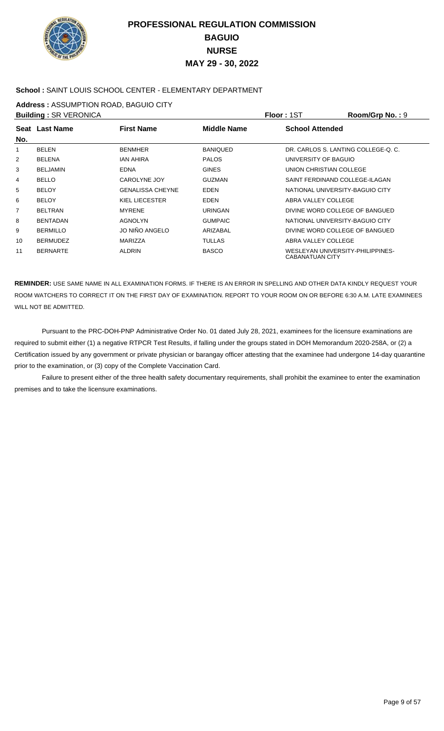# PROFESSIONAL REGULATION COMMISSION
## BAGUIO
## NURSE
## MAY 29 - 30, 2022

**School :** SAINT LOUIS SCHOOL CENTER - ELEMENTARY DEPARTMENT

**Address :** ASSUMPTION ROAD, BAGUIO CITY

**Building :** SR VERONICA **Floor :** 1ST **Room/Grp No. :** 9

| Seat No. | Last Name | First Name | Middle Name | School Attended |
|---|---|---|---|---|
| 1 | BELEN | BENMHER | BANIQUED | DR. CARLOS S. LANTING COLLEGE-Q. C. |
| 2 | BELENA | IAN AHIRA | PALOS | UNIVERSITY OF BAGUIO |
| 3 | BELJAMIN | EDNA | GINES | UNION CHRISTIAN COLLEGE |
| 4 | BELLO | CAROLYNE JOY | GUZMAN | SAINT FERDINAND COLLEGE-ILAGAN |
| 5 | BELOY | GENALISSA CHEYNE | EDEN | NATIONAL UNIVERSITY-BAGUIO CITY |
| 6 | BELOY | KIEL LIECESTER | EDEN | ABRA VALLEY COLLEGE |
| 7 | BELTRAN | MYRENE | URINGAN | DIVINE WORD COLLEGE OF BANGUED |
| 8 | BENTADAN | AGNOLYN | GUMPAIC | NATIONAL UNIVERSITY-BAGUIO CITY |
| 9 | BERMILLO | JO NIÑO ANGELO | ARIZABAL | DIVINE WORD COLLEGE OF BANGUED |
| 10 | BERMUDEZ | MARIZZA | TULLAS | ABRA VALLEY COLLEGE |
| 11 | BERNARTE | ALDRIN | BASCO | WESLEYAN UNIVERSITY-PHILIPPINES-CABANATUAN CITY |

**REMINDER:** USE SAME NAME IN ALL EXAMINATION FORMS. IF THERE IS AN ERROR IN SPELLING AND OTHER DATA KINDLY REQUEST YOUR ROOM WATCHERS TO CORRECT IT ON THE FIRST DAY OF EXAMINATION. REPORT TO YOUR ROOM ON OR BEFORE 6:30 A.M. LATE EXAMINEES WILL NOT BE ADMITTED.

Pursuant to the PRC-DOH-PNP Administrative Order No. 01 dated July 28, 2021, examinees for the licensure examinations are required to submit either (1) a negative RTPCR Test Results, if falling under the groups stated in DOH Memorandum 2020-258A, or (2) a Certification issued by any government or private physician or barangay officer attesting that the examinee had undergone 14-day quarantine prior to the examination, or (3) copy of the Complete Vaccination Card.

Failure to present either of the three health safety documentary requirements, shall prohibit the examinee to enter the examination premises and to take the licensure examinations.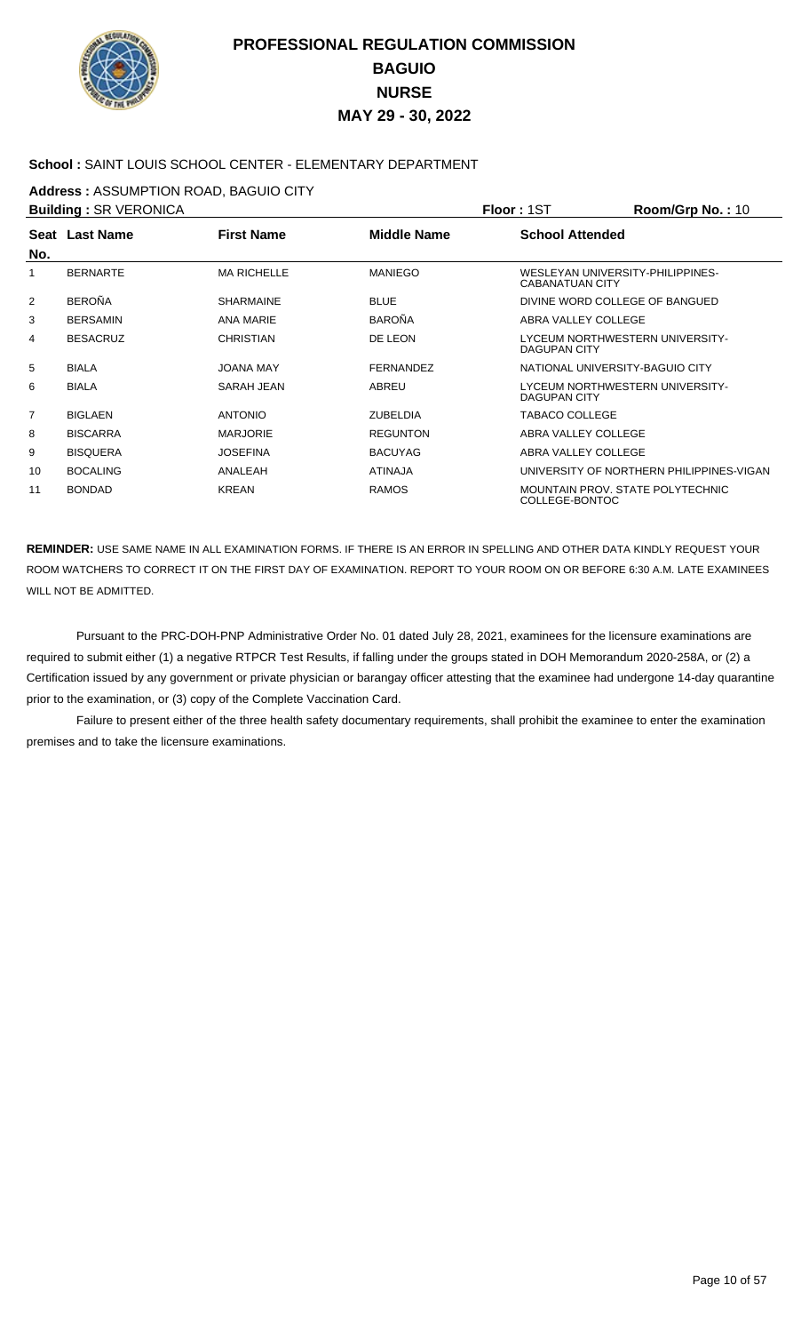# PROFESSIONAL REGULATION COMMISSION
## BAGUIO
## NURSE
## MAY 29 - 30, 2022

**School :** SAINT LOUIS SCHOOL CENTER - ELEMENTARY DEPARTMENT

**Address :** ASSUMPTION ROAD, BAGUIO CITY

**Building :** SR VERONICA **Floor :** 1ST **Room/Grp No. :** 10

| Seat No. | Last Name | First Name | Middle Name | School Attended |
|---|---|---|---|---|
| 1 | BERNARTE | MA RICHELLE | MANIEGO | WESLEYAN UNIVERSITY-PHILIPPINES-CABANATUAN CITY |
| 2 | BEROÑA | SHARMAINE | BLUE | DIVINE WORD COLLEGE OF BANGUED |
| 3 | BERSAMIN | ANA MARIE | BAROÑA | ABRA VALLEY COLLEGE |
| 4 | BESACRUZ | CHRISTIAN | DE LEON | LYCEUM NORTHWESTERN UNIVERSITY-DAGUPAN CITY |
| 5 | BIALA | JOANA MAY | FERNANDEZ | NATIONAL UNIVERSITY-BAGUIO CITY |
| 6 | BIALA | SARAH JEAN | ABREU | LYCEUM NORTHWESTERN UNIVERSITY-DAGUPAN CITY |
| 7 | BIGLAEN | ANTONIO | ZUBELDIA | TABACO COLLEGE |
| 8 | BISCARRA | MARJORIE | REGUNTON | ABRA VALLEY COLLEGE |
| 9 | BISQUERA | JOSEFINA | BACUYAG | ABRA VALLEY COLLEGE |
| 10 | BOCALING | ANALEAH | ATINAJA | UNIVERSITY OF NORTHERN PHILIPPINES-VIGAN |
| 11 | BONDAD | KREAN | RAMOS | MOUNTAIN PROV. STATE POLYTECHNIC COLLEGE-BONTOC |

**REMINDER:** USE SAME NAME IN ALL EXAMINATION FORMS. IF THERE IS AN ERROR IN SPELLING AND OTHER DATA KINDLY REQUEST YOUR ROOM WATCHERS TO CORRECT IT ON THE FIRST DAY OF EXAMINATION. REPORT TO YOUR ROOM ON OR BEFORE 6:30 A.M. LATE EXAMINEES WILL NOT BE ADMITTED.

Pursuant to the PRC-DOH-PNP Administrative Order No. 01 dated July 28, 2021, examinees for the licensure examinations are required to submit either (1) a negative RTPCR Test Results, if falling under the groups stated in DOH Memorandum 2020-258A, or (2) a Certification issued by any government or private physician or barangay officer attesting that the examinee had undergone 14-day quarantine prior to the examination, or (3) copy of the Complete Vaccination Card.

Failure to present either of the three health safety documentary requirements, shall prohibit the examinee to enter the examination premises and to take the licensure examinations.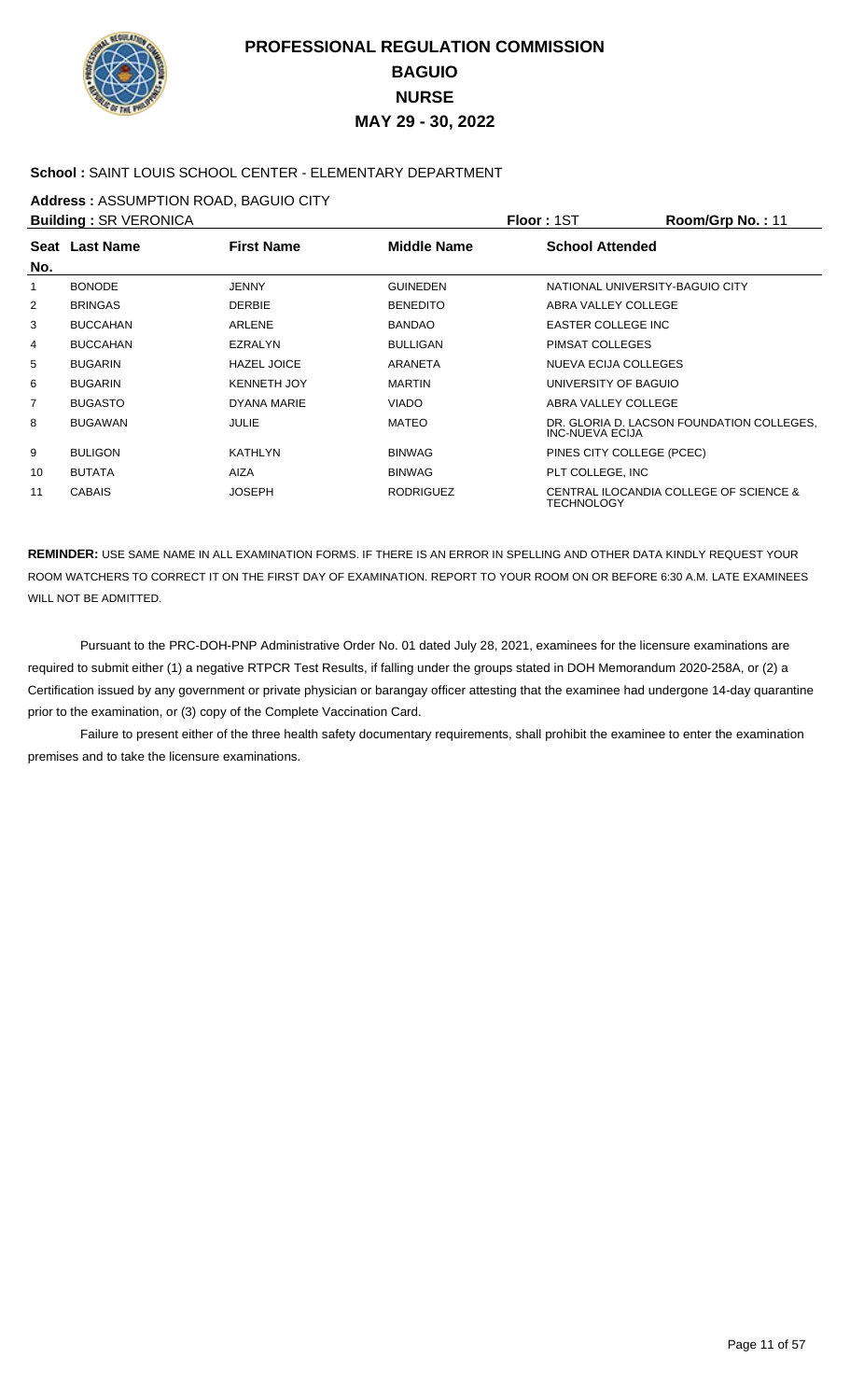# PROFESSIONAL REGULATION COMMISSION
## BAGUIO
## NURSE
## MAY 29 - 30, 2022

**School :** SAINT LOUIS SCHOOL CENTER - ELEMENTARY DEPARTMENT

**Address :** ASSUMPTION ROAD, BAGUIO CITY

**Building :** SR VERONICA **Floor :** 1ST **Room/Grp No. :** 11

| Seat No. | Last Name | First Name | Middle Name | School Attended |
|---|---|---|---|---|
| 1 | BONODE | JENNY | GUINEDEN | NATIONAL UNIVERSITY-BAGUIO CITY |
| 2 | BRINGAS | DERBIE | BENEDITO | ABRA VALLEY COLLEGE |
| 3 | BUCCAHAN | ARLENE | BANDAO | EASTER COLLEGE INC |
| 4 | BUCCAHAN | EZRALYN | BULLIGAN | PIMSAT COLLEGES |
| 5 | BUGARIN | HAZEL JOICE | ARANETA | NUEVA ECIJA COLLEGES |
| 6 | BUGARIN | KENNETH JOY | MARTIN | UNIVERSITY OF BAGUIO |
| 7 | BUGASTO | DYANA MARIE | VIADO | ABRA VALLEY COLLEGE |
| 8 | BUGAWAN | JULIE | MATEO | DR. GLORIA D. LACSON FOUNDATION COLLEGES, INC-NUEVA ECIJA |
| 9 | BULIGON | KATHLYN | BINWAG | PINES CITY COLLEGE (PCEC) |
| 10 | BUTATA | AIZA | BINWAG | PLT COLLEGE, INC |
| 11 | CABAIS | JOSEPH | RODRIGUEZ | CENTRAL ILOCANDIA COLLEGE OF SCIENCE & TECHNOLOGY |

**REMINDER:** USE SAME NAME IN ALL EXAMINATION FORMS. IF THERE IS AN ERROR IN SPELLING AND OTHER DATA KINDLY REQUEST YOUR ROOM WATCHERS TO CORRECT IT ON THE FIRST DAY OF EXAMINATION. REPORT TO YOUR ROOM ON OR BEFORE 6:30 A.M. LATE EXAMINEES WILL NOT BE ADMITTED.

Pursuant to the PRC-DOH-PNP Administrative Order No. 01 dated July 28, 2021, examinees for the licensure examinations are required to submit either (1) a negative RTPCR Test Results, if falling under the groups stated in DOH Memorandum 2020-258A, or (2) a Certification issued by any government or private physician or barangay officer attesting that the examinee had undergone 14-day quarantine prior to the examination, or (3) copy of the Complete Vaccination Card.

Failure to present either of the three health safety documentary requirements, shall prohibit the examinee to enter the examination premises and to take the licensure examinations.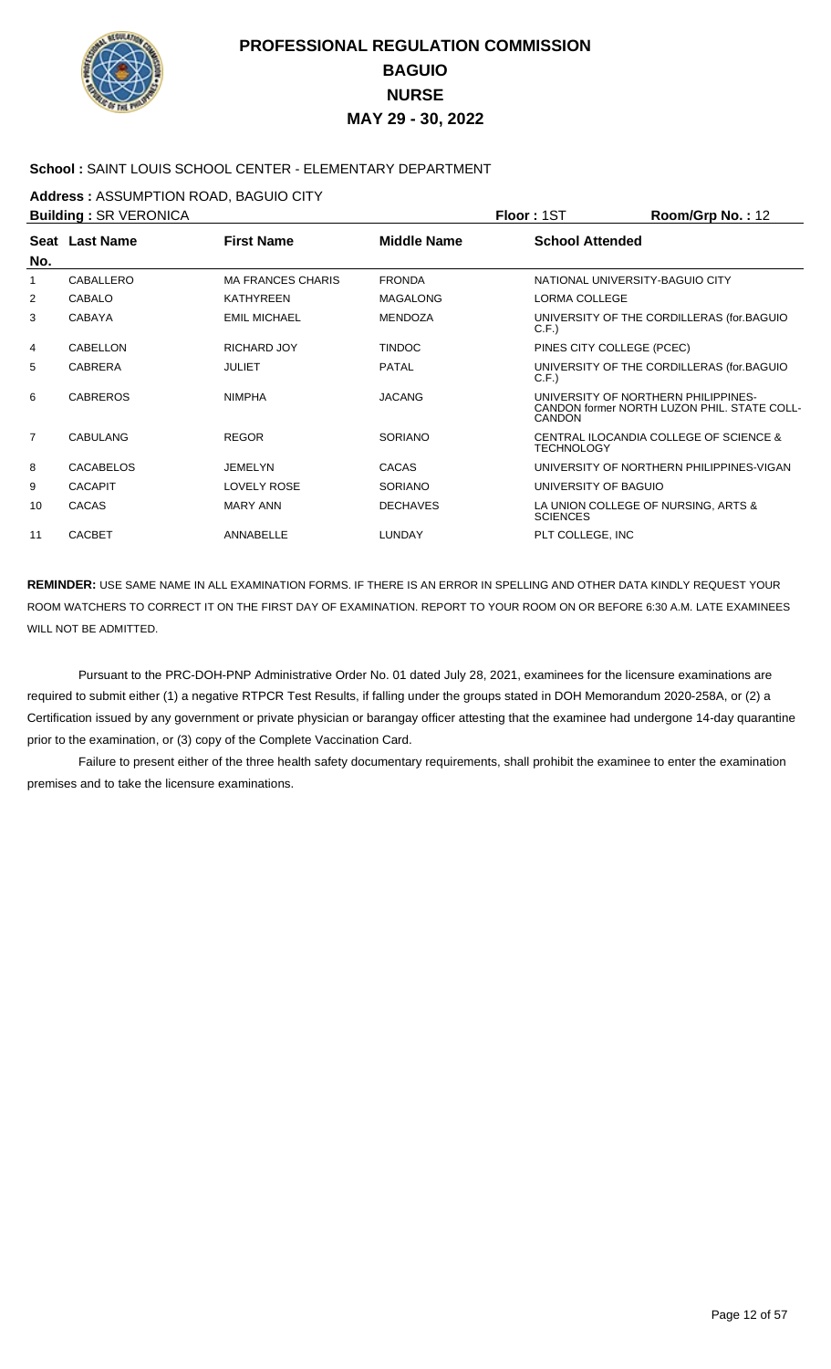# PROFESSIONAL REGULATION COMMISSION
## BAGUIO
## NURSE
## MAY 29 - 30, 2022

**School :** SAINT LOUIS SCHOOL CENTER - ELEMENTARY DEPARTMENT

**Address :** ASSUMPTION ROAD, BAGUIO CITY

**Building :** SR VERONICA **Floor :** 1ST **Room/Grp No. :** 12

| Seat No. | Last Name | First Name | Middle Name | School Attended |
|---|---|---|---|---|
| 1 | CABALLERO | MA FRANCES CHARIS | FRONDA | NATIONAL UNIVERSITY-BAGUIO CITY |
| 2 | CABALO | KATHYREEN | MAGALONG | LORMA COLLEGE |
| 3 | CABAYA | EMIL MICHAEL | MENDOZA | UNIVERSITY OF THE CORDILLERAS (for.BAGUIO C.F.) |
| 4 | CABELLON | RICHARD JOY | TINDOC | PINES CITY COLLEGE (PCEC) |
| 5 | CABRERA | JULIET | PATAL | UNIVERSITY OF THE CORDILLERAS (for.BAGUIO C.F.) |
| 6 | CABREROS | NIMPHA | JACANG | UNIVERSITY OF NORTHERN PHILIPPINES-CANDON former NORTH LUZON PHIL. STATE COLL-CANDON |
| 7 | CABULANG | REGOR | SORIANO | CENTRAL ILOCANDIA COLLEGE OF SCIENCE & TECHNOLOGY |
| 8 | CACABELOS | JEMELYN | CACAS | UNIVERSITY OF NORTHERN PHILIPPINES-VIGAN |
| 9 | CACAPIT | LOVELY ROSE | SORIANO | UNIVERSITY OF BAGUIO |
| 10 | CACAS | MARY ANN | DECHAVES | LA UNION COLLEGE OF NURSING, ARTS & SCIENCES |
| 11 | CACBET | ANNABELLE | LUNDAY | PLT COLLEGE, INC |

**REMINDER:** USE SAME NAME IN ALL EXAMINATION FORMS. IF THERE IS AN ERROR IN SPELLING AND OTHER DATA KINDLY REQUEST YOUR ROOM WATCHERS TO CORRECT IT ON THE FIRST DAY OF EXAMINATION. REPORT TO YOUR ROOM ON OR BEFORE 6:30 A.M. LATE EXAMINEES WILL NOT BE ADMITTED.

Pursuant to the PRC-DOH-PNP Administrative Order No. 01 dated July 28, 2021, examinees for the licensure examinations are required to submit either (1) a negative RTPCR Test Results, if falling under the groups stated in DOH Memorandum 2020-258A, or (2) a Certification issued by any government or private physician or barangay officer attesting that the examinee had undergone 14-day quarantine prior to the examination, or (3) copy of the Complete Vaccination Card.

Failure to present either of the three health safety documentary requirements, shall prohibit the examinee to enter the examination premises and to take the licensure examinations.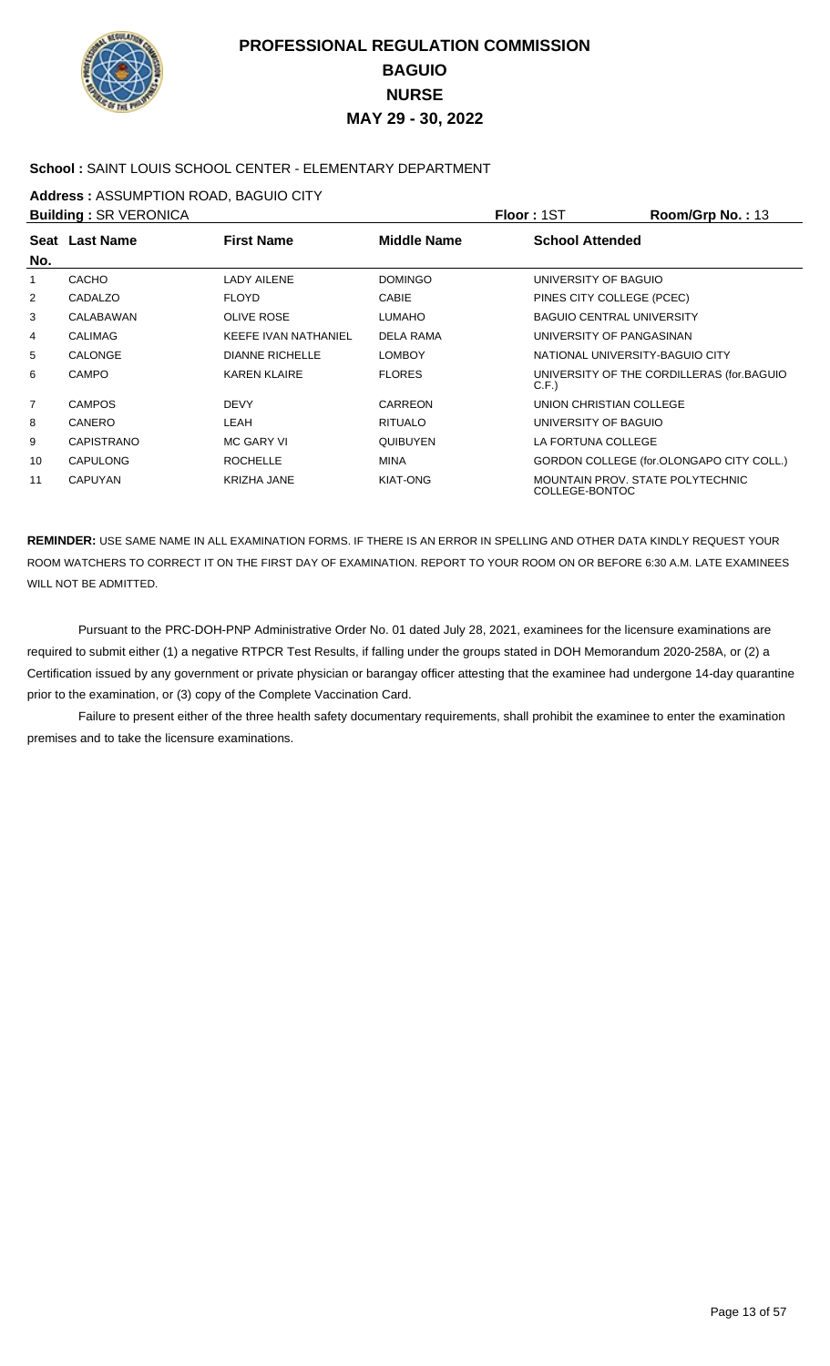# PROFESSIONAL REGULATION COMMISSION
## BAGUIO
## NURSE
## MAY 29 - 30, 2022

**School :** SAINT LOUIS SCHOOL CENTER - ELEMENTARY DEPARTMENT

**Address :** ASSUMPTION ROAD, BAGUIO CITY

**Building :** SR VERONICA **Floor :** 1ST **Room/Grp No. :** 13

| Seat No. | Last Name | First Name | Middle Name | School Attended |
|---|---|---|---|---|
| 1 | CACHO | LADY AILENE | DOMINGO | UNIVERSITY OF BAGUIO |
| 2 | CADALZO | FLOYD | CABIE | PINES CITY COLLEGE (PCEC) |
| 3 | CALABAWAN | OLIVE ROSE | LUMAHO | BAGUIO CENTRAL UNIVERSITY |
| 4 | CALIMAG | KEEFE IVAN NATHANIEL | DELA RAMA | UNIVERSITY OF PANGASINAN |
| 5 | CALONGE | DIANNE RICHELLE | LOMBOY | NATIONAL UNIVERSITY-BAGUIO CITY |
| 6 | CAMPO | KAREN KLAIRE | FLORES | UNIVERSITY OF THE CORDILLERAS (for.BAGUIO C.F.) |
| 7 | CAMPOS | DEVY | CARREON | UNION CHRISTIAN COLLEGE |
| 8 | CANERO | LEAH | RITUALO | UNIVERSITY OF BAGUIO |
| 9 | CAPISTRANO | MC GARY VI | QUIBUYEN | LA FORTUNA COLLEGE |
| 10 | CAPULONG | ROCHELLE | MINA | GORDON COLLEGE (for.OLONGAPO CITY COLL.) |
| 11 | CAPUYAN | KRIZHA JANE | KIAT-ONG | MOUNTAIN PROV. STATE POLYTECHNIC COLLEGE-BONTOC |

**REMINDER:** USE SAME NAME IN ALL EXAMINATION FORMS. IF THERE IS AN ERROR IN SPELLING AND OTHER DATA KINDLY REQUEST YOUR ROOM WATCHERS TO CORRECT IT ON THE FIRST DAY OF EXAMINATION. REPORT TO YOUR ROOM ON OR BEFORE 6:30 A.M. LATE EXAMINEES WILL NOT BE ADMITTED.

Pursuant to the PRC-DOH-PNP Administrative Order No. 01 dated July 28, 2021, examinees for the licensure examinations are required to submit either (1) a negative RTPCR Test Results, if falling under the groups stated in DOH Memorandum 2020-258A, or (2) a Certification issued by any government or private physician or barangay officer attesting that the examinee had undergone 14-day quarantine prior to the examination, or (3) copy of the Complete Vaccination Card.

Failure to present either of the three health safety documentary requirements, shall prohibit the examinee to enter the examination premises and to take the licensure examinations.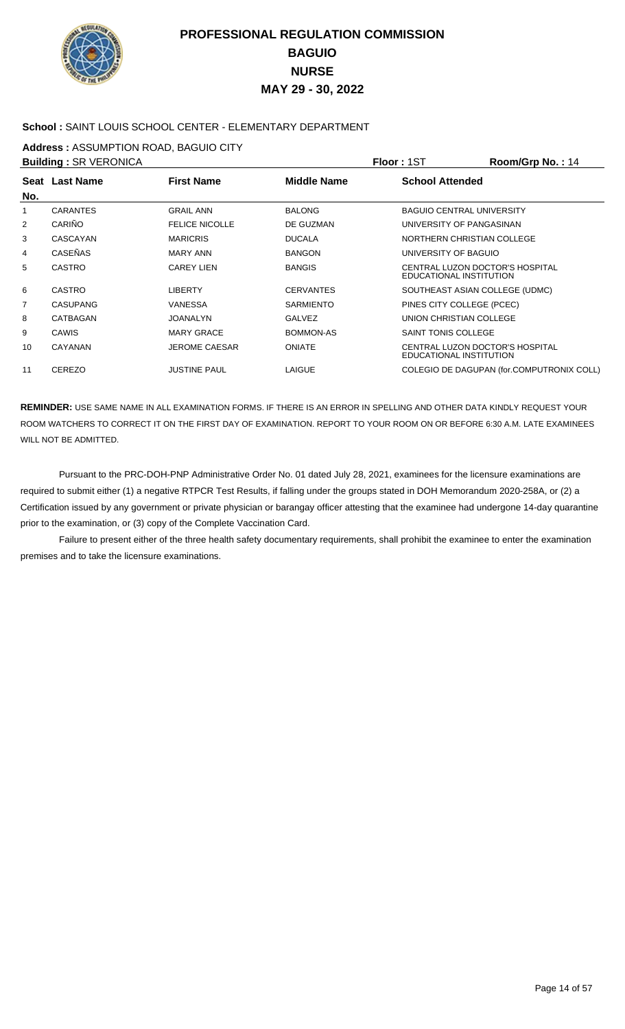# PROFESSIONAL REGULATION COMMISSION
## BAGUIO
## NURSE
## MAY 29 - 30, 2022

**School :** SAINT LOUIS SCHOOL CENTER - ELEMENTARY DEPARTMENT

**Address :** ASSUMPTION ROAD, BAGUIO CITY

**Building :** SR VERONICA **Floor :** 1ST **Room/Grp No. :** 14

| Seat No. | Last Name | First Name | Middle Name | School Attended |
|---|---|---|---|---|
| 1 | CARANTES | GRAIL ANN | BALONG | BAGUIO CENTRAL UNIVERSITY |
| 2 | CARIÑO | FELICE NICOLLE | DE GUZMAN | UNIVERSITY OF PANGASINAN |
| 3 | CASCAYAN | MARICRIS | DUCALA | NORTHERN CHRISTIAN COLLEGE |
| 4 | CASEÑAS | MARY ANN | BANGON | UNIVERSITY OF BAGUIO |
| 5 | CASTRO | CAREY LIEN | BANGIS | CENTRAL LUZON DOCTOR'S HOSPITAL EDUCATIONAL INSTITUTION |
| 6 | CASTRO | LIBERTY | CERVANTES | SOUTHEAST ASIAN COLLEGE (UDMC) |
| 7 | CASUPANG | VANESSA | SARMIENTO | PINES CITY COLLEGE (PCEC) |
| 8 | CATBAGAN | JOANALYN | GALVEZ | UNION CHRISTIAN COLLEGE |
| 9 | CAWIS | MARY GRACE | BOMMON-AS | SAINT TONIS COLLEGE |
| 10 | CAYANAN | JEROME CAESAR | ONIATE | CENTRAL LUZON DOCTOR'S HOSPITAL EDUCATIONAL INSTITUTION |
| 11 | CEREZO | JUSTINE PAUL | LAIGUE | COLEGIO DE DAGUPAN (for.COMPUTRONIX COLL) |

**REMINDER:** USE SAME NAME IN ALL EXAMINATION FORMS. IF THERE IS AN ERROR IN SPELLING AND OTHER DATA KINDLY REQUEST YOUR ROOM WATCHERS TO CORRECT IT ON THE FIRST DAY OF EXAMINATION. REPORT TO YOUR ROOM ON OR BEFORE 6:30 A.M. LATE EXAMINEES WILL NOT BE ADMITTED.

Pursuant to the PRC-DOH-PNP Administrative Order No. 01 dated July 28, 2021, examinees for the licensure examinations are required to submit either (1) a negative RTPCR Test Results, if falling under the groups stated in DOH Memorandum 2020-258A, or (2) a Certification issued by any government or private physician or barangay officer attesting that the examinee had undergone 14-day quarantine prior to the examination, or (3) copy of the Complete Vaccination Card.

Failure to present either of the three health safety documentary requirements, shall prohibit the examinee to enter the examination premises and to take the licensure examinations.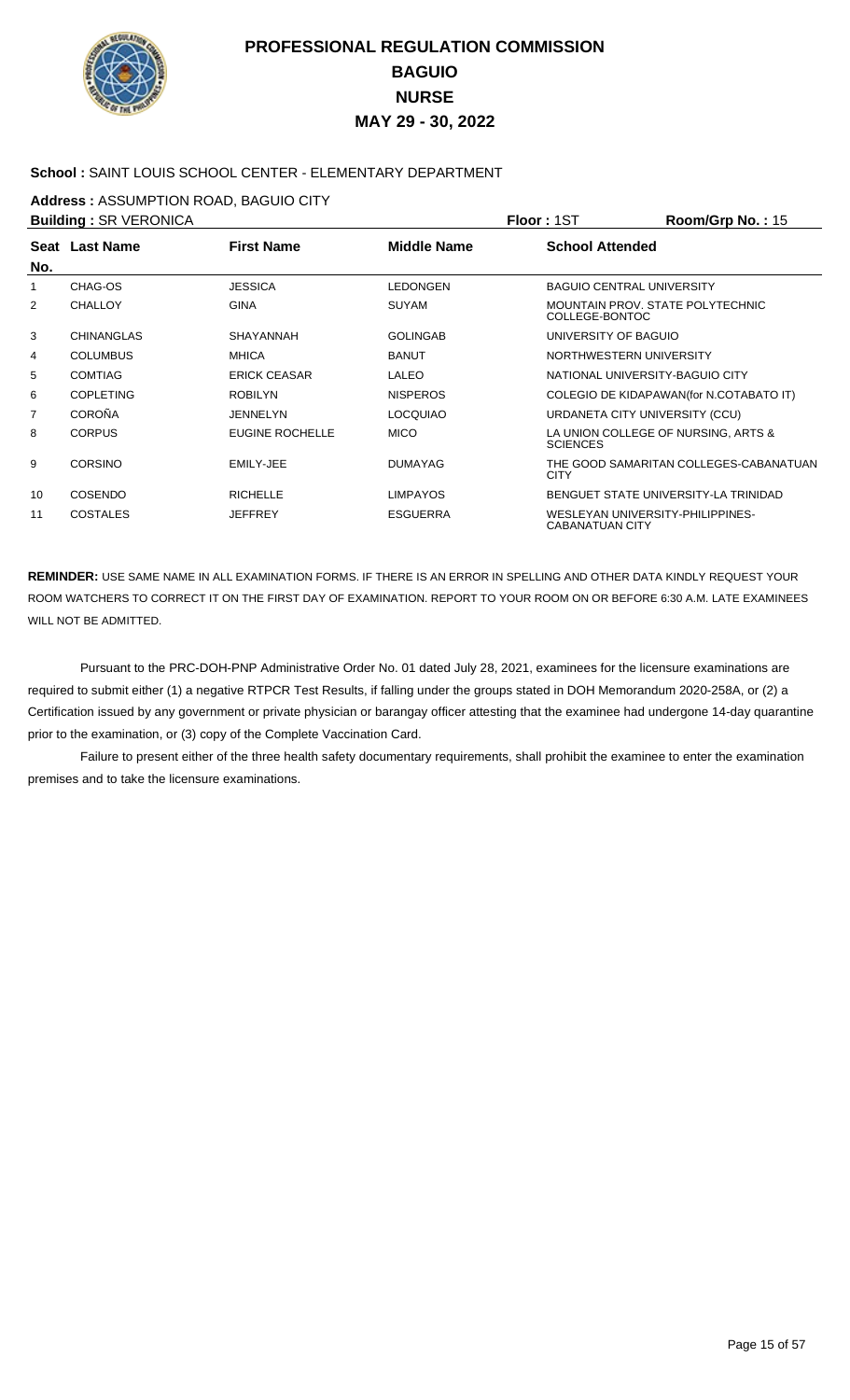# PROFESSIONAL REGULATION COMMISSION
## BAGUIO
## NURSE
## MAY 29 - 30, 2022

**School :** SAINT LOUIS SCHOOL CENTER - ELEMENTARY DEPARTMENT

**Address :** ASSUMPTION ROAD, BAGUIO CITY

**Building :** SR VERONICA **Floor :** 1ST **Room/Grp No. :** 15

| Seat No. | Last Name | First Name | Middle Name | School Attended |
|---|---|---|---|---|
| 1 | CHAG-OS | JESSICA | LEDONGEN | BAGUIO CENTRAL UNIVERSITY |
| 2 | CHALLOY | GINA | SUYAM | MOUNTAIN PROV. STATE POLYTECHNIC COLLEGE-BONTOC |
| 3 | CHINANGLAS | SHAYANNAH | GOLINGAB | UNIVERSITY OF BAGUIO |
| 4 | COLUMBUS | MHICA | BANUT | NORTHWESTERN UNIVERSITY |
| 5 | COMTIAG | ERICK CEASAR | LALEO | NATIONAL UNIVERSITY-BAGUIO CITY |
| 6 | COPLETING | ROBILYN | NISPEROS | COLEGIO DE KIDAPAWAN(for N.COTABATO IT) |
| 7 | COROÑA | JENNELYN | LOCQUIAO | URDANETA CITY UNIVERSITY (CCU) |
| 8 | CORPUS | EUGINE ROCHELLE | MICO | LA UNION COLLEGE OF NURSING, ARTS & SCIENCES |
| 9 | CORSINO | EMILY-JEE | DUMAYAG | THE GOOD SAMARITAN COLLEGES-CABANATUAN CITY |
| 10 | COSENDO | RICHELLE | LIMPAYOS | BENGUET STATE UNIVERSITY-LA TRINIDAD |
| 11 | COSTALES | JEFFREY | ESGUERRA | WESLEYAN UNIVERSITY-PHILIPPINES-CABANATUAN CITY |

**REMINDER:** USE SAME NAME IN ALL EXAMINATION FORMS. IF THERE IS AN ERROR IN SPELLING AND OTHER DATA KINDLY REQUEST YOUR ROOM WATCHERS TO CORRECT IT ON THE FIRST DAY OF EXAMINATION. REPORT TO YOUR ROOM ON OR BEFORE 6:30 A.M. LATE EXAMINEES WILL NOT BE ADMITTED.

Pursuant to the PRC-DOH-PNP Administrative Order No. 01 dated July 28, 2021, examinees for the licensure examinations are required to submit either (1) a negative RTPCR Test Results, if falling under the groups stated in DOH Memorandum 2020-258A, or (2) a Certification issued by any government or private physician or barangay officer attesting that the examinee had undergone 14-day quarantine prior to the examination, or (3) copy of the Complete Vaccination Card.

Failure to present either of the three health safety documentary requirements, shall prohibit the examinee to enter the examination premises and to take the licensure examinations.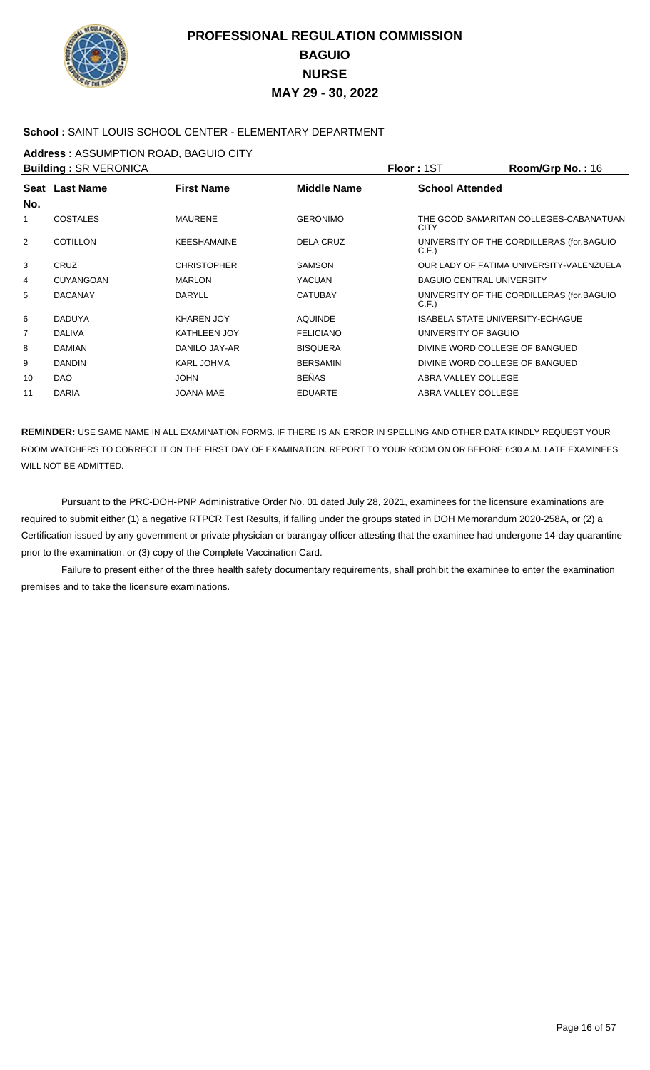# PROFESSIONAL REGULATION COMMISSION
## BAGUIO
## NURSE
## MAY 29 - 30, 2022

**School :** SAINT LOUIS SCHOOL CENTER - ELEMENTARY DEPARTMENT

**Address :** ASSUMPTION ROAD, BAGUIO CITY

**Building :** SR VERONICA **Floor :** 1ST **Room/Grp No. :** 16

| Seat No. | Last Name | First Name | Middle Name | School Attended |
|---|---|---|---|---|
| 1 | COSTALES | MAURENE | GERONIMO | THE GOOD SAMARITAN COLLEGES-CABANATUAN CITY |
| 2 | COTILLON | KEESHAMAINE | DELA CRUZ | UNIVERSITY OF THE CORDILLERAS (for.BAGUIO C.F.) |
| 3 | CRUZ | CHRISTOPHER | SAMSON | OUR LADY OF FATIMA UNIVERSITY-VALENZUELA |
| 4 | CUYANGOAN | MARLON | YACUAN | BAGUIO CENTRAL UNIVERSITY |
| 5 | DACANAY | DARYLL | CATUBAY | UNIVERSITY OF THE CORDILLERAS (for.BAGUIO C.F.) |
| 6 | DADUYA | KHAREN JOY | AQUINDE | ISABELA STATE UNIVERSITY-ECHAGUE |
| 7 | DALIVA | KATHLEEN JOY | FELICIANO | UNIVERSITY OF BAGUIO |
| 8 | DAMIAN | DANILO JAY-AR | BISQUERA | DIVINE WORD COLLEGE OF BANGUED |
| 9 | DANDIN | KARL JOHMA | BERSAMIN | DIVINE WORD COLLEGE OF BANGUED |
| 10 | DAO | JOHN | BEÑAS | ABRA VALLEY COLLEGE |
| 11 | DARIA | JOANA MAE | EDUARTE | ABRA VALLEY COLLEGE |

**REMINDER:** USE SAME NAME IN ALL EXAMINATION FORMS. IF THERE IS AN ERROR IN SPELLING AND OTHER DATA KINDLY REQUEST YOUR ROOM WATCHERS TO CORRECT IT ON THE FIRST DAY OF EXAMINATION. REPORT TO YOUR ROOM ON OR BEFORE 6:30 A.M. LATE EXAMINEES WILL NOT BE ADMITTED.

Pursuant to the PRC-DOH-PNP Administrative Order No. 01 dated July 28, 2021, examinees for the licensure examinations are required to submit either (1) a negative RTPCR Test Results, if falling under the groups stated in DOH Memorandum 2020-258A, or (2) a Certification issued by any government or private physician or barangay officer attesting that the examinee had undergone 14-day quarantine prior to the examination, or (3) copy of the Complete Vaccination Card.

Failure to present either of the three health safety documentary requirements, shall prohibit the examinee to enter the examination premises and to take the licensure examinations.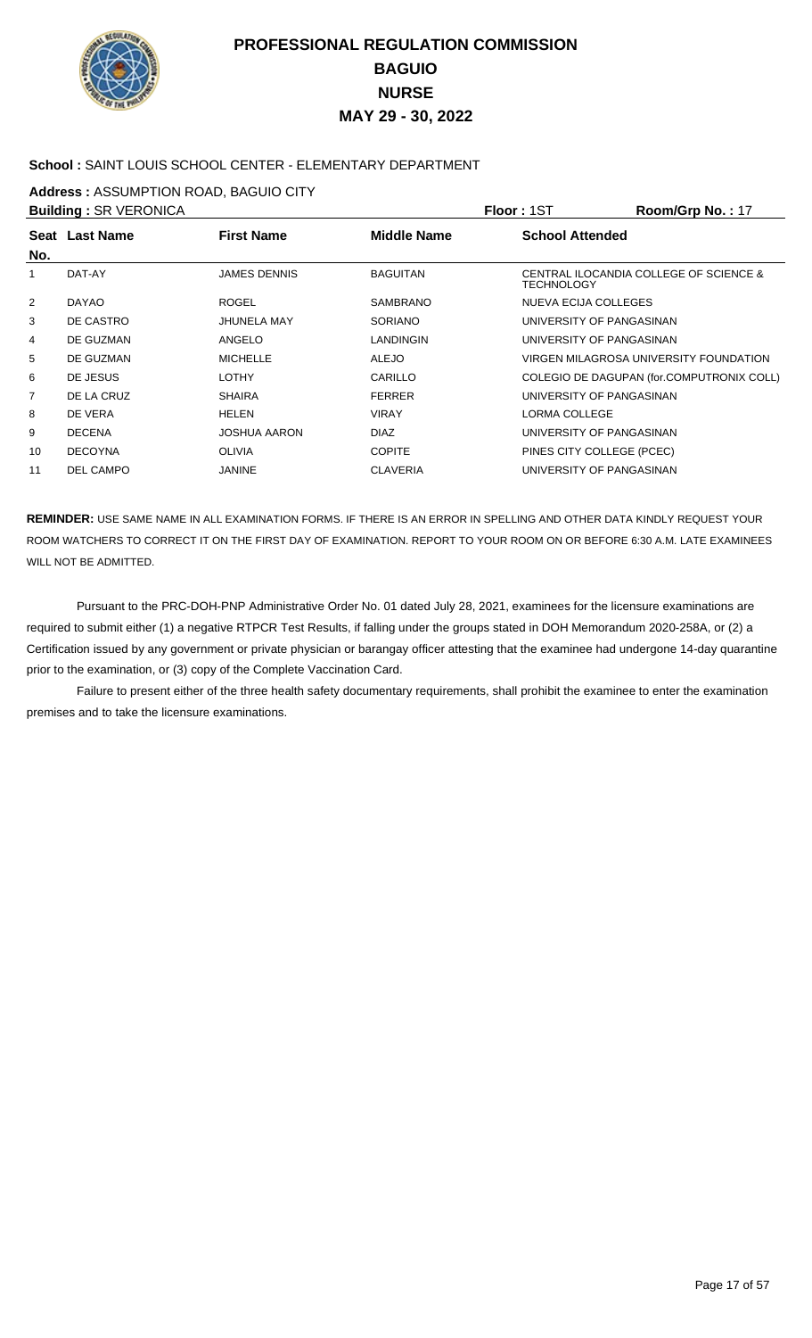# PROFESSIONAL REGULATION COMMISSION
## BAGUIO
## NURSE
## MAY 29 - 30, 2022

**School :** SAINT LOUIS SCHOOL CENTER - ELEMENTARY DEPARTMENT

**Address :** ASSUMPTION ROAD, BAGUIO CITY

**Building :** SR VERONICA | **Floor :** 1ST | **Room/Grp No. :** 17

| Seat No. | Last Name | First Name | Middle Name | School Attended |
|---|---|---|---|---|
| 1 | DAT-AY | JAMES DENNIS | BAGUITAN | CENTRAL ILOCANDIA COLLEGE OF SCIENCE & TECHNOLOGY |
| 2 | DAYAO | ROGEL | SAMBRANO | NUEVA ECIJA COLLEGES |
| 3 | DE CASTRO | JHUNELA MAY | SORIANO | UNIVERSITY OF PANGASINAN |
| 4 | DE GUZMAN | ANGELO | LANDINGIN | UNIVERSITY OF PANGASINAN |
| 5 | DE GUZMAN | MICHELLE | ALEJO | VIRGEN MILAGROSA UNIVERSITY FOUNDATION |
| 6 | DE JESUS | LOTHY | CARILLO | COLEGIO DE DAGUPAN (for.COMPUTRONIX COLL) |
| 7 | DE LA CRUZ | SHAIRA | FERRER | UNIVERSITY OF PANGASINAN |
| 8 | DE VERA | HELEN | VIRAY | LORMA COLLEGE |
| 9 | DECENA | JOSHUA AARON | DIAZ | UNIVERSITY OF PANGASINAN |
| 10 | DECOYNA | OLIVIA | COPITE | PINES CITY COLLEGE (PCEC) |
| 11 | DEL CAMPO | JANINE | CLAVERIA | UNIVERSITY OF PANGASINAN |

**REMINDER:** USE SAME NAME IN ALL EXAMINATION FORMS. IF THERE IS AN ERROR IN SPELLING AND OTHER DATA KINDLY REQUEST YOUR ROOM WATCHERS TO CORRECT IT ON THE FIRST DAY OF EXAMINATION. REPORT TO YOUR ROOM ON OR BEFORE 6:30 A.M. LATE EXAMINEES WILL NOT BE ADMITTED.

Pursuant to the PRC-DOH-PNP Administrative Order No. 01 dated July 28, 2021, examinees for the licensure examinations are required to submit either (1) a negative RTPCR Test Results, if falling under the groups stated in DOH Memorandum 2020-258A, or (2) a Certification issued by any government or private physician or barangay officer attesting that the examinee had undergone 14-day quarantine prior to the examination, or (3) copy of the Complete Vaccination Card.

Failure to present either of the three health safety documentary requirements, shall prohibit the examinee to enter the examination premises and to take the licensure examinations.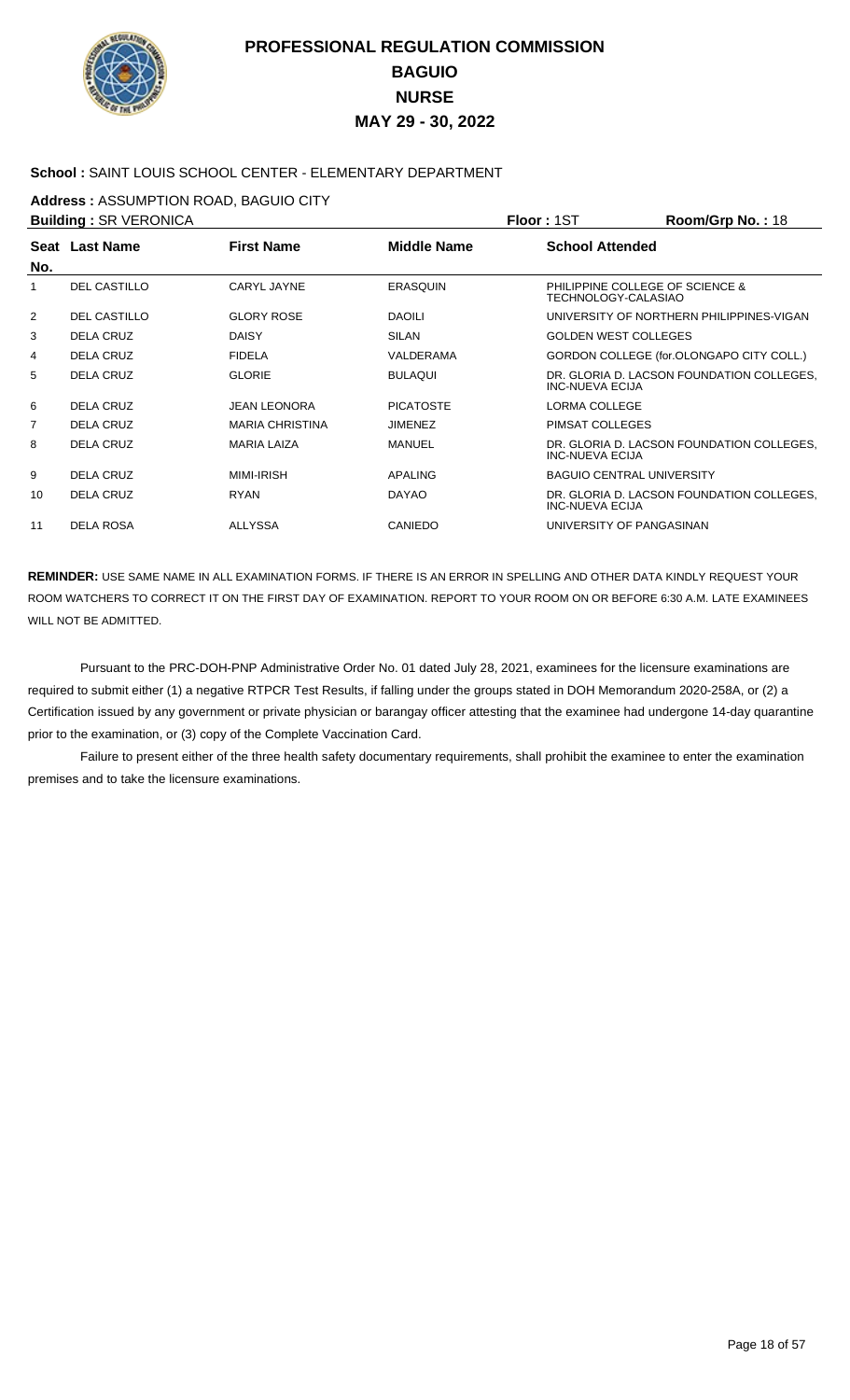# PROFESSIONAL REGULATION COMMISSION
## BAGUIO
## NURSE
## MAY 29 - 30, 2022

**School :** SAINT LOUIS SCHOOL CENTER - ELEMENTARY DEPARTMENT

**Address :** ASSUMPTION ROAD, BAGUIO CITY

**Building :** SR VERONICA **Floor :** 1ST **Room/Grp No. :** 18

| Seat No. | Last Name | First Name | Middle Name | School Attended |
|---|---|---|---|---|
| 1 | DEL CASTILLO | CARYL JAYNE | ERASQUIN | PHILIPPINE COLLEGE OF SCIENCE & TECHNOLOGY-CALASIAO |
| 2 | DEL CASTILLO | GLORY ROSE | DAOILI | UNIVERSITY OF NORTHERN PHILIPPINES-VIGAN |
| 3 | DELA CRUZ | DAISY | SILAN | GOLDEN WEST COLLEGES |
| 4 | DELA CRUZ | FIDELA | VALDERAMA | GORDON COLLEGE (for.OLONGAPO CITY COLL.) |
| 5 | DELA CRUZ | GLORIE | BULAQUI | DR. GLORIA D. LACSON FOUNDATION COLLEGES, INC-NUEVA ECIJA |
| 6 | DELA CRUZ | JEAN LEONORA | PICATOSTE | LORMA COLLEGE |
| 7 | DELA CRUZ | MARIA CHRISTINA | JIMENEZ | PIMSAT COLLEGES |
| 8 | DELA CRUZ | MARIA LAIZA | MANUEL | DR. GLORIA D. LACSON FOUNDATION COLLEGES, INC-NUEVA ECIJA |
| 9 | DELA CRUZ | MIMI-IRISH | APALING | BAGUIO CENTRAL UNIVERSITY |
| 10 | DELA CRUZ | RYAN | DAYAO | DR. GLORIA D. LACSON FOUNDATION COLLEGES, INC-NUEVA ECIJA |
| 11 | DELA ROSA | ALLYSSA | CANIEDO | UNIVERSITY OF PANGASINAN |

**REMINDER:** USE SAME NAME IN ALL EXAMINATION FORMS. IF THERE IS AN ERROR IN SPELLING AND OTHER DATA KINDLY REQUEST YOUR ROOM WATCHERS TO CORRECT IT ON THE FIRST DAY OF EXAMINATION. REPORT TO YOUR ROOM ON OR BEFORE 6:30 A.M. LATE EXAMINEES WILL NOT BE ADMITTED.

Pursuant to the PRC-DOH-PNP Administrative Order No. 01 dated July 28, 2021, examinees for the licensure examinations are required to submit either (1) a negative RTPCR Test Results, if falling under the groups stated in DOH Memorandum 2020-258A, or (2) a Certification issued by any government or private physician or barangay officer attesting that the examinee had undergone 14-day quarantine prior to the examination, or (3) copy of the Complete Vaccination Card.

Failure to present either of the three health safety documentary requirements, shall prohibit the examinee to enter the examination premises and to take the licensure examinations.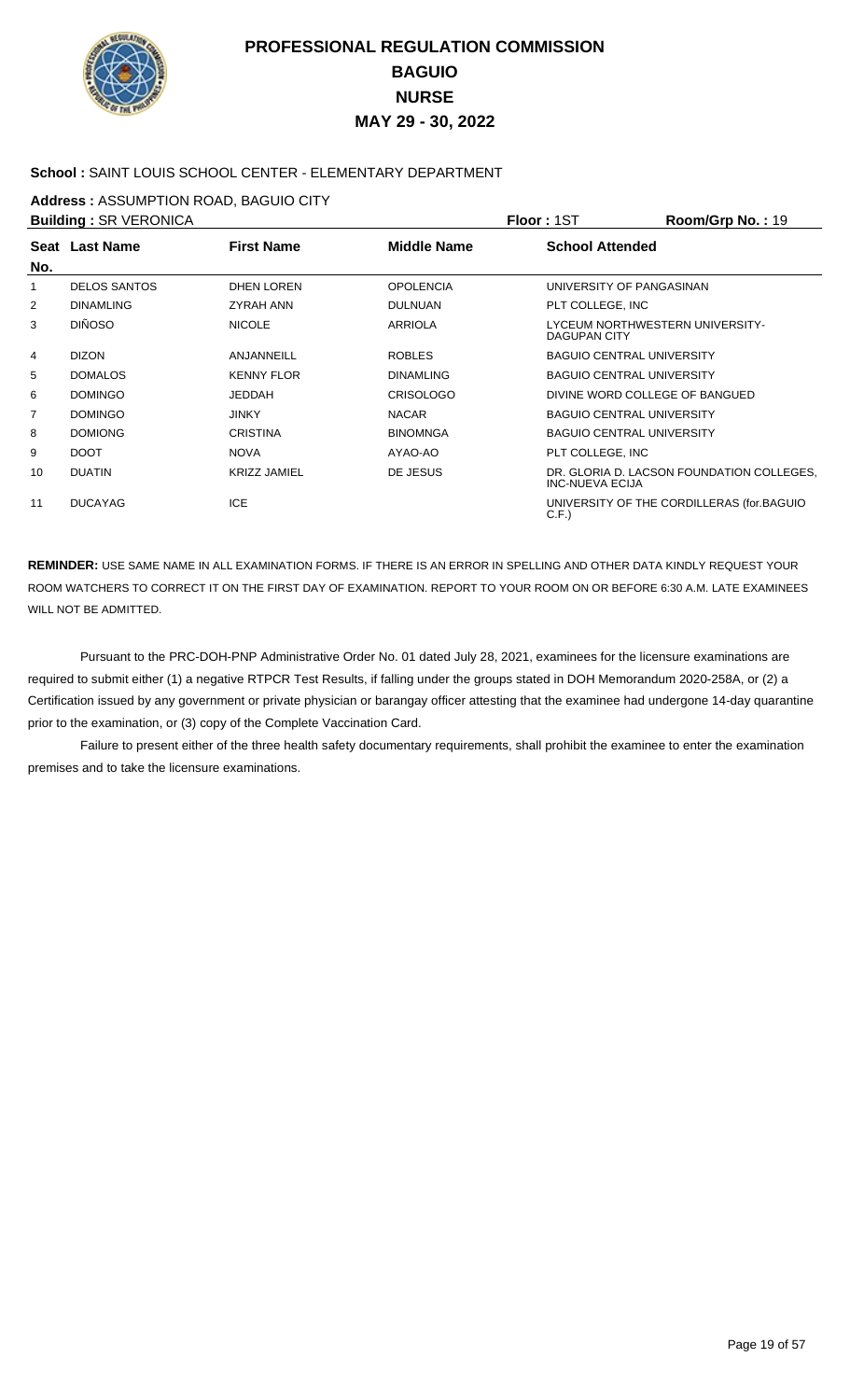# PROFESSIONAL REGULATION COMMISSION
## BAGUIO
## NURSE
## MAY 29 - 30, 2022

**School :** SAINT LOUIS SCHOOL CENTER - ELEMENTARY DEPARTMENT

**Address :** ASSUMPTION ROAD, BAGUIO CITY

**Building :** SR VERONICA　　**Floor :** 1ST　　**Room/Grp No. :** 19

| Seat No. | Last Name | First Name | Middle Name | School Attended |
|---|---|---|---|---|
| 1 | DELOS SANTOS | DHEN LOREN | OPOLENCIA | UNIVERSITY OF PANGASINAN |
| 2 | DINAMLING | ZYRAH ANN | DULNUAN | PLT COLLEGE, INC |
| 3 | DIÑOSO | NICOLE | ARRIOLA | LYCEUM NORTHWESTERN UNIVERSITY-DAGUPAN CITY |
| 4 | DIZON | ANJANNEILL | ROBLES | BAGUIO CENTRAL UNIVERSITY |
| 5 | DOMALOS | KENNY FLOR | DINAMLING | BAGUIO CENTRAL UNIVERSITY |
| 6 | DOMINGO | JEDDAH | CRISOLOGO | DIVINE WORD COLLEGE OF BANGUED |
| 7 | DOMINGO | JINKY | NACAR | BAGUIO CENTRAL UNIVERSITY |
| 8 | DOMIONG | CRISTINA | BINOMNGA | BAGUIO CENTRAL UNIVERSITY |
| 9 | DOOT | NOVA | AYAO-AO | PLT COLLEGE, INC |
| 10 | DUATIN | KRIZZ JAMIEL | DE JESUS | DR. GLORIA D. LACSON FOUNDATION COLLEGES, INC-NUEVA ECIJA |
| 11 | DUCAYAG | ICE | | UNIVERSITY OF THE CORDILLERAS (for.BAGUIO C.F.) |

**REMINDER:** USE SAME NAME IN ALL EXAMINATION FORMS. IF THERE IS AN ERROR IN SPELLING AND OTHER DATA KINDLY REQUEST YOUR ROOM WATCHERS TO CORRECT IT ON THE FIRST DAY OF EXAMINATION. REPORT TO YOUR ROOM ON OR BEFORE 6:30 A.M. LATE EXAMINEES WILL NOT BE ADMITTED.

Pursuant to the PRC-DOH-PNP Administrative Order No. 01 dated July 28, 2021, examinees for the licensure examinations are required to submit either (1) a negative RTPCR Test Results, if falling under the groups stated in DOH Memorandum 2020-258A, or (2) a Certification issued by any government or private physician or barangay officer attesting that the examinee had undergone 14-day quarantine prior to the examination, or (3) copy of the Complete Vaccination Card.

Failure to present either of the three health safety documentary requirements, shall prohibit the examinee to enter the examination premises and to take the licensure examinations.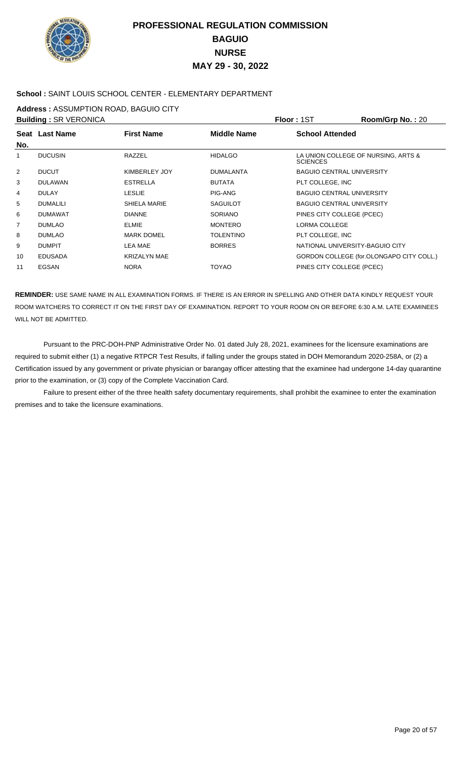# PROFESSIONAL REGULATION COMMISSION
## BAGUIO
## NURSE
## MAY 29 - 30, 2022

**School :** SAINT LOUIS SCHOOL CENTER - ELEMENTARY DEPARTMENT

**Address :** ASSUMPTION ROAD, BAGUIO CITY

**Building :** SR VERONICA **Floor :** 1ST **Room/Grp No. :** 20

| Seat No. | Last Name | First Name | Middle Name | School Attended |
|---|---|---|---|---|
| 1 | DUCUSIN | RAZZEL | HIDALGO | LA UNION COLLEGE OF NURSING, ARTS & SCIENCES |
| 2 | DUCUT | KIMBERLEY JOY | DUMALANTA | BAGUIO CENTRAL UNIVERSITY |
| 3 | DULAWAN | ESTRELLA | BUTATA | PLT COLLEGE, INC |
| 4 | DULAY | LESLIE | PIG-ANG | BAGUIO CENTRAL UNIVERSITY |
| 5 | DUMALILI | SHIELA MARIE | SAGUILOT | BAGUIO CENTRAL UNIVERSITY |
| 6 | DUMAWAT | DIANNE | SORIANO | PINES CITY COLLEGE (PCEC) |
| 7 | DUMLAO | ELMIE | MONTERO | LORMA COLLEGE |
| 8 | DUMLAO | MARK DOMEL | TOLENTINO | PLT COLLEGE, INC |
| 9 | DUMPIT | LEA MAE | BORRES | NATIONAL UNIVERSITY-BAGUIO CITY |
| 10 | EDUSADA | KRIZALYN MAE | | GORDON COLLEGE (for.OLONGAPO CITY COLL.) |
| 11 | EGSAN | NORA | TOYAO | PINES CITY COLLEGE (PCEC) |

**REMINDER:** USE SAME NAME IN ALL EXAMINATION FORMS. IF THERE IS AN ERROR IN SPELLING AND OTHER DATA KINDLY REQUEST YOUR ROOM WATCHERS TO CORRECT IT ON THE FIRST DAY OF EXAMINATION. REPORT TO YOUR ROOM ON OR BEFORE 6:30 A.M. LATE EXAMINEES WILL NOT BE ADMITTED.

Pursuant to the PRC-DOH-PNP Administrative Order No. 01 dated July 28, 2021, examinees for the licensure examinations are required to submit either (1) a negative RTPCR Test Results, if falling under the groups stated in DOH Memorandum 2020-258A, or (2) a Certification issued by any government or private physician or barangay officer attesting that the examinee had undergone 14-day quarantine prior to the examination, or (3) copy of the Complete Vaccination Card.

Failure to present either of the three health safety documentary requirements, shall prohibit the examinee to enter the examination premises and to take the licensure examinations.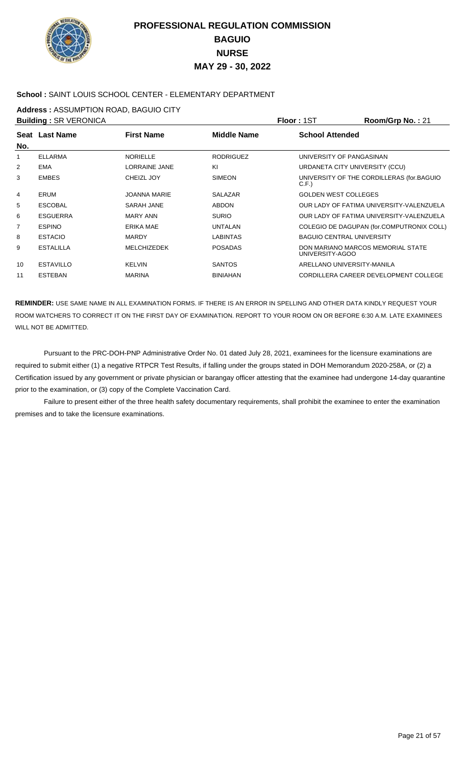# PROFESSIONAL REGULATION COMMISSION
## BAGUIO
## NURSE
## MAY 29 - 30, 2022

**School :** SAINT LOUIS SCHOOL CENTER - ELEMENTARY DEPARTMENT

**Address :** ASSUMPTION ROAD, BAGUIO CITY

**Building :** SR VERONICA **Floor :** 1ST **Room/Grp No. :** 21

| Seat No. | Last Name | First Name | Middle Name | School Attended |
|---|---|---|---|---|
| 1 | ELLARMA | NORIELLE | RODRIGUEZ | UNIVERSITY OF PANGASINAN |
| 2 | EMA | LORRAINE JANE | KI | URDANETA CITY UNIVERSITY (CCU) |
| 3 | EMBES | CHEIZL JOY | SIMEON | UNIVERSITY OF THE CORDILLERAS (for.BAGUIO C.F.) |
| 4 | ERUM | JOANNA MARIE | SALAZAR | GOLDEN WEST COLLEGES |
| 5 | ESCOBAL | SARAH JANE | ABDON | OUR LADY OF FATIMA UNIVERSITY-VALENZUELA |
| 6 | ESGUERRA | MARY ANN | SURIO | OUR LADY OF FATIMA UNIVERSITY-VALENZUELA |
| 7 | ESPINO | ERIKA MAE | UNTALAN | COLEGIO DE DAGUPAN (for.COMPUTRONIX COLL) |
| 8 | ESTACIO | MARDY | LABINTAS | BAGUIO CENTRAL UNIVERSITY |
| 9 | ESTALILLA | MELCHIZEDEK | POSADAS | DON MARIANO MARCOS MEMORIAL STATE UNIVERSITY-AGOO |
| 10 | ESTAVILLO | KELVIN | SANTOS | ARELLANO UNIVERSITY-MANILA |
| 11 | ESTEBAN | MARINA | BINIAHAN | CORDILLERA CAREER DEVELOPMENT COLLEGE |

**REMINDER:** USE SAME NAME IN ALL EXAMINATION FORMS. IF THERE IS AN ERROR IN SPELLING AND OTHER DATA KINDLY REQUEST YOUR ROOM WATCHERS TO CORRECT IT ON THE FIRST DAY OF EXAMINATION. REPORT TO YOUR ROOM ON OR BEFORE 6:30 A.M. LATE EXAMINEES WILL NOT BE ADMITTED.

Pursuant to the PRC-DOH-PNP Administrative Order No. 01 dated July 28, 2021, examinees for the licensure examinations are required to submit either (1) a negative RTPCR Test Results, if falling under the groups stated in DOH Memorandum 2020-258A, or (2) a Certification issued by any government or private physician or barangay officer attesting that the examinee had undergone 14-day quarantine prior to the examination, or (3) copy of the Complete Vaccination Card.

Failure to present either of the three health safety documentary requirements, shall prohibit the examinee to enter the examination premises and to take the licensure examinations.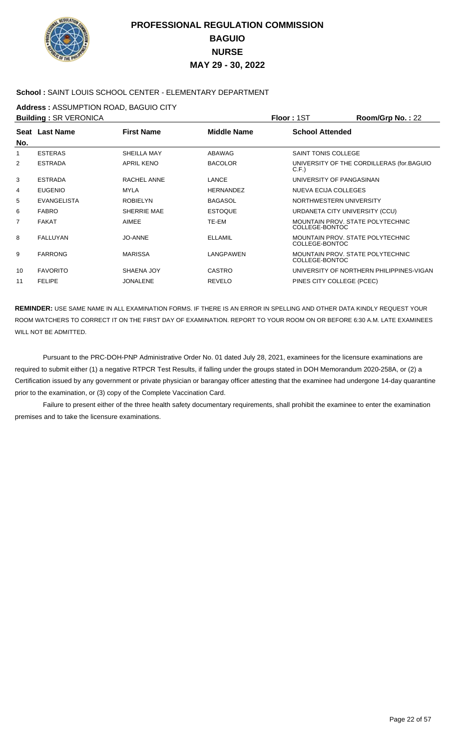# PROFESSIONAL REGULATION COMMISSION
## BAGUIO
## NURSE
## MAY 29 - 30, 2022

**School :** SAINT LOUIS SCHOOL CENTER - ELEMENTARY DEPARTMENT

**Address :** ASSUMPTION ROAD, BAGUIO CITY

**Building :** SR VERONICA **Floor :** 1ST **Room/Grp No. :** 22

| Seat No. | Last Name | First Name | Middle Name | School Attended |
|---|---|---|---|---|
| 1 | ESTERAS | SHEILLA MAY | ABAWAG | SAINT TONIS COLLEGE |
| 2 | ESTRADA | APRIL KENO | BACOLOR | UNIVERSITY OF THE CORDILLERAS (for.BAGUIO C.F.) |
| 3 | ESTRADA | RACHEL ANNE | LANCE | UNIVERSITY OF PANGASINAN |
| 4 | EUGENIO | MYLA | HERNANDEZ | NUEVA ECIJA COLLEGES |
| 5 | EVANGELISTA | ROBIELYN | BAGASOL | NORTHWESTERN UNIVERSITY |
| 6 | FABRO | SHERRIE MAE | ESTOQUE | URDANETA CITY UNIVERSITY (CCU) |
| 7 | FAKAT | AIMEE | TE-EM | MOUNTAIN PROV. STATE POLYTECHNIC COLLEGE-BONTOC |
| 8 | FALLUYAN | JO-ANNE | ELLAMIL | MOUNTAIN PROV. STATE POLYTECHNIC COLLEGE-BONTOC |
| 9 | FARRONG | MARISSA | LANGPAWEN | MOUNTAIN PROV. STATE POLYTECHNIC COLLEGE-BONTOC |
| 10 | FAVORITO | SHAENA JOY | CASTRO | UNIVERSITY OF NORTHERN PHILIPPINES-VIGAN |
| 11 | FELIPE | JONALENE | REVELO | PINES CITY COLLEGE (PCEC) |

**REMINDER:** USE SAME NAME IN ALL EXAMINATION FORMS. IF THERE IS AN ERROR IN SPELLING AND OTHER DATA KINDLY REQUEST YOUR ROOM WATCHERS TO CORRECT IT ON THE FIRST DAY OF EXAMINATION. REPORT TO YOUR ROOM ON OR BEFORE 6:30 A.M. LATE EXAMINEES WILL NOT BE ADMITTED.

Pursuant to the PRC-DOH-PNP Administrative Order No. 01 dated July 28, 2021, examinees for the licensure examinations are required to submit either (1) a negative RTPCR Test Results, if falling under the groups stated in DOH Memorandum 2020-258A, or (2) a Certification issued by any government or private physician or barangay officer attesting that the examinee had undergone 14-day quarantine prior to the examination, or (3) copy of the Complete Vaccination Card.

Failure to present either of the three health safety documentary requirements, shall prohibit the examinee to enter the examination premises and to take the licensure examinations.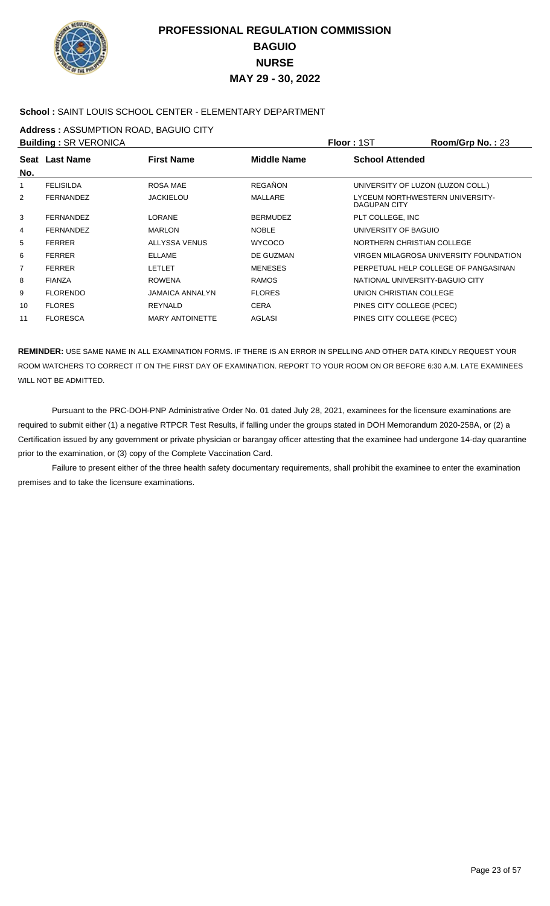# PROFESSIONAL REGULATION COMMISSION
## BAGUIO
## NURSE
## MAY 29 - 30, 2022

**School :** SAINT LOUIS SCHOOL CENTER - ELEMENTARY DEPARTMENT

**Address :** ASSUMPTION ROAD, BAGUIO CITY

**Building :** SR VERONICA **Floor :** 1ST **Room/Grp No. :** 23

| Seat No. | Last Name | First Name | Middle Name | School Attended |
|---|---|---|---|---|
| 1 | FELISILDA | ROSA MAE | REGAÑON | UNIVERSITY OF LUZON (LUZON COLL.) |
| 2 | FERNANDEZ | JACKIELOU | MALLARE | LYCEUM NORTHWESTERN UNIVERSITY-DAGUPAN CITY |
| 3 | FERNANDEZ | LORANE | BERMUDEZ | PLT COLLEGE, INC |
| 4 | FERNANDEZ | MARLON | NOBLE | UNIVERSITY OF BAGUIO |
| 5 | FERRER | ALLYSSA VENUS | WYCOCO | NORTHERN CHRISTIAN COLLEGE |
| 6 | FERRER | ELLAME | DE GUZMAN | VIRGEN MILAGROSA UNIVERSITY FOUNDATION |
| 7 | FERRER | LETLET | MENESES | PERPETUAL HELP COLLEGE OF PANGASINAN |
| 8 | FIANZA | ROWENA | RAMOS | NATIONAL UNIVERSITY-BAGUIO CITY |
| 9 | FLORENDO | JAMAICA ANNALYN | FLORES | UNION CHRISTIAN COLLEGE |
| 10 | FLORES | REYNALD | CERA | PINES CITY COLLEGE (PCEC) |
| 11 | FLORESCA | MARY ANTOINETTE | AGLASI | PINES CITY COLLEGE (PCEC) |

**REMINDER:** USE SAME NAME IN ALL EXAMINATION FORMS. IF THERE IS AN ERROR IN SPELLING AND OTHER DATA KINDLY REQUEST YOUR ROOM WATCHERS TO CORRECT IT ON THE FIRST DAY OF EXAMINATION. REPORT TO YOUR ROOM ON OR BEFORE 6:30 A.M. LATE EXAMINEES WILL NOT BE ADMITTED.

Pursuant to the PRC-DOH-PNP Administrative Order No. 01 dated July 28, 2021, examinees for the licensure examinations are required to submit either (1) a negative RTPCR Test Results, if falling under the groups stated in DOH Memorandum 2020-258A, or (2) a Certification issued by any government or private physician or barangay officer attesting that the examinee had undergone 14-day quarantine prior to the examination, or (3) copy of the Complete Vaccination Card.

Failure to present either of the three health safety documentary requirements, shall prohibit the examinee to enter the examination premises and to take the licensure examinations.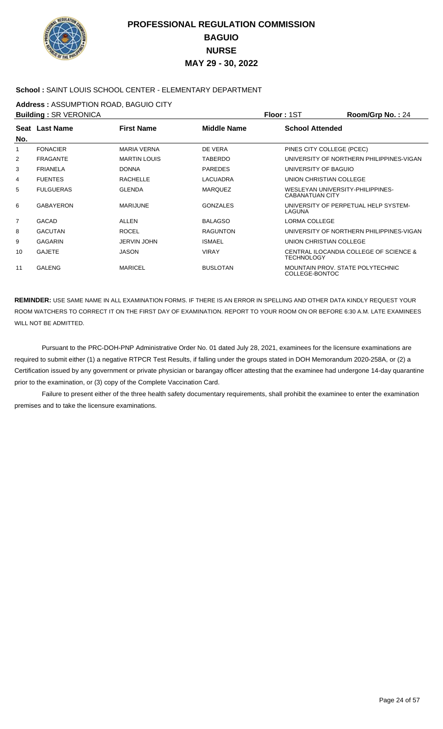# PROFESSIONAL REGULATION COMMISSION
## BAGUIO
## NURSE
## MAY 29 - 30, 2022

**School :** SAINT LOUIS SCHOOL CENTER - ELEMENTARY DEPARTMENT

**Address :** ASSUMPTION ROAD, BAGUIO CITY

**Building :** SR VERONICA **Floor :** 1ST **Room/Grp No. :** 24

| Seat No. | Last Name | First Name | Middle Name | School Attended |
|---|---|---|---|---|
| 1 | FONACIER | MARIA VERNA | DE VERA | PINES CITY COLLEGE (PCEC) |
| 2 | FRAGANTE | MARTIN LOUIS | TABERDO | UNIVERSITY OF NORTHERN PHILIPPINES-VIGAN |
| 3 | FRIANELA | DONNA | PAREDES | UNIVERSITY OF BAGUIO |
| 4 | FUENTES | RACHELLE | LACUADRA | UNION CHRISTIAN COLLEGE |
| 5 | FULGUERAS | GLENDA | MARQUEZ | WESLEYAN UNIVERSITY-PHILIPPINES-CABANATUAN CITY |
| 6 | GABAYERON | MARIJUNE | GONZALES | UNIVERSITY OF PERPETUAL HELP SYSTEM-LAGUNA |
| 7 | GACAD | ALLEN | BALAGSO | LORMA COLLEGE |
| 8 | GACUTAN | ROCEL | RAGUNTON | UNIVERSITY OF NORTHERN PHILIPPINES-VIGAN |
| 9 | GAGARIN | JERVIN JOHN | ISMAEL | UNION CHRISTIAN COLLEGE |
| 10 | GAJETE | JASON | VIRAY | CENTRAL ILOCANDIA COLLEGE OF SCIENCE & TECHNOLOGY |
| 11 | GALENG | MARICEL | BUSLOTAN | MOUNTAIN PROV. STATE POLYTECHNIC COLLEGE-BONTOC |

**REMINDER:** USE SAME NAME IN ALL EXAMINATION FORMS. IF THERE IS AN ERROR IN SPELLING AND OTHER DATA KINDLY REQUEST YOUR ROOM WATCHERS TO CORRECT IT ON THE FIRST DAY OF EXAMINATION. REPORT TO YOUR ROOM ON OR BEFORE 6:30 A.M. LATE EXAMINEES WILL NOT BE ADMITTED.

Pursuant to the PRC-DOH-PNP Administrative Order No. 01 dated July 28, 2021, examinees for the licensure examinations are required to submit either (1) a negative RTPCR Test Results, if falling under the groups stated in DOH Memorandum 2020-258A, or (2) a Certification issued by any government or private physician or barangay officer attesting that the examinee had undergone 14-day quarantine prior to the examination, or (3) copy of the Complete Vaccination Card.

Failure to present either of the three health safety documentary requirements, shall prohibit the examinee to enter the examination premises and to take the licensure examinations.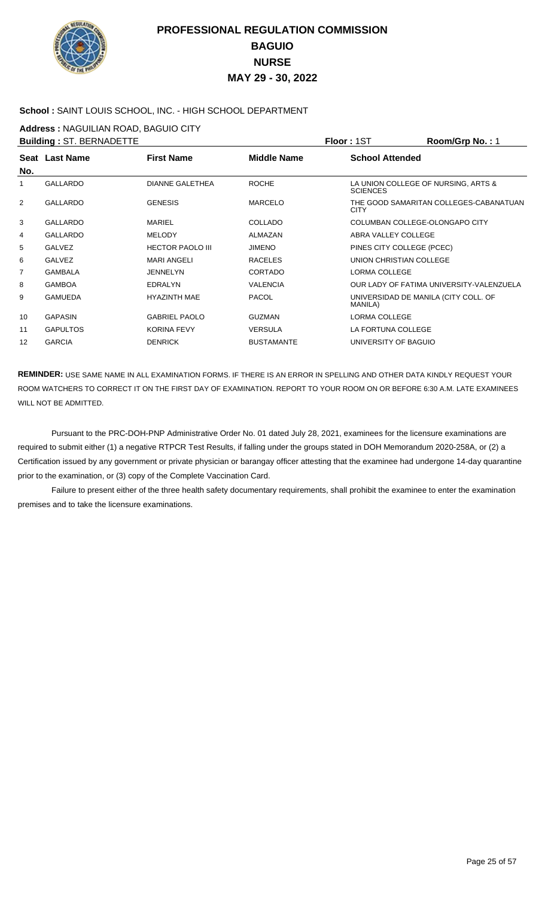# PROFESSIONAL REGULATION COMMISSION
## BAGUIO
## NURSE
## MAY 29 - 30, 2022

**School :** SAINT LOUIS SCHOOL, INC. - HIGH SCHOOL DEPARTMENT

**Address :** NAGUILIAN ROAD, BAGUIO CITY

**Building :** ST. BERNADETTE **Floor :** 1ST **Room/Grp No. :** 1

| Seat No. | Last Name | First Name | Middle Name | School Attended |
|---|---|---|---|---|
| 1 | GALLARDO | DIANNE GALETHEA | ROCHE | LA UNION COLLEGE OF NURSING, ARTS & SCIENCES |
| 2 | GALLARDO | GENESIS | MARCELO | THE GOOD SAMARITAN COLLEGES-CABANATUAN CITY |
| 3 | GALLARDO | MARIEL | COLLADO | COLUMBAN COLLEGE-OLONGAPO CITY |
| 4 | GALLARDO | MELODY | ALMAZAN | ABRA VALLEY COLLEGE |
| 5 | GALVEZ | HECTOR PAOLO III | JIMENO | PINES CITY COLLEGE (PCEC) |
| 6 | GALVEZ | MARI ANGELI | RACELES | UNION CHRISTIAN COLLEGE |
| 7 | GAMBALA | JENNELYN | CORTADO | LORMA COLLEGE |
| 8 | GAMBOA | EDRALYN | VALENCIA | OUR LADY OF FATIMA UNIVERSITY-VALENZUELA |
| 9 | GAMUEDA | HYAZINTH MAE | PACOL | UNIVERSIDAD DE MANILA (CITY COLL. OF MANILA) |
| 10 | GAPASIN | GABRIEL PAOLO | GUZMAN | LORMA COLLEGE |
| 11 | GAPULTOS | KORINA FEVY | VERSULA | LA FORTUNA COLLEGE |
| 12 | GARCIA | DENRICK | BUSTAMANTE | UNIVERSITY OF BAGUIO |

**REMINDER:** USE SAME NAME IN ALL EXAMINATION FORMS. IF THERE IS AN ERROR IN SPELLING AND OTHER DATA KINDLY REQUEST YOUR ROOM WATCHERS TO CORRECT IT ON THE FIRST DAY OF EXAMINATION. REPORT TO YOUR ROOM ON OR BEFORE 6:30 A.M. LATE EXAMINEES WILL NOT BE ADMITTED.

Pursuant to the PRC-DOH-PNP Administrative Order No. 01 dated July 28, 2021, examinees for the licensure examinations are required to submit either (1) a negative RTPCR Test Results, if falling under the groups stated in DOH Memorandum 2020-258A, or (2) a Certification issued by any government or private physician or barangay officer attesting that the examinee had undergone 14-day quarantine prior to the examination, or (3) copy of the Complete Vaccination Card.

Failure to present either of the three health safety documentary requirements, shall prohibit the examinee to enter the examination premises and to take the licensure examinations.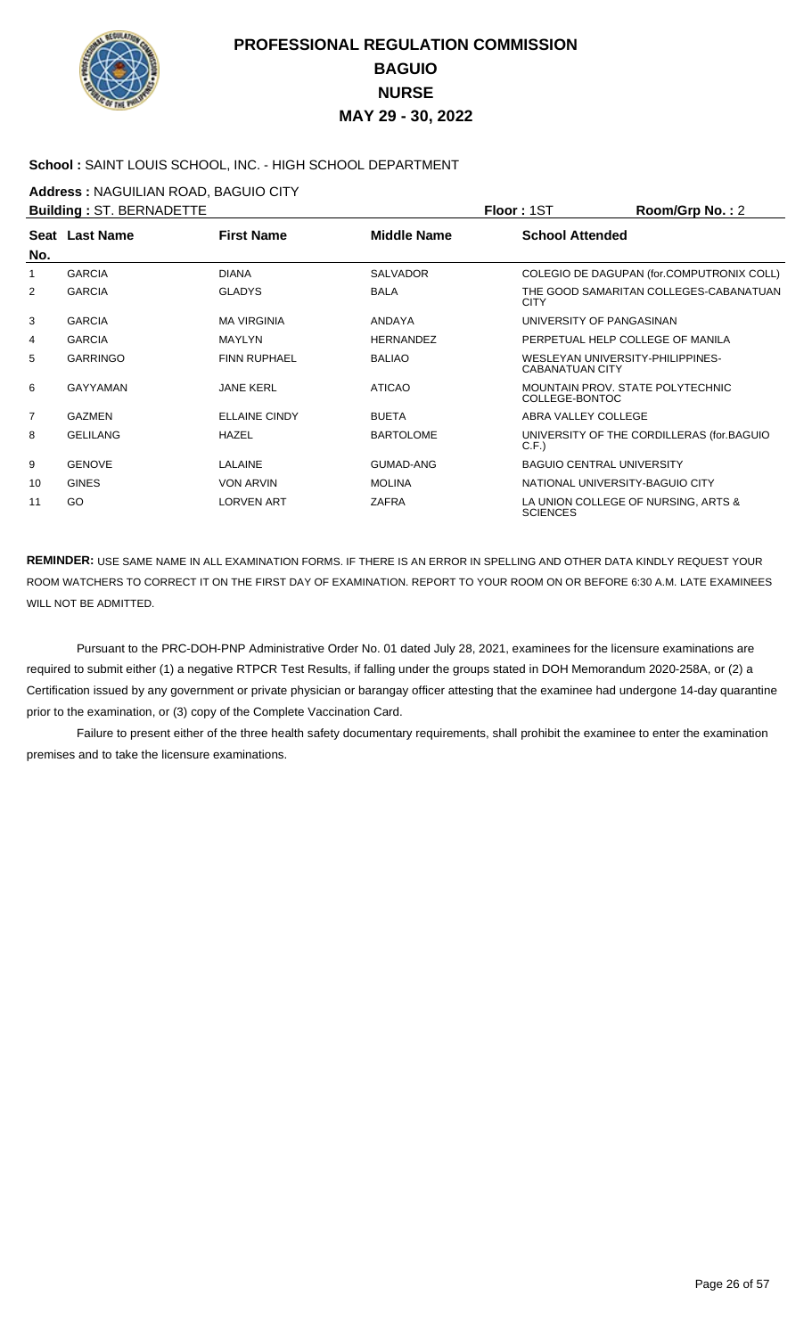# PROFESSIONAL REGULATION COMMISSION
## BAGUIO
## NURSE
## MAY 29 - 30, 2022

**School :** SAINT LOUIS SCHOOL, INC. - HIGH SCHOOL DEPARTMENT

**Address :** NAGUILIAN ROAD, BAGUIO CITY

**Building :** ST. BERNADETTE **Floor :** 1ST **Room/Grp No. :** 2

| Seat No. | Last Name | First Name | Middle Name | School Attended |
|---|---|---|---|---|
| 1 | GARCIA | DIANA | SALVADOR | COLEGIO DE DAGUPAN (for.COMPUTRONIX COLL) |
| 2 | GARCIA | GLADYS | BALA | THE GOOD SAMARITAN COLLEGES-CABANATUAN CITY |
| 3 | GARCIA | MA VIRGINIA | ANDAYA | UNIVERSITY OF PANGASINAN |
| 4 | GARCIA | MAYLYN | HERNANDEZ | PERPETUAL HELP COLLEGE OF MANILA |
| 5 | GARRINGO | FINN RUPHAEL | BALIAO | WESLEYAN UNIVERSITY-PHILIPPINES-CABANATUAN CITY |
| 6 | GAYYAMAN | JANE KERL | ATICAO | MOUNTAIN PROV. STATE POLYTECHNIC COLLEGE-BONTOC |
| 7 | GAZMEN | ELLAINE CINDY | BUETA | ABRA VALLEY COLLEGE |
| 8 | GELILANG | HAZEL | BARTOLOME | UNIVERSITY OF THE CORDILLERAS (for.BAGUIO C.F.) |
| 9 | GENOVE | LALAINE | GUMAD-ANG | BAGUIO CENTRAL UNIVERSITY |
| 10 | GINES | VON ARVIN | MOLINA | NATIONAL UNIVERSITY-BAGUIO CITY |
| 11 | GO | LORVEN ART | ZAFRA | LA UNION COLLEGE OF NURSING, ARTS & SCIENCES |

**REMINDER:** USE SAME NAME IN ALL EXAMINATION FORMS. IF THERE IS AN ERROR IN SPELLING AND OTHER DATA KINDLY REQUEST YOUR ROOM WATCHERS TO CORRECT IT ON THE FIRST DAY OF EXAMINATION. REPORT TO YOUR ROOM ON OR BEFORE 6:30 A.M. LATE EXAMINEES WILL NOT BE ADMITTED.

Pursuant to the PRC-DOH-PNP Administrative Order No. 01 dated July 28, 2021, examinees for the licensure examinations are required to submit either (1) a negative RTPCR Test Results, if falling under the groups stated in DOH Memorandum 2020-258A, or (2) a Certification issued by any government or private physician or barangay officer attesting that the examinee had undergone 14-day quarantine prior to the examination, or (3) copy of the Complete Vaccination Card.

Failure to present either of the three health safety documentary requirements, shall prohibit the examinee to enter the examination premises and to take the licensure examinations.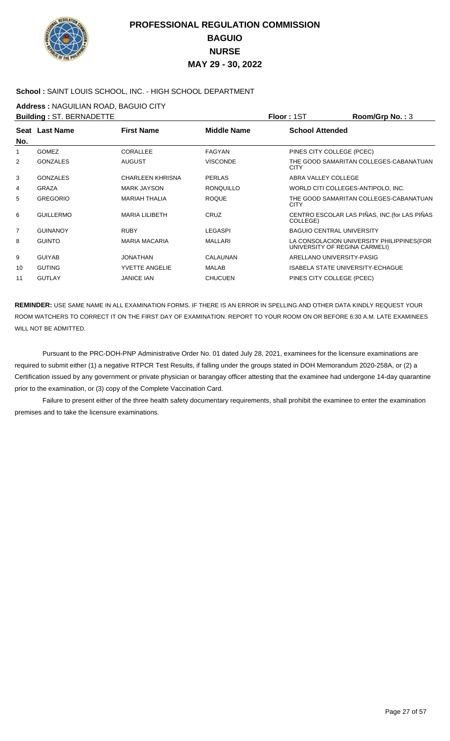# PROFESSIONAL REGULATION COMMISSION
## BAGUIO
## NURSE
## MAY 29 - 30, 2022

**School :** SAINT LOUIS SCHOOL, INC. - HIGH SCHOOL DEPARTMENT

**Address :** NAGUILIAN ROAD, BAGUIO CITY

**Building :** ST. BERNADETTE **Floor :** 1ST **Room/Grp No. :** 3

| Seat No. | Last Name | First Name | Middle Name | School Attended |
|---|---|---|---|---|
| 1 | GOMEZ | CORALLEE | FAGYAN | PINES CITY COLLEGE (PCEC) |
| 2 | GONZALES | AUGUST | VISCONDE | THE GOOD SAMARITAN COLLEGES-CABANATUAN CITY |
| 3 | GONZALES | CHARLEEN KHRISNA | PERLAS | ABRA VALLEY COLLEGE |
| 4 | GRAZA | MARK JAYSON | RONQUILLO | WORLD CITI COLLEGES-ANTIPOLO, INC. |
| 5 | GREGORIO | MARIAH THALIA | ROQUE | THE GOOD SAMARITAN COLLEGES-CABANATUAN CITY |
| 6 | GUILLERMO | MARIA LILIBETH | CRUZ | CENTRO ESCOLAR LAS PIÑAS, INC.(for LAS PIÑAS COLLEGE) |
| 7 | GUINANOY | RUBY | LEGASPI | BAGUIO CENTRAL UNIVERSITY |
| 8 | GUINTO | MARIA MACARIA | MALLARI | LA CONSOLACION UNIVERSITY PHILIPPINES(FOR UNIVERSITY OF REGINA CARMELI) |
| 9 | GUIYAB | JONATHAN | CALAUNAN | ARELLANO UNIVERSITY-PASIG |
| 10 | GUTING | YVETTE ANGELIE | MALAB | ISABELA STATE UNIVERSITY-ECHAGUE |
| 11 | GUTLAY | JANICE IAN | CHUCUEN | PINES CITY COLLEGE (PCEC) |

**REMINDER:** USE SAME NAME IN ALL EXAMINATION FORMS. IF THERE IS AN ERROR IN SPELLING AND OTHER DATA KINDLY REQUEST YOUR ROOM WATCHERS TO CORRECT IT ON THE FIRST DAY OF EXAMINATION. REPORT TO YOUR ROOM ON OR BEFORE 6:30 A.M. LATE EXAMINEES WILL NOT BE ADMITTED.

Pursuant to the PRC-DOH-PNP Administrative Order No. 01 dated July 28, 2021, examinees for the licensure examinations are required to submit either (1) a negative RTPCR Test Results, if falling under the groups stated in DOH Memorandum 2020-258A, or (2) a Certification issued by any government or private physician or barangay officer attesting that the examinee had undergone 14-day quarantine prior to the examination, or (3) copy of the Complete Vaccination Card.

Failure to present either of the three health safety documentary requirements, shall prohibit the examinee to enter the examination premises and to take the licensure examinations.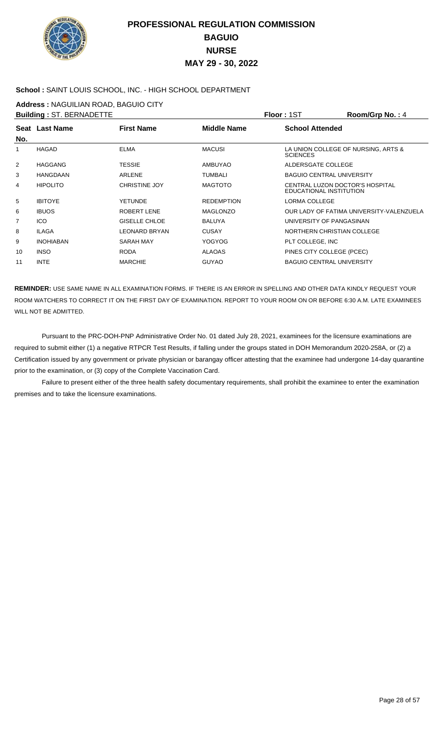# PROFESSIONAL REGULATION COMMISSION
## BAGUIO
## NURSE
## MAY 29 - 30, 2022

**School :** SAINT LOUIS SCHOOL, INC. - HIGH SCHOOL DEPARTMENT

**Address :** NAGUILIAN ROAD, BAGUIO CITY

**Building :** ST. BERNADETTE　　**Floor :** 1ST　　**Room/Grp No. :** 4

| Seat No. | Last Name | First Name | Middle Name | School Attended |
|---|---|---|---|---|
| 1 | HAGAD | ELMA | MACUSI | LA UNION COLLEGE OF NURSING, ARTS & SCIENCES |
| 2 | HAGGANG | TESSIE | AMBUYAO | ALDERSGATE COLLEGE |
| 3 | HANGDAAN | ARLENE | TUMBALI | BAGUIO CENTRAL UNIVERSITY |
| 4 | HIPOLITO | CHRISTINE JOY | MAGTOTO | CENTRAL LUZON DOCTOR'S HOSPITAL EDUCATIONAL INSTITUTION |
| 5 | IBITOYE | YETUNDE | REDEMPTION | LORMA COLLEGE |
| 6 | IBUOS | ROBERT LENE | MAGLONZO | OUR LADY OF FATIMA UNIVERSITY-VALENZUELA |
| 7 | ICO | GISELLE CHLOE | BALUYA | UNIVERSITY OF PANGASINAN |
| 8 | ILAGA | LEONARD BRYAN | CUSAY | NORTHERN CHRISTIAN COLLEGE |
| 9 | INOHIABAN | SARAH MAY | YOGYOG | PLT COLLEGE, INC |
| 10 | INSO | RODA | ALAOAS | PINES CITY COLLEGE (PCEC) |
| 11 | INTE | MARCHIE | GUYAO | BAGUIO CENTRAL UNIVERSITY |

**REMINDER:** USE SAME NAME IN ALL EXAMINATION FORMS. IF THERE IS AN ERROR IN SPELLING AND OTHER DATA KINDLY REQUEST YOUR ROOM WATCHERS TO CORRECT IT ON THE FIRST DAY OF EXAMINATION. REPORT TO YOUR ROOM ON OR BEFORE 6:30 A.M. LATE EXAMINEES WILL NOT BE ADMITTED.

Pursuant to the PRC-DOH-PNP Administrative Order No. 01 dated July 28, 2021, examinees for the licensure examinations are required to submit either (1) a negative RTPCR Test Results, if falling under the groups stated in DOH Memorandum 2020-258A, or (2) a Certification issued by any government or private physician or barangay officer attesting that the examinee had undergone 14-day quarantine prior to the examination, or (3) copy of the Complete Vaccination Card.

Failure to present either of the three health safety documentary requirements, shall prohibit the examinee to enter the examination premises and to take the licensure examinations.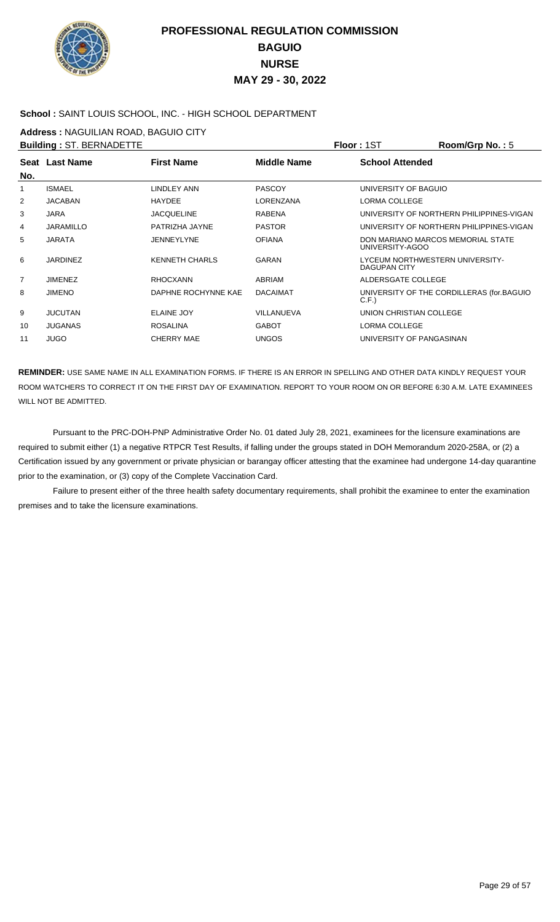# PROFESSIONAL REGULATION COMMISSION
## BAGUIO
## NURSE
## MAY 29 - 30, 2022

**School :** SAINT LOUIS SCHOOL, INC. - HIGH SCHOOL DEPARTMENT

**Address :** NAGUILIAN ROAD, BAGUIO CITY

**Building :** ST. BERNADETTE **Floor :** 1ST **Room/Grp No. :** 5

| Seat No. | Last Name | First Name | Middle Name | School Attended |
|---|---|---|---|---|
| 1 | ISMAEL | LINDLEY ANN | PASCOY | UNIVERSITY OF BAGUIO |
| 2 | JACABAN | HAYDEE | LORENZANA | LORMA COLLEGE |
| 3 | JARA | JACQUELINE | RABENA | UNIVERSITY OF NORTHERN PHILIPPINES-VIGAN |
| 4 | JARAMILLO | PATRIZHA JAYNE | PASTOR | UNIVERSITY OF NORTHERN PHILIPPINES-VIGAN |
| 5 | JARATA | JENNEYLYNE | OFIANA | DON MARIANO MARCOS MEMORIAL STATE UNIVERSITY-AGOO |
| 6 | JARDINEZ | KENNETH CHARLS | GARAN | LYCEUM NORTHWESTERN UNIVERSITY-DAGUPAN CITY |
| 7 | JIMENEZ | RHOCXANN | ABRIAM | ALDERSGATE COLLEGE |
| 8 | JIMENO | DAPHNE ROCHYNNE KAE | DACAIMAT | UNIVERSITY OF THE CORDILLERAS (for.BAGUIO C.F.) |
| 9 | JUCUTAN | ELAINE JOY | VILLANUEVA | UNION CHRISTIAN COLLEGE |
| 10 | JUGANAS | ROSALINA | GABOT | LORMA COLLEGE |
| 11 | JUGO | CHERRY MAE | UNGOS | UNIVERSITY OF PANGASINAN |

**REMINDER:** USE SAME NAME IN ALL EXAMINATION FORMS. IF THERE IS AN ERROR IN SPELLING AND OTHER DATA KINDLY REQUEST YOUR ROOM WATCHERS TO CORRECT IT ON THE FIRST DAY OF EXAMINATION. REPORT TO YOUR ROOM ON OR BEFORE 6:30 A.M. LATE EXAMINEES WILL NOT BE ADMITTED.

Pursuant to the PRC-DOH-PNP Administrative Order No. 01 dated July 28, 2021, examinees for the licensure examinations are required to submit either (1) a negative RTPCR Test Results, if falling under the groups stated in DOH Memorandum 2020-258A, or (2) a Certification issued by any government or private physician or barangay officer attesting that the examinee had undergone 14-day quarantine prior to the examination, or (3) copy of the Complete Vaccination Card.

Failure to present either of the three health safety documentary requirements, shall prohibit the examinee to enter the examination premises and to take the licensure examinations.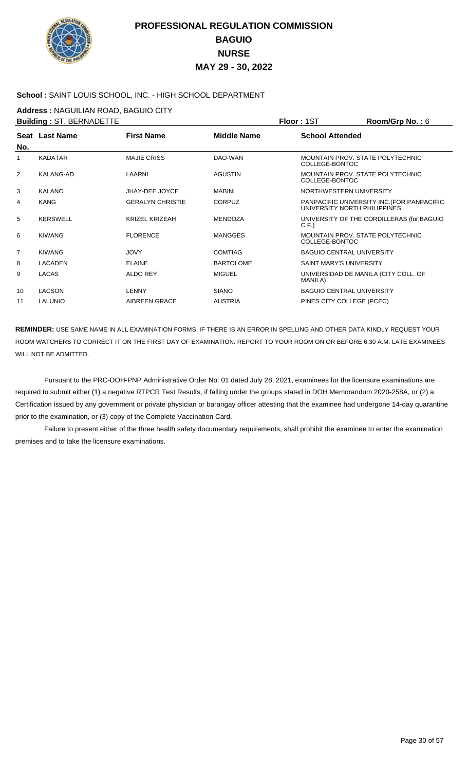# PROFESSIONAL REGULATION COMMISSION
## BAGUIO
## NURSE
## MAY 29 - 30, 2022

**School :** SAINT LOUIS SCHOOL, INC. - HIGH SCHOOL DEPARTMENT

**Address :** NAGUILIAN ROAD, BAGUIO CITY

**Building :** ST. BERNADETTE **Floor :** 1ST **Room/Grp No. :** 6

| Seat No. | Last Name | First Name | Middle Name | School Attended |
|---|---|---|---|---|
| 1 | KADATAR | MAJIE CRISS | DAO-WAN | MOUNTAIN PROV. STATE POLYTECHNIC COLLEGE-BONTOC |
| 2 | KALANG-AD | LAARNI | AGUSTIN | MOUNTAIN PROV. STATE POLYTECHNIC COLLEGE-BONTOC |
| 3 | KALANO | JHAY-DEE JOYCE | MABINI | NORTHWESTERN UNIVERSITY |
| 4 | KANG | GERALYN CHRISTIE | CORPUZ | PANPACIFIC UNIVERSITY INC.(FOR.PANPACIFIC UNIVERSITY NORTH PHILIPPINES |
| 5 | KERSWELL | KRIZEL KRIZEAH | MENDOZA | UNIVERSITY OF THE CORDILLERAS (for.BAGUIO C.F.) |
| 6 | KIWANG | FLORENCE | MANGGES | MOUNTAIN PROV. STATE POLYTECHNIC COLLEGE-BONTOC |
| 7 | KIWANG | JOVY | COMTIAG | BAGUIO CENTRAL UNIVERSITY |
| 8 | LACADEN | ELAINE | BARTOLOME | SAINT MARY'S UNIVERSITY |
| 9 | LACAS | ALDO REY | MIGUEL | UNIVERSIDAD DE MANILA (CITY COLL. OF MANILA) |
| 10 | LACSON | LENNY | SIANO | BAGUIO CENTRAL UNIVERSITY |
| 11 | LALUNIO | AIBREEN GRACE | AUSTRIA | PINES CITY COLLEGE (PCEC) |

**REMINDER:** USE SAME NAME IN ALL EXAMINATION FORMS. IF THERE IS AN ERROR IN SPELLING AND OTHER DATA KINDLY REQUEST YOUR ROOM WATCHERS TO CORRECT IT ON THE FIRST DAY OF EXAMINATION. REPORT TO YOUR ROOM ON OR BEFORE 6:30 A.M. LATE EXAMINEES WILL NOT BE ADMITTED.

Pursuant to the PRC-DOH-PNP Administrative Order No. 01 dated July 28, 2021, examinees for the licensure examinations are required to submit either (1) a negative RTPCR Test Results, if falling under the groups stated in DOH Memorandum 2020-258A, or (2) a Certification issued by any government or private physician or barangay officer attesting that the examinee had undergone 14-day quarantine prior to the examination, or (3) copy of the Complete Vaccination Card.

Failure to present either of the three health safety documentary requirements, shall prohibit the examinee to enter the examination premises and to take the licensure examinations.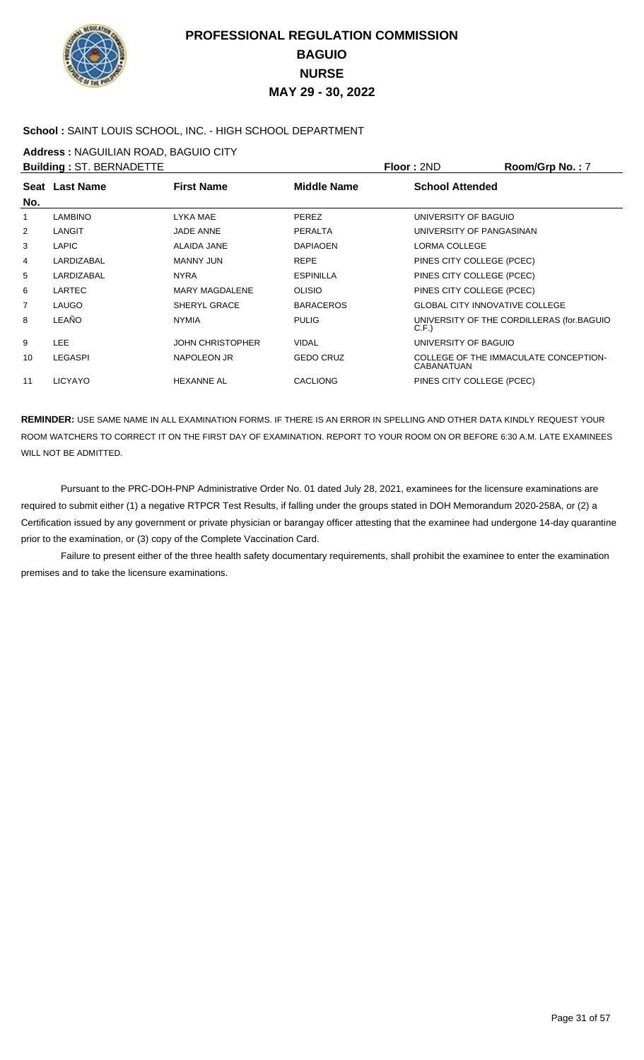# PROFESSIONAL REGULATION COMMISSION
## BAGUIO
## NURSE
## MAY 29 - 30, 2022

**School :** SAINT LOUIS SCHOOL, INC. - HIGH SCHOOL DEPARTMENT

**Address :** NAGUILIAN ROAD, BAGUIO CITY

**Building :** ST. BERNADETTE | **Floor :** 2ND | **Room/Grp No. :** 7

| Seat No. | Last Name | First Name | Middle Name | School Attended |
|---|---|---|---|---|
| 1 | LAMBINO | LYKA MAE | PEREZ | UNIVERSITY OF BAGUIO |
| 2 | LANGIT | JADE ANNE | PERALTA | UNIVERSITY OF PANGASINAN |
| 3 | LAPIC | ALAIDA JANE | DAPIAOEN | LORMA COLLEGE |
| 4 | LARDIZABAL | MANNY JUN | REPE | PINES CITY COLLEGE (PCEC) |
| 5 | LARDIZABAL | NYRA | ESPINILLA | PINES CITY COLLEGE (PCEC) |
| 6 | LARTEC | MARY MAGDALENE | OLISIO | PINES CITY COLLEGE (PCEC) |
| 7 | LAUGO | SHERYL GRACE | BARACEROS | GLOBAL CITY INNOVATIVE COLLEGE |
| 8 | LEAÑO | NYMIA | PULIG | UNIVERSITY OF THE CORDILLERAS (for.BAGUIO C.F.) |
| 9 | LEE | JOHN CHRISTOPHER | VIDAL | UNIVERSITY OF BAGUIO |
| 10 | LEGASPI | NAPOLEON JR | GEDO CRUZ | COLLEGE OF THE IMMACULATE CONCEPTION-CABANATUAN |
| 11 | LICYAYO | HEXANNE AL | CACLIONG | PINES CITY COLLEGE (PCEC) |

**REMINDER:** USE SAME NAME IN ALL EXAMINATION FORMS. IF THERE IS AN ERROR IN SPELLING AND OTHER DATA KINDLY REQUEST YOUR ROOM WATCHERS TO CORRECT IT ON THE FIRST DAY OF EXAMINATION. REPORT TO YOUR ROOM ON OR BEFORE 6:30 A.M. LATE EXAMINEES WILL NOT BE ADMITTED.

Pursuant to the PRC-DOH-PNP Administrative Order No. 01 dated July 28, 2021, examinees for the licensure examinations are required to submit either (1) a negative RTPCR Test Results, if falling under the groups stated in DOH Memorandum 2020-258A, or (2) a Certification issued by any government or private physician or barangay officer attesting that the examinee had undergone 14-day quarantine prior to the examination, or (3) copy of the Complete Vaccination Card.

Failure to present either of the three health safety documentary requirements, shall prohibit the examinee to enter the examination premises and to take the licensure examinations.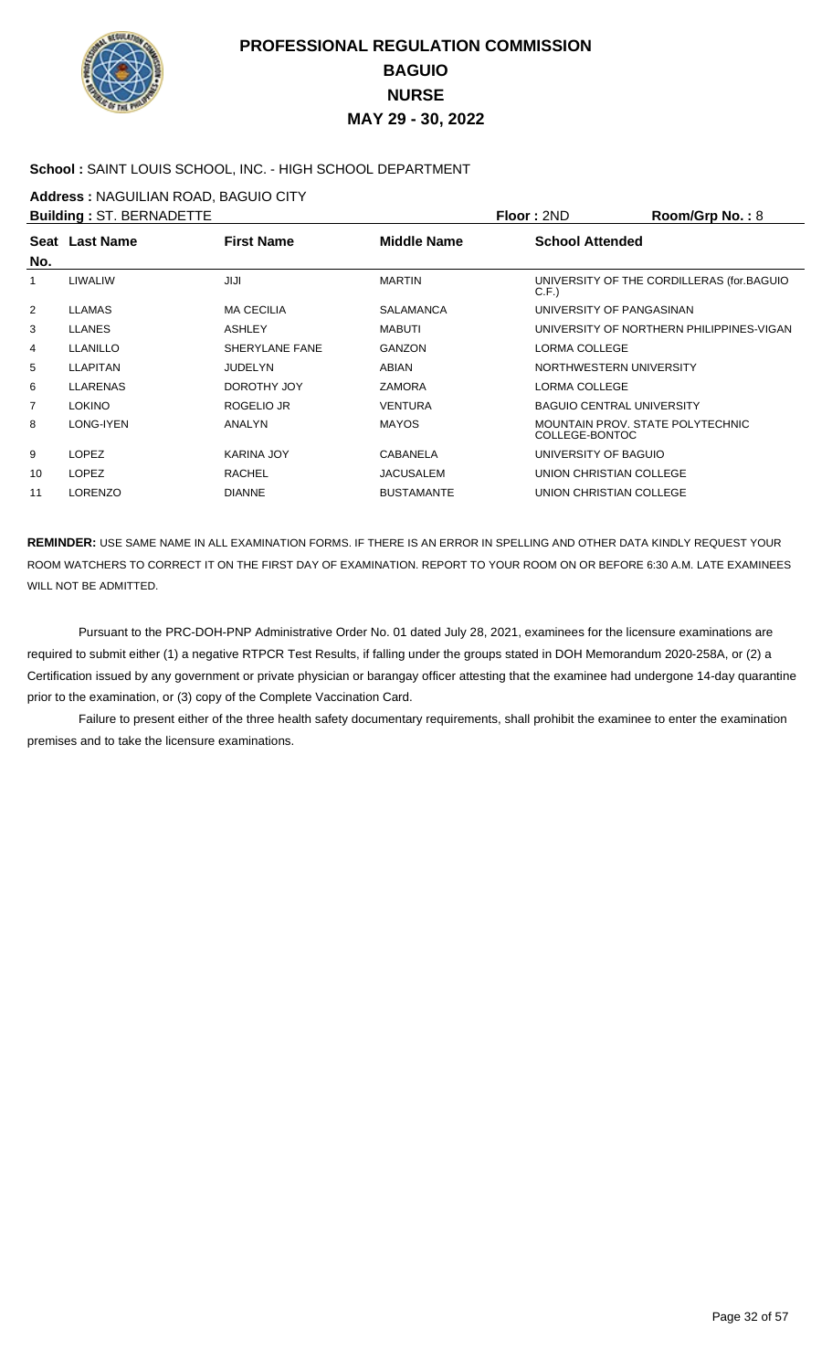# PROFESSIONAL REGULATION COMMISSION
## BAGUIO
## NURSE
## MAY 29 - 30, 2022

**School :** SAINT LOUIS SCHOOL, INC. - HIGH SCHOOL DEPARTMENT

**Address :** NAGUILIAN ROAD, BAGUIO CITY

**Building :** ST. BERNADETTE **Floor :** 2ND **Room/Grp No. :** 8

| Seat No. | Last Name | First Name | Middle Name | School Attended |
|---|---|---|---|---|
| 1 | LIWALIW | JIJI | MARTIN | UNIVERSITY OF THE CORDILLERAS (for.BAGUIO C.F.) |
| 2 | LLAMAS | MA CECILIA | SALAMANCA | UNIVERSITY OF PANGASINAN |
| 3 | LLANES | ASHLEY | MABUTI | UNIVERSITY OF NORTHERN PHILIPPINES-VIGAN |
| 4 | LLANILLO | SHERYLANE FANE | GANZON | LORMA COLLEGE |
| 5 | LLAPITAN | JUDELYN | ABIAN | NORTHWESTERN UNIVERSITY |
| 6 | LLARENAS | DOROTHY JOY | ZAMORA | LORMA COLLEGE |
| 7 | LOKINO | ROGELIO JR | VENTURA | BAGUIO CENTRAL UNIVERSITY |
| 8 | LONG-IYEN | ANALYN | MAYOS | MOUNTAIN PROV. STATE POLYTECHNIC COLLEGE-BONTOC |
| 9 | LOPEZ | KARINA JOY | CABANELA | UNIVERSITY OF BAGUIO |
| 10 | LOPEZ | RACHEL | JACUSALEM | UNION CHRISTIAN COLLEGE |
| 11 | LORENZO | DIANNE | BUSTAMANTE | UNION CHRISTIAN COLLEGE |

**REMINDER:** USE SAME NAME IN ALL EXAMINATION FORMS. IF THERE IS AN ERROR IN SPELLING AND OTHER DATA KINDLY REQUEST YOUR ROOM WATCHERS TO CORRECT IT ON THE FIRST DAY OF EXAMINATION. REPORT TO YOUR ROOM ON OR BEFORE 6:30 A.M. LATE EXAMINEES WILL NOT BE ADMITTED.

Pursuant to the PRC-DOH-PNP Administrative Order No. 01 dated July 28, 2021, examinees for the licensure examinations are required to submit either (1) a negative RTPCR Test Results, if falling under the groups stated in DOH Memorandum 2020-258A, or (2) a Certification issued by any government or private physician or barangay officer attesting that the examinee had undergone 14-day quarantine prior to the examination, or (3) copy of the Complete Vaccination Card.

Failure to present either of the three health safety documentary requirements, shall prohibit the examinee to enter the examination premises and to take the licensure examinations.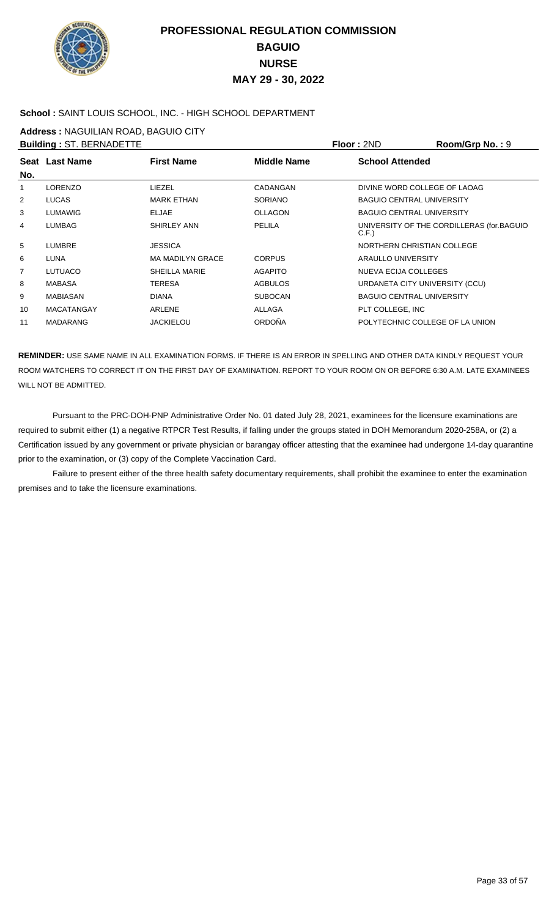# PROFESSIONAL REGULATION COMMISSION
## BAGUIO
## NURSE
## MAY 29 - 30, 2022

**School :** SAINT LOUIS SCHOOL, INC. - HIGH SCHOOL DEPARTMENT

**Address :** NAGUILIAN ROAD, BAGUIO CITY

**Building :** ST. BERNADETTE **Floor :** 2ND **Room/Grp No. :** 9

| Seat No. | Last Name | First Name | Middle Name | School Attended |
|---|---|---|---|---|
| 1 | LORENZO | LIEZEL | CADANGAN | DIVINE WORD COLLEGE OF LAOAG |
| 2 | LUCAS | MARK ETHAN | SORIANO | BAGUIO CENTRAL UNIVERSITY |
| 3 | LUMAWIG | ELJAE | OLLAGON | BAGUIO CENTRAL UNIVERSITY |
| 4 | LUMBAG | SHIRLEY ANN | PELILA | UNIVERSITY OF THE CORDILLERAS (for.BAGUIO C.F.) |
| 5 | LUMBRE | JESSICA | | NORTHERN CHRISTIAN COLLEGE |
| 6 | LUNA | MA MADILYN GRACE | CORPUS | ARAULLO UNIVERSITY |
| 7 | LUTUACO | SHEILLA MARIE | AGAPITO | NUEVA ECIJA COLLEGES |
| 8 | MABASA | TERESA | AGBULOS | URDANETA CITY UNIVERSITY (CCU) |
| 9 | MABIASAN | DIANA | SUBOCAN | BAGUIO CENTRAL UNIVERSITY |
| 10 | MACATANGAY | ARLENE | ALLAGA | PLT COLLEGE, INC |
| 11 | MADARANG | JACKIELOU | ORDOÑA | POLYTECHNIC COLLEGE OF LA UNION |

**REMINDER:** USE SAME NAME IN ALL EXAMINATION FORMS. IF THERE IS AN ERROR IN SPELLING AND OTHER DATA KINDLY REQUEST YOUR ROOM WATCHERS TO CORRECT IT ON THE FIRST DAY OF EXAMINATION. REPORT TO YOUR ROOM ON OR BEFORE 6:30 A.M. LATE EXAMINEES WILL NOT BE ADMITTED.

Pursuant to the PRC-DOH-PNP Administrative Order No. 01 dated July 28, 2021, examinees for the licensure examinations are required to submit either (1) a negative RTPCR Test Results, if falling under the groups stated in DOH Memorandum 2020-258A, or (2) a Certification issued by any government or private physician or barangay officer attesting that the examinee had undergone 14-day quarantine prior to the examination, or (3) copy of the Complete Vaccination Card.

Failure to present either of the three health safety documentary requirements, shall prohibit the examinee to enter the examination premises and to take the licensure examinations.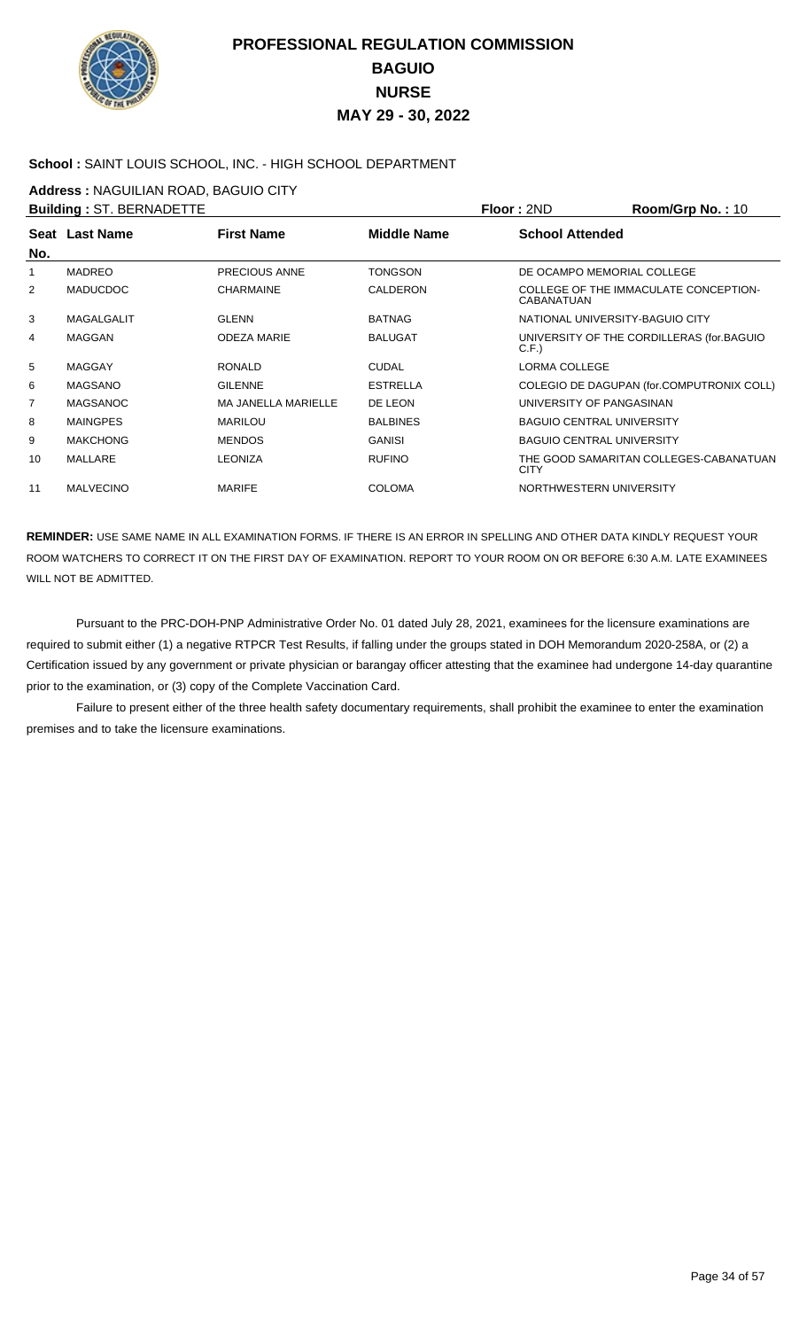# PROFESSIONAL REGULATION COMMISSION
## BAGUIO
## NURSE
## MAY 29 - 30, 2022

**School :** SAINT LOUIS SCHOOL, INC. - HIGH SCHOOL DEPARTMENT

**Address :** NAGUILIAN ROAD, BAGUIO CITY

**Building :** ST. BERNADETTE **Floor :** 2ND **Room/Grp No. :** 10

| Seat No. | Last Name | First Name | Middle Name | School Attended |
|---|---|---|---|---|
| 1 | MADREO | PRECIOUS ANNE | TONGSON | DE OCAMPO MEMORIAL COLLEGE |
| 2 | MADUCDOC | CHARMAINE | CALDERON | COLLEGE OF THE IMMACULATE CONCEPTION-CABANATUAN |
| 3 | MAGALGALIT | GLENN | BATNAG | NATIONAL UNIVERSITY-BAGUIO CITY |
| 4 | MAGGAN | ODEZA MARIE | BALUGAT | UNIVERSITY OF THE CORDILLERAS (for.BAGUIO C.F.) |
| 5 | MAGGAY | RONALD | CUDAL | LORMA COLLEGE |
| 6 | MAGSANO | GILENNE | ESTRELLA | COLEGIO DE DAGUPAN (for.COMPUTRONIX COLL) |
| 7 | MAGSANOC | MA JANELLA MARIELLE | DE LEON | UNIVERSITY OF PANGASINAN |
| 8 | MAINGPES | MARILOU | BALBINES | BAGUIO CENTRAL UNIVERSITY |
| 9 | MAKCHONG | MENDOS | GANISI | BAGUIO CENTRAL UNIVERSITY |
| 10 | MALLARE | LEONIZA | RUFINO | THE GOOD SAMARITAN COLLEGES-CABANATUAN CITY |
| 11 | MALVECINO | MARIFE | COLOMA | NORTHWESTERN UNIVERSITY |

**REMINDER:** USE SAME NAME IN ALL EXAMINATION FORMS. IF THERE IS AN ERROR IN SPELLING AND OTHER DATA KINDLY REQUEST YOUR ROOM WATCHERS TO CORRECT IT ON THE FIRST DAY OF EXAMINATION. REPORT TO YOUR ROOM ON OR BEFORE 6:30 A.M. LATE EXAMINEES WILL NOT BE ADMITTED.

Pursuant to the PRC-DOH-PNP Administrative Order No. 01 dated July 28, 2021, examinees for the licensure examinations are required to submit either (1) a negative RTPCR Test Results, if falling under the groups stated in DOH Memorandum 2020-258A, or (2) a Certification issued by any government or private physician or barangay officer attesting that the examinee had undergone 14-day quarantine prior to the examination, or (3) copy of the Complete Vaccination Card.

Failure to present either of the three health safety documentary requirements, shall prohibit the examinee to enter the examination premises and to take the licensure examinations.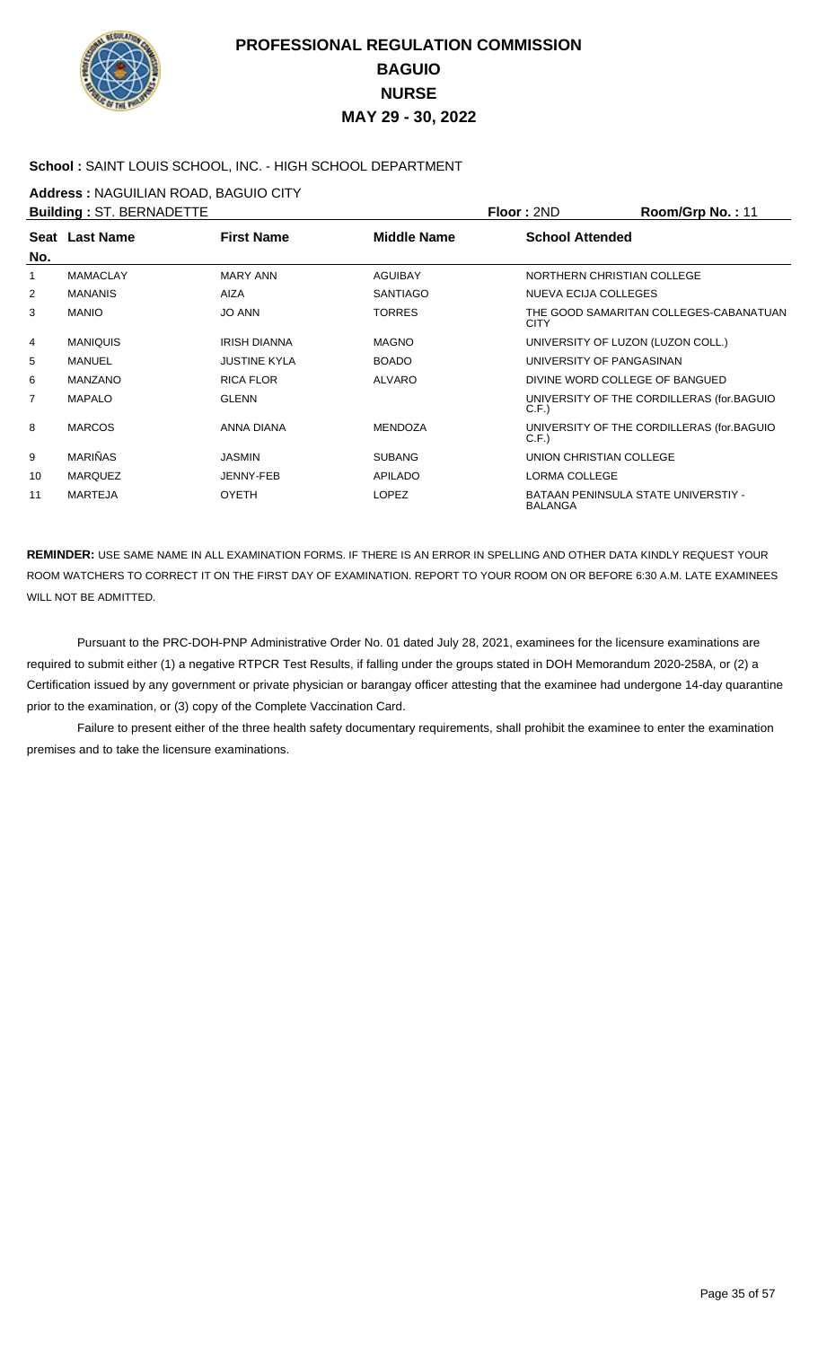# PROFESSIONAL REGULATION COMMISSION
## BAGUIO
## NURSE
## MAY 29 - 30, 2022

**School :** SAINT LOUIS SCHOOL, INC. - HIGH SCHOOL DEPARTMENT

**Address :** NAGUILIAN ROAD, BAGUIO CITY

**Building :** ST. BERNADETTE **Floor :** 2ND **Room/Grp No. :** 11

| Seat No. | Last Name | First Name | Middle Name | School Attended |
|---|---|---|---|---|
| 1 | MAMACLAY | MARY ANN | AGUIBAY | NORTHERN CHRISTIAN COLLEGE |
| 2 | MANANIS | AIZA | SANTIAGO | NUEVA ECIJA COLLEGES |
| 3 | MANIO | JO ANN | TORRES | THE GOOD SAMARITAN COLLEGES-CABANATUAN CITY |
| 4 | MANIQUIS | IRISH DIANNA | MAGNO | UNIVERSITY OF LUZON (LUZON COLL.) |
| 5 | MANUEL | JUSTINE KYLA | BOADO | UNIVERSITY OF PANGASINAN |
| 6 | MANZANO | RICA FLOR | ALVARO | DIVINE WORD COLLEGE OF BANGUED |
| 7 | MAPALO | GLENN | | UNIVERSITY OF THE CORDILLERAS (for.BAGUIO C.F.) |
| 8 | MARCOS | ANNA DIANA | MENDOZA | UNIVERSITY OF THE CORDILLERAS (for.BAGUIO C.F.) |
| 9 | MARIÑAS | JASMIN | SUBANG | UNION CHRISTIAN COLLEGE |
| 10 | MARQUEZ | JENNY-FEB | APILADO | LORMA COLLEGE |
| 11 | MARTEJA | OYETH | LOPEZ | BATAAN PENINSULA STATE UNIVERSTIY - BALANGA |

**REMINDER:** USE SAME NAME IN ALL EXAMINATION FORMS. IF THERE IS AN ERROR IN SPELLING AND OTHER DATA KINDLY REQUEST YOUR ROOM WATCHERS TO CORRECT IT ON THE FIRST DAY OF EXAMINATION. REPORT TO YOUR ROOM ON OR BEFORE 6:30 A.M. LATE EXAMINEES WILL NOT BE ADMITTED.

Pursuant to the PRC-DOH-PNP Administrative Order No. 01 dated July 28, 2021, examinees for the licensure examinations are required to submit either (1) a negative RTPCR Test Results, if falling under the groups stated in DOH Memorandum 2020-258A, or (2) a Certification issued by any government or private physician or barangay officer attesting that the examinee had undergone 14-day quarantine prior to the examination, or (3) copy of the Complete Vaccination Card.

Failure to present either of the three health safety documentary requirements, shall prohibit the examinee to enter the examination premises and to take the licensure examinations.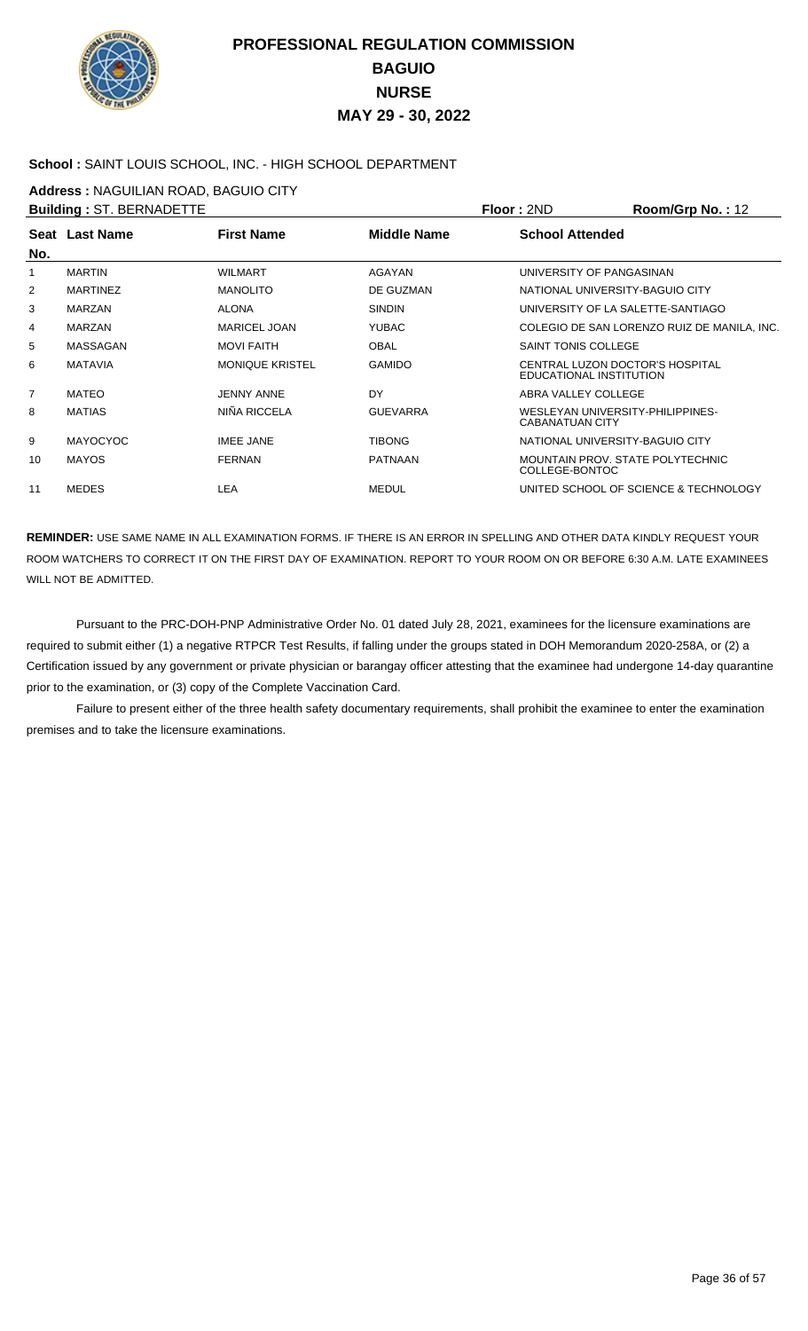# PROFESSIONAL REGULATION COMMISSION
## BAGUIO
## NURSE
## MAY 29 - 30, 2022

**School :** SAINT LOUIS SCHOOL, INC. - HIGH SCHOOL DEPARTMENT

**Address :** NAGUILIAN ROAD, BAGUIO CITY

**Building :** ST. BERNADETTE **Floor :** 2ND **Room/Grp No. :** 12

| Seat No. | Last Name | First Name | Middle Name | School Attended |
|---|---|---|---|---|
| 1 | MARTIN | WILMART | AGAYAN | UNIVERSITY OF PANGASINAN |
| 2 | MARTINEZ | MANOLITO | DE GUZMAN | NATIONAL UNIVERSITY-BAGUIO CITY |
| 3 | MARZAN | ALONA | SINDIN | UNIVERSITY OF LA SALETTE-SANTIAGO |
| 4 | MARZAN | MARICEL JOAN | YUBAC | COLEGIO DE SAN LORENZO RUIZ DE MANILA, INC. |
| 5 | MASSAGAN | MOVI FAITH | OBAL | SAINT TONIS COLLEGE |
| 6 | MATAVIA | MONIQUE KRISTEL | GAMIDO | CENTRAL LUZON DOCTOR'S HOSPITAL EDUCATIONAL INSTITUTION |
| 7 | MATEO | JENNY ANNE | DY | ABRA VALLEY COLLEGE |
| 8 | MATIAS | NIÑA RICCELA | GUEVARRA | WESLEYAN UNIVERSITY-PHILIPPINES-CABANATUAN CITY |
| 9 | MAYOCYOC | IMEE JANE | TIBONG | NATIONAL UNIVERSITY-BAGUIO CITY |
| 10 | MAYOS | FERNAN | PATNAAN | MOUNTAIN PROV. STATE POLYTECHNIC COLLEGE-BONTOC |
| 11 | MEDES | LEA | MEDUL | UNITED SCHOOL OF SCIENCE & TECHNOLOGY |

**REMINDER:** USE SAME NAME IN ALL EXAMINATION FORMS. IF THERE IS AN ERROR IN SPELLING AND OTHER DATA KINDLY REQUEST YOUR ROOM WATCHERS TO CORRECT IT ON THE FIRST DAY OF EXAMINATION. REPORT TO YOUR ROOM ON OR BEFORE 6:30 A.M. LATE EXAMINEES WILL NOT BE ADMITTED.

Pursuant to the PRC-DOH-PNP Administrative Order No. 01 dated July 28, 2021, examinees for the licensure examinations are required to submit either (1) a negative RTPCR Test Results, if falling under the groups stated in DOH Memorandum 2020-258A, or (2) a Certification issued by any government or private physician or barangay officer attesting that the examinee had undergone 14-day quarantine prior to the examination, or (3) copy of the Complete Vaccination Card.

Failure to present either of the three health safety documentary requirements, shall prohibit the examinee to enter the examination premises and to take the licensure examinations.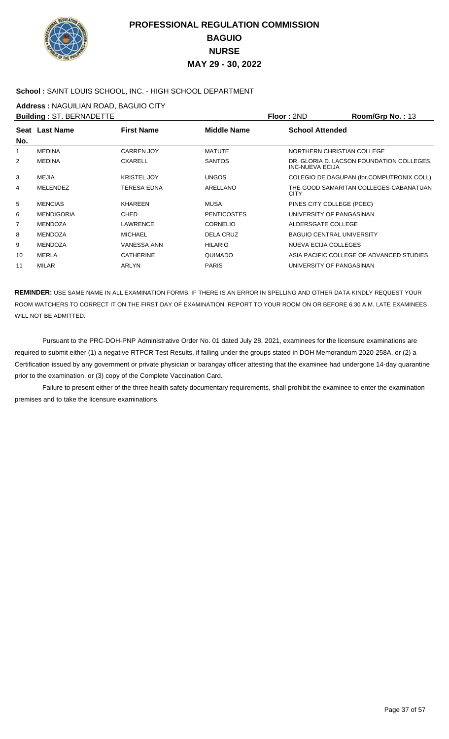# PROFESSIONAL REGULATION COMMISSION
## BAGUIO
## NURSE
## MAY 29 - 30, 2022

**School :** SAINT LOUIS SCHOOL, INC. - HIGH SCHOOL DEPARTMENT

**Address :** NAGUILIAN ROAD, BAGUIO CITY

**Building :** ST. BERNADETTE　　**Floor :** 2ND　　**Room/Grp No. :** 13

| Seat No. | Last Name | First Name | Middle Name | School Attended |
|---|---|---|---|---|
| 1 | MEDINA | CARREN JOY | MATUTE | NORTHERN CHRISTIAN COLLEGE |
| 2 | MEDINA | CXARELL | SANTOS | DR. GLORIA D. LACSON FOUNDATION COLLEGES, INC-NUEVA ECIJA |
| 3 | MEJIA | KRISTEL JOY | UNGOS | COLEGIO DE DAGUPAN (for.COMPUTRONIX COLL) |
| 4 | MELENDEZ | TERESA EDNA | ARELLANO | THE GOOD SAMARITAN COLLEGES-CABANATUAN CITY |
| 5 | MENCIAS | KHAREEN | MUSA | PINES CITY COLLEGE (PCEC) |
| 6 | MENDIGORIA | CHED | PENTICOSTES | UNIVERSITY OF PANGASINAN |
| 7 | MENDOZA | LAWRENCE | CORNELIO | ALDERSGATE COLLEGE |
| 8 | MENDOZA | MICHAEL | DELA CRUZ | BAGUIO CENTRAL UNIVERSITY |
| 9 | MENDOZA | VANESSA ANN | HILARIO | NUEVA ECIJA COLLEGES |
| 10 | MERLA | CATHERINE | QUIMADO | ASIA PACIFIC COLLEGE OF ADVANCED STUDIES |
| 11 | MILAR | ARLYN | PARIS | UNIVERSITY OF PANGASINAN |

**REMINDER:** USE SAME NAME IN ALL EXAMINATION FORMS. IF THERE IS AN ERROR IN SPELLING AND OTHER DATA KINDLY REQUEST YOUR ROOM WATCHERS TO CORRECT IT ON THE FIRST DAY OF EXAMINATION. REPORT TO YOUR ROOM ON OR BEFORE 6:30 A.M. LATE EXAMINEES WILL NOT BE ADMITTED.

Pursuant to the PRC-DOH-PNP Administrative Order No. 01 dated July 28, 2021, examinees for the licensure examinations are required to submit either (1) a negative RTPCR Test Results, if falling under the groups stated in DOH Memorandum 2020-258A, or (2) a Certification issued by any government or private physician or barangay officer attesting that the examinee had undergone 14-day quarantine prior to the examination, or (3) copy of the Complete Vaccination Card.

Failure to present either of the three health safety documentary requirements, shall prohibit the examinee to enter the examination premises and to take the licensure examinations.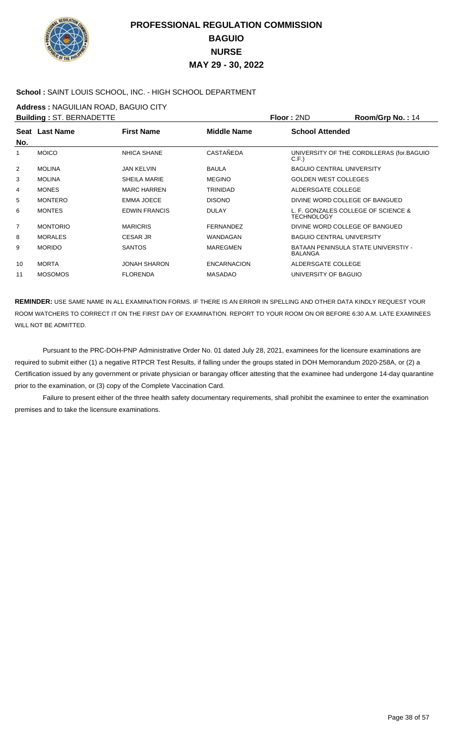# PROFESSIONAL REGULATION COMMISSION
## BAGUIO
## NURSE
## MAY 29 - 30, 2022

**School :** SAINT LOUIS SCHOOL, INC. - HIGH SCHOOL DEPARTMENT

**Address :** NAGUILIAN ROAD, BAGUIO CITY

**Building :** ST. BERNADETTE **Floor :** 2ND **Room/Grp No. :** 14

| Seat No. | Last Name | First Name | Middle Name | School Attended |
|---|---|---|---|---|
| 1 | MOICO | NHICA SHANE | CASTAÑEDA | UNIVERSITY OF THE CORDILLERAS (for.BAGUIO C.F.) |
| 2 | MOLINA | JAN KELVIN | BAULA | BAGUIO CENTRAL UNIVERSITY |
| 3 | MOLINA | SHEILA MARIE | MEGINO | GOLDEN WEST COLLEGES |
| 4 | MONES | MARC HARREN | TRINIDAD | ALDERSGATE COLLEGE |
| 5 | MONTERO | EMMA JOECE | DISONO | DIVINE WORD COLLEGE OF BANGUED |
| 6 | MONTES | EDWIN FRANCIS | DULAY | L. F. GONZALES COLLEGE OF SCIENCE & TECHNOLOGY |
| 7 | MONTORIO | MARICRIS | FERNANDEZ | DIVINE WORD COLLEGE OF BANGUED |
| 8 | MORALES | CESAR JR | WANDAGAN | BAGUIO CENTRAL UNIVERSITY |
| 9 | MORIDO | SANTOS | MAREGMEN | BATAAN PENINSULA STATE UNIVERSTIY - BALANGA |
| 10 | MORTA | JONAH SHARON | ENCARNACION | ALDERSGATE COLLEGE |
| 11 | MOSOMOS | FLORENDA | MASADAO | UNIVERSITY OF BAGUIO |

**REMINDER:** USE SAME NAME IN ALL EXAMINATION FORMS. IF THERE IS AN ERROR IN SPELLING AND OTHER DATA KINDLY REQUEST YOUR ROOM WATCHERS TO CORRECT IT ON THE FIRST DAY OF EXAMINATION. REPORT TO YOUR ROOM ON OR BEFORE 6:30 A.M. LATE EXAMINEES WILL NOT BE ADMITTED.

Pursuant to the PRC-DOH-PNP Administrative Order No. 01 dated July 28, 2021, examinees for the licensure examinations are required to submit either (1) a negative RTPCR Test Results, if falling under the groups stated in DOH Memorandum 2020-258A, or (2) a Certification issued by any government or private physician or barangay officer attesting that the examinee had undergone 14-day quarantine prior to the examination, or (3) copy of the Complete Vaccination Card.

Failure to present either of the three health safety documentary requirements, shall prohibit the examinee to enter the examination premises and to take the licensure examinations.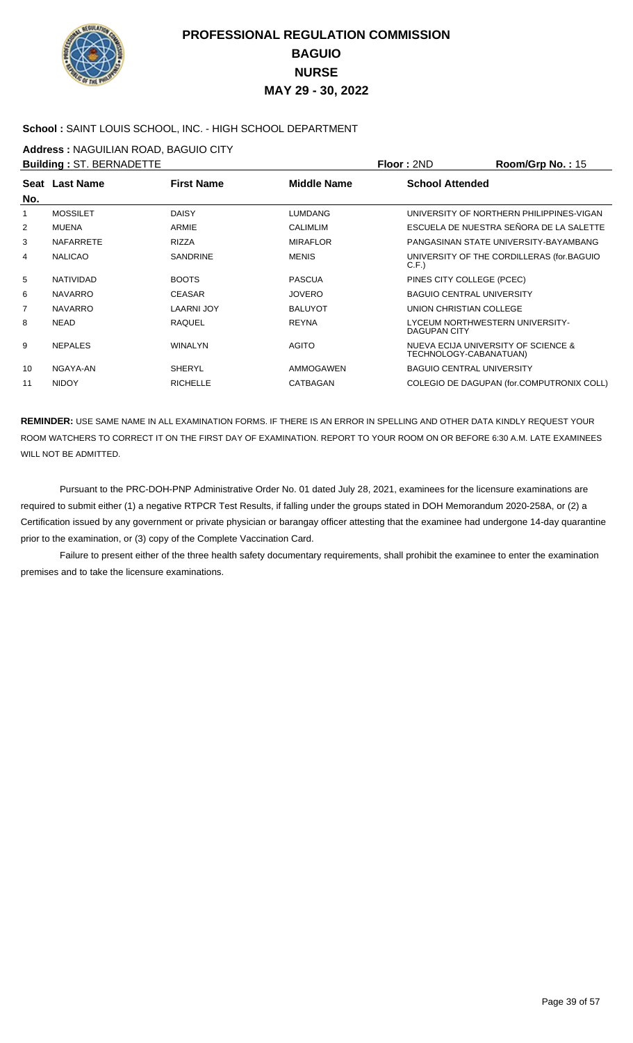# PROFESSIONAL REGULATION COMMISSION
## BAGUIO
## NURSE
## MAY 29 - 30, 2022

**School :** SAINT LOUIS SCHOOL, INC. - HIGH SCHOOL DEPARTMENT

**Address :** NAGUILIAN ROAD, BAGUIO CITY

**Building :** ST. BERNADETTE **Floor :** 2ND **Room/Grp No. :** 15

| Seat No. | Last Name | First Name | Middle Name | School Attended |
|---|---|---|---|---|
| 1 | MOSSILET | DAISY | LUMDANG | UNIVERSITY OF NORTHERN PHILIPPINES-VIGAN |
| 2 | MUENA | ARMIE | CALIMLIM | ESCUELA DE NUESTRA SEÑORA DE LA SALETTE |
| 3 | NAFARRETE | RIZZA | MIRAFLOR | PANGASINAN STATE UNIVERSITY-BAYAMBANG |
| 4 | NALICAO | SANDRINE | MENIS | UNIVERSITY OF THE CORDILLERAS (for.BAGUIO C.F.) |
| 5 | NATIVIDAD | BOOTS | PASCUA | PINES CITY COLLEGE (PCEC) |
| 6 | NAVARRO | CEASAR | JOVERO | BAGUIO CENTRAL UNIVERSITY |
| 7 | NAVARRO | LAARNI JOY | BALUYOT | UNION CHRISTIAN COLLEGE |
| 8 | NEAD | RAQUEL | REYNA | LYCEUM NORTHWESTERN UNIVERSITY-DAGUPAN CITY |
| 9 | NEPALES | WINALYN | AGITO | NUEVA ECIJA UNIVERSITY OF SCIENCE & TECHNOLOGY-CABANATUAN) |
| 10 | NGAYA-AN | SHERYL | AMMOGAWEN | BAGUIO CENTRAL UNIVERSITY |
| 11 | NIDOY | RICHELLE | CATBAGAN | COLEGIO DE DAGUPAN (for.COMPUTRONIX COLL) |

**REMINDER:** USE SAME NAME IN ALL EXAMINATION FORMS. IF THERE IS AN ERROR IN SPELLING AND OTHER DATA KINDLY REQUEST YOUR ROOM WATCHERS TO CORRECT IT ON THE FIRST DAY OF EXAMINATION. REPORT TO YOUR ROOM ON OR BEFORE 6:30 A.M. LATE EXAMINEES WILL NOT BE ADMITTED.

Pursuant to the PRC-DOH-PNP Administrative Order No. 01 dated July 28, 2021, examinees for the licensure examinations are required to submit either (1) a negative RTPCR Test Results, if falling under the groups stated in DOH Memorandum 2020-258A, or (2) a Certification issued by any government or private physician or barangay officer attesting that the examinee had undergone 14-day quarantine prior to the examination, or (3) copy of the Complete Vaccination Card.

Failure to present either of the three health safety documentary requirements, shall prohibit the examinee to enter the examination premises and to take the licensure examinations.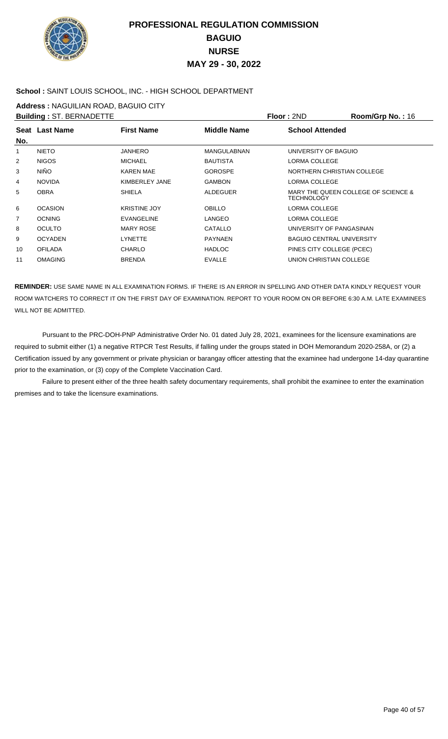# PROFESSIONAL REGULATION COMMISSION
## BAGUIO
## NURSE
## MAY 29 - 30, 2022

**School :** SAINT LOUIS SCHOOL, INC. - HIGH SCHOOL DEPARTMENT

**Address :** NAGUILIAN ROAD, BAGUIO CITY

**Building :** ST. BERNADETTE **Floor :** 2ND **Room/Grp No. :** 16

| Seat No. | Last Name | First Name | Middle Name | School Attended |
|---|---|---|---|---|
| 1 | NIETO | JANHERO | MANGULABNAN | UNIVERSITY OF BAGUIO |
| 2 | NIGOS | MICHAEL | BAUTISTA | LORMA COLLEGE |
| 3 | NIÑO | KAREN MAE | GOROSPE | NORTHERN CHRISTIAN COLLEGE |
| 4 | NOVIDA | KIMBERLEY JANE | GAMBON | LORMA COLLEGE |
| 5 | OBRA | SHIELA | ALDEGUER | MARY THE QUEEN COLLEGE OF SCIENCE & TECHNOLOGY |
| 6 | OCASION | KRISTINE JOY | OBILLO | LORMA COLLEGE |
| 7 | OCNING | EVANGELINE | LANGEO | LORMA COLLEGE |
| 8 | OCULTO | MARY ROSE | CATALLO | UNIVERSITY OF PANGASINAN |
| 9 | OCYADEN | LYNETTE | PAYNAEN | BAGUIO CENTRAL UNIVERSITY |
| 10 | OFILADA | CHARLO | HADLOC | PINES CITY COLLEGE (PCEC) |
| 11 | OMAGING | BRENDA | EVALLE | UNION CHRISTIAN COLLEGE |

**REMINDER:** USE SAME NAME IN ALL EXAMINATION FORMS. IF THERE IS AN ERROR IN SPELLING AND OTHER DATA KINDLY REQUEST YOUR ROOM WATCHERS TO CORRECT IT ON THE FIRST DAY OF EXAMINATION. REPORT TO YOUR ROOM ON OR BEFORE 6:30 A.M. LATE EXAMINEES WILL NOT BE ADMITTED.

Pursuant to the PRC-DOH-PNP Administrative Order No. 01 dated July 28, 2021, examinees for the licensure examinations are required to submit either (1) a negative RTPCR Test Results, if falling under the groups stated in DOH Memorandum 2020-258A, or (2) a Certification issued by any government or private physician or barangay officer attesting that the examinee had undergone 14-day quarantine prior to the examination, or (3) copy of the Complete Vaccination Card.

Failure to present either of the three health safety documentary requirements, shall prohibit the examinee to enter the examination premises and to take the licensure examinations.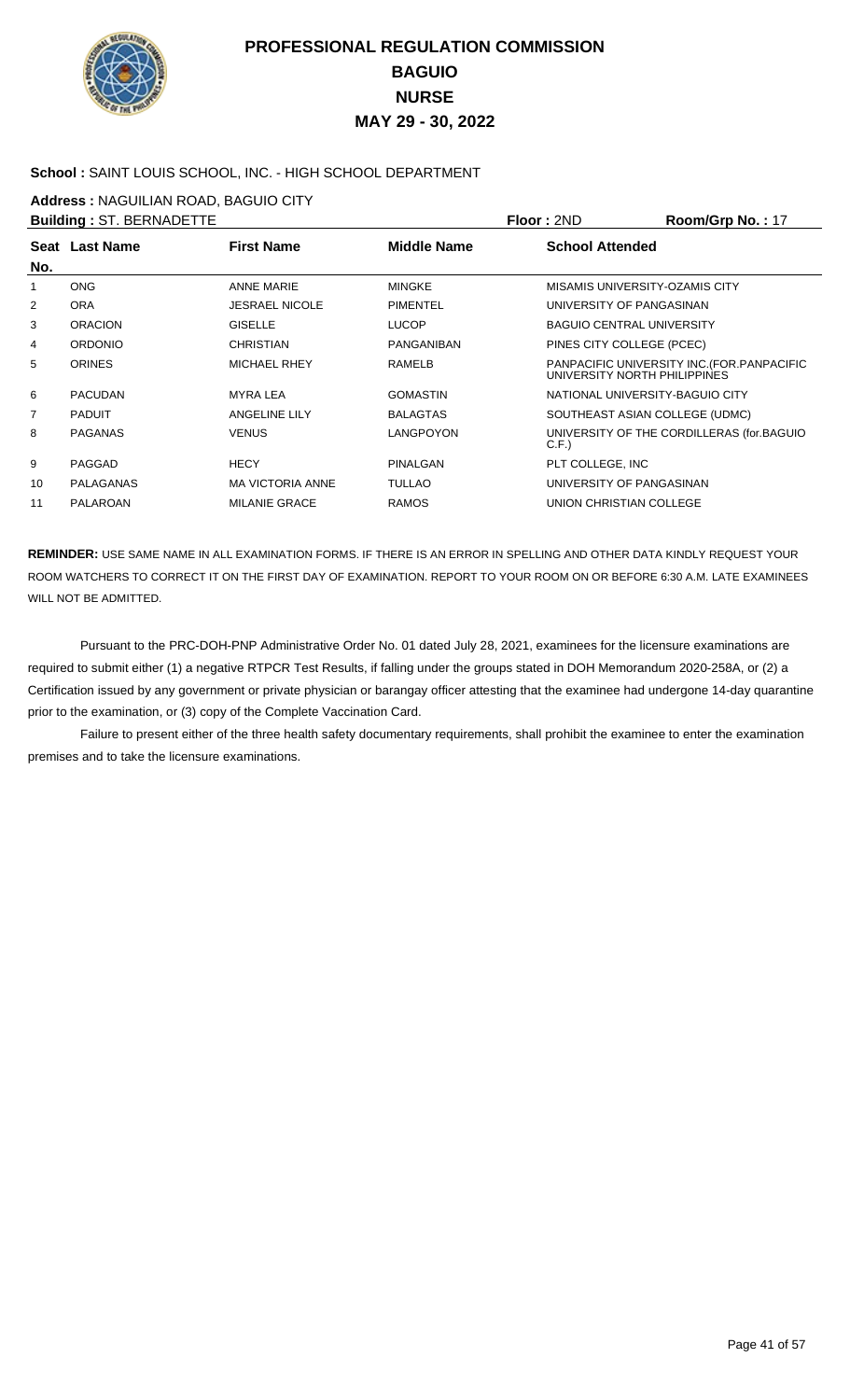# PROFESSIONAL REGULATION COMMISSION
## BAGUIO
## NURSE
## MAY 29 - 30, 2022

**School :** SAINT LOUIS SCHOOL, INC. - HIGH SCHOOL DEPARTMENT

**Address :** NAGUILIAN ROAD, BAGUIO CITY

**Building :** ST. BERNADETTE **Floor :** 2ND **Room/Grp No. :** 17

| Seat No. | Last Name | First Name | Middle Name | School Attended |
|---|---|---|---|---|
| 1 | ONG | ANNE MARIE | MINGKE | MISAMIS UNIVERSITY-OZAMIS CITY |
| 2 | ORA | JESRAEL NICOLE | PIMENTEL | UNIVERSITY OF PANGASINAN |
| 3 | ORACION | GISELLE | LUCOP | BAGUIO CENTRAL UNIVERSITY |
| 4 | ORDONIO | CHRISTIAN | PANGANIBAN | PINES CITY COLLEGE (PCEC) |
| 5 | ORINES | MICHAEL RHEY | RAMELB | PANPACIFIC UNIVERSITY INC.(FOR.PANPACIFIC UNIVERSITY NORTH PHILIPPINES |
| 6 | PACUDAN | MYRA LEA | GOMASTIN | NATIONAL UNIVERSITY-BAGUIO CITY |
| 7 | PADUIT | ANGELINE LILY | BALAGTAS | SOUTHEAST ASIAN COLLEGE (UDMC) |
| 8 | PAGANAS | VENUS | LANGPOYON | UNIVERSITY OF THE CORDILLERAS (for.BAGUIO C.F.) |
| 9 | PAGGAD | HECY | PINALGAN | PLT COLLEGE, INC |
| 10 | PALAGANAS | MA VICTORIA ANNE | TULLAO | UNIVERSITY OF PANGASINAN |
| 11 | PALAROAN | MILANIE GRACE | RAMOS | UNION CHRISTIAN COLLEGE |

**REMINDER:** USE SAME NAME IN ALL EXAMINATION FORMS. IF THERE IS AN ERROR IN SPELLING AND OTHER DATA KINDLY REQUEST YOUR ROOM WATCHERS TO CORRECT IT ON THE FIRST DAY OF EXAMINATION. REPORT TO YOUR ROOM ON OR BEFORE 6:30 A.M. LATE EXAMINEES WILL NOT BE ADMITTED.

Pursuant to the PRC-DOH-PNP Administrative Order No. 01 dated July 28, 2021, examinees for the licensure examinations are required to submit either (1) a negative RTPCR Test Results, if falling under the groups stated in DOH Memorandum 2020-258A, or (2) a Certification issued by any government or private physician or barangay officer attesting that the examinee had undergone 14-day quarantine prior to the examination, or (3) copy of the Complete Vaccination Card.

Failure to present either of the three health safety documentary requirements, shall prohibit the examinee to enter the examination premises and to take the licensure examinations.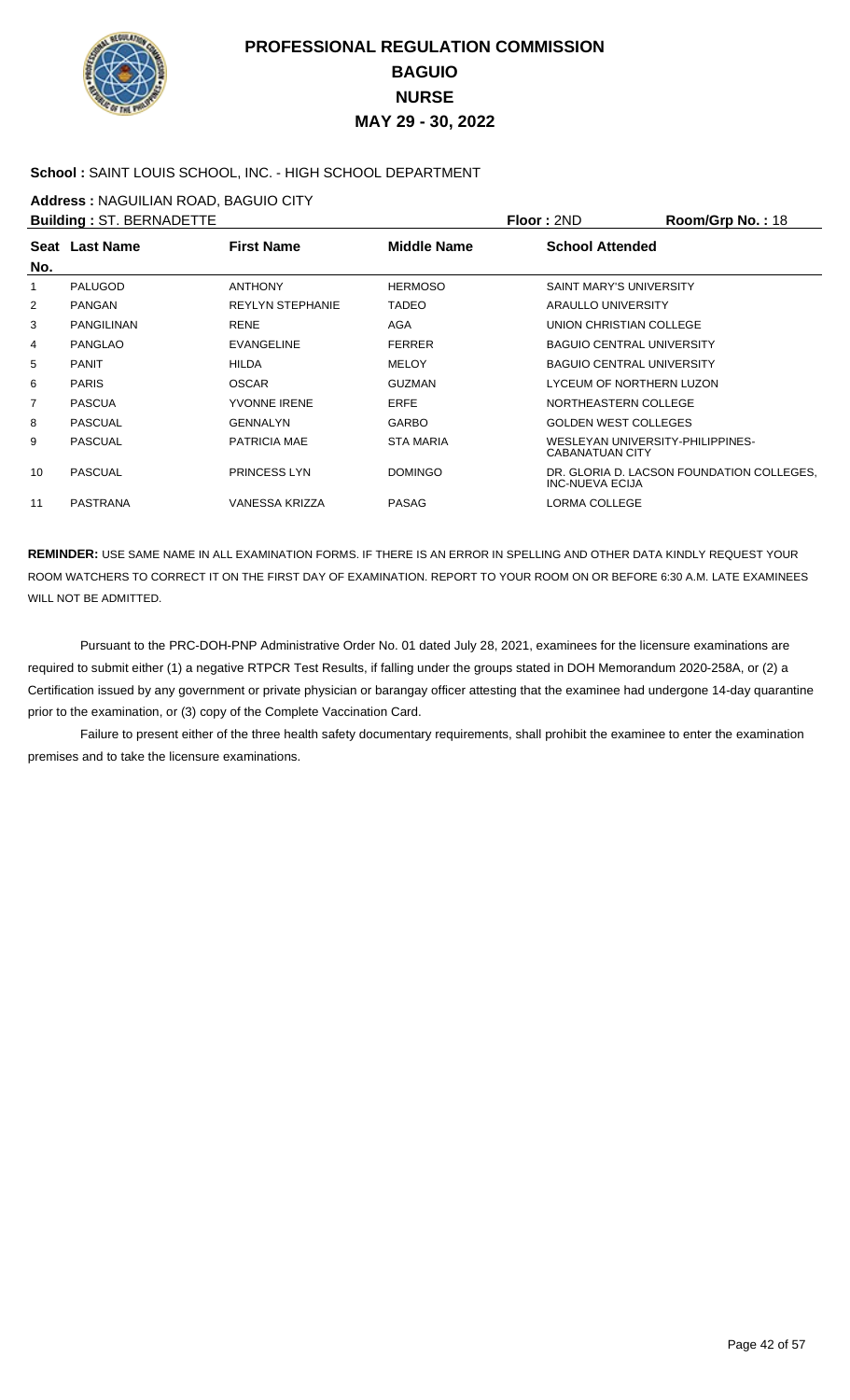# PROFESSIONAL REGULATION COMMISSION
## BAGUIO
## NURSE
## MAY 29 - 30, 2022

**School :** SAINT LOUIS SCHOOL, INC. - HIGH SCHOOL DEPARTMENT

**Address :** NAGUILIAN ROAD, BAGUIO CITY

**Building :** ST. BERNADETTE **Floor :** 2ND **Room/Grp No. :** 18

| Seat No. | Last Name | First Name | Middle Name | School Attended |
|---|---|---|---|---|
| 1 | PALUGOD | ANTHONY | HERMOSO | SAINT MARY'S UNIVERSITY |
| 2 | PANGAN | REYLYN STEPHANIE | TADEO | ARAULLO UNIVERSITY |
| 3 | PANGILINAN | RENE | AGA | UNION CHRISTIAN COLLEGE |
| 4 | PANGLAO | EVANGELINE | FERRER | BAGUIO CENTRAL UNIVERSITY |
| 5 | PANIT | HILDA | MELOY | BAGUIO CENTRAL UNIVERSITY |
| 6 | PARIS | OSCAR | GUZMAN | LYCEUM OF NORTHERN LUZON |
| 7 | PASCUA | YVONNE IRENE | ERFE | NORTHEASTERN COLLEGE |
| 8 | PASCUAL | GENNALYN | GARBO | GOLDEN WEST COLLEGES |
| 9 | PASCUAL | PATRICIA MAE | STA MARIA | WESLEYAN UNIVERSITY-PHILIPPINES-CABANATUAN CITY |
| 10 | PASCUAL | PRINCESS LYN | DOMINGO | DR. GLORIA D. LACSON FOUNDATION COLLEGES, INC-NUEVA ECIJA |
| 11 | PASTRANA | VANESSA KRIZZA | PASAG | LORMA COLLEGE |

**REMINDER:** USE SAME NAME IN ALL EXAMINATION FORMS. IF THERE IS AN ERROR IN SPELLING AND OTHER DATA KINDLY REQUEST YOUR ROOM WATCHERS TO CORRECT IT ON THE FIRST DAY OF EXAMINATION. REPORT TO YOUR ROOM ON OR BEFORE 6:30 A.M. LATE EXAMINEES WILL NOT BE ADMITTED.

Pursuant to the PRC-DOH-PNP Administrative Order No. 01 dated July 28, 2021, examinees for the licensure examinations are required to submit either (1) a negative RTPCR Test Results, if falling under the groups stated in DOH Memorandum 2020-258A, or (2) a Certification issued by any government or private physician or barangay officer attesting that the examinee had undergone 14-day quarantine prior to the examination, or (3) copy of the Complete Vaccination Card.

Failure to present either of the three health safety documentary requirements, shall prohibit the examinee to enter the examination premises and to take the licensure examinations.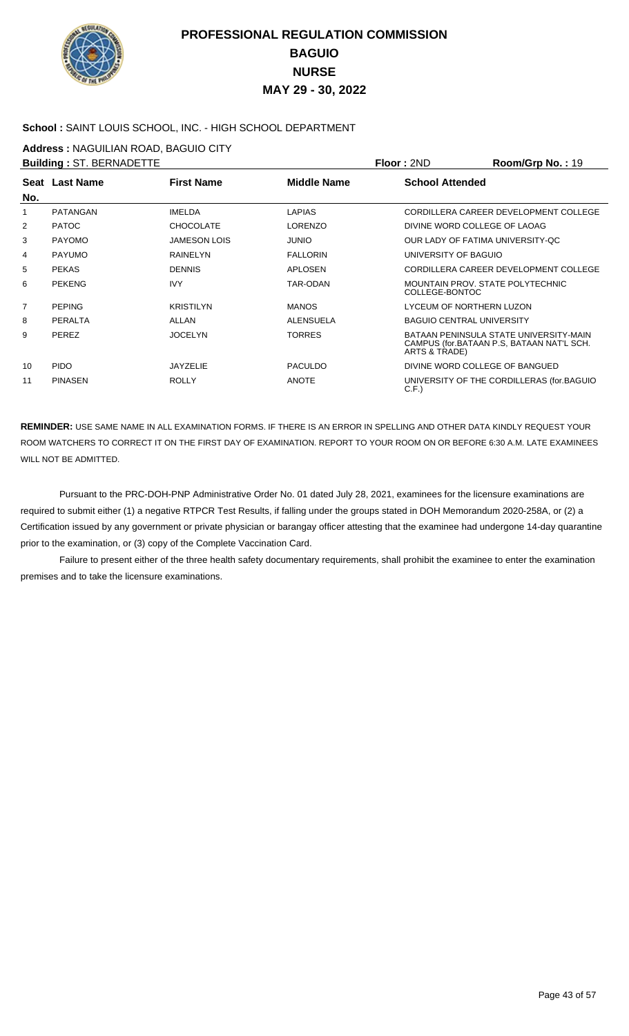# PROFESSIONAL REGULATION COMMISSION
## BAGUIO
## NURSE
## MAY 29 - 30, 2022

**School :** SAINT LOUIS SCHOOL, INC. - HIGH SCHOOL DEPARTMENT

**Address :** NAGUILIAN ROAD, BAGUIO CITY

**Building :** ST. BERNADETTE | **Floor :** 2ND | **Room/Grp No. :** 19

| Seat No. | Last Name | First Name | Middle Name | School Attended |
|---|---|---|---|---|
| 1 | PATANGAN | IMELDA | LAPIAS | CORDILLERA CAREER DEVELOPMENT COLLEGE |
| 2 | PATOC | CHOCOLATE | LORENZO | DIVINE WORD COLLEGE OF LAOAG |
| 3 | PAYOMO | JAMESON LOIS | JUNIO | OUR LADY OF FATIMA UNIVERSITY-QC |
| 4 | PAYUMO | RAINELYN | FALLORIN | UNIVERSITY OF BAGUIO |
| 5 | PEKAS | DENNIS | APLOSEN | CORDILLERA CAREER DEVELOPMENT COLLEGE |
| 6 | PEKENG | IVY | TAR-ODAN | MOUNTAIN PROV. STATE POLYTECHNIC COLLEGE-BONTOC |
| 7 | PEPING | KRISTILYN | MANOS | LYCEUM OF NORTHERN LUZON |
| 8 | PERALTA | ALLAN | ALENSUELA | BAGUIO CENTRAL UNIVERSITY |
| 9 | PEREZ | JOCELYN | TORRES | BATAAN PENINSULA STATE UNIVERSITY-MAIN CAMPUS (for.BATAAN P.S, BATAAN NAT'L SCH. ARTS & TRADE) |
| 10 | PIDO | JAYZELIE | PACULDO | DIVINE WORD COLLEGE OF BANGUED |
| 11 | PINASEN | ROLLY | ANOTE | UNIVERSITY OF THE CORDILLERAS (for.BAGUIO C.F.) |

**REMINDER:** USE SAME NAME IN ALL EXAMINATION FORMS. IF THERE IS AN ERROR IN SPELLING AND OTHER DATA KINDLY REQUEST YOUR ROOM WATCHERS TO CORRECT IT ON THE FIRST DAY OF EXAMINATION. REPORT TO YOUR ROOM ON OR BEFORE 6:30 A.M. LATE EXAMINEES WILL NOT BE ADMITTED.

Pursuant to the PRC-DOH-PNP Administrative Order No. 01 dated July 28, 2021, examinees for the licensure examinations are required to submit either (1) a negative RTPCR Test Results, if falling under the groups stated in DOH Memorandum 2020-258A, or (2) a Certification issued by any government or private physician or barangay officer attesting that the examinee had undergone 14-day quarantine prior to the examination, or (3) copy of the Complete Vaccination Card.

Failure to present either of the three health safety documentary requirements, shall prohibit the examinee to enter the examination premises and to take the licensure examinations.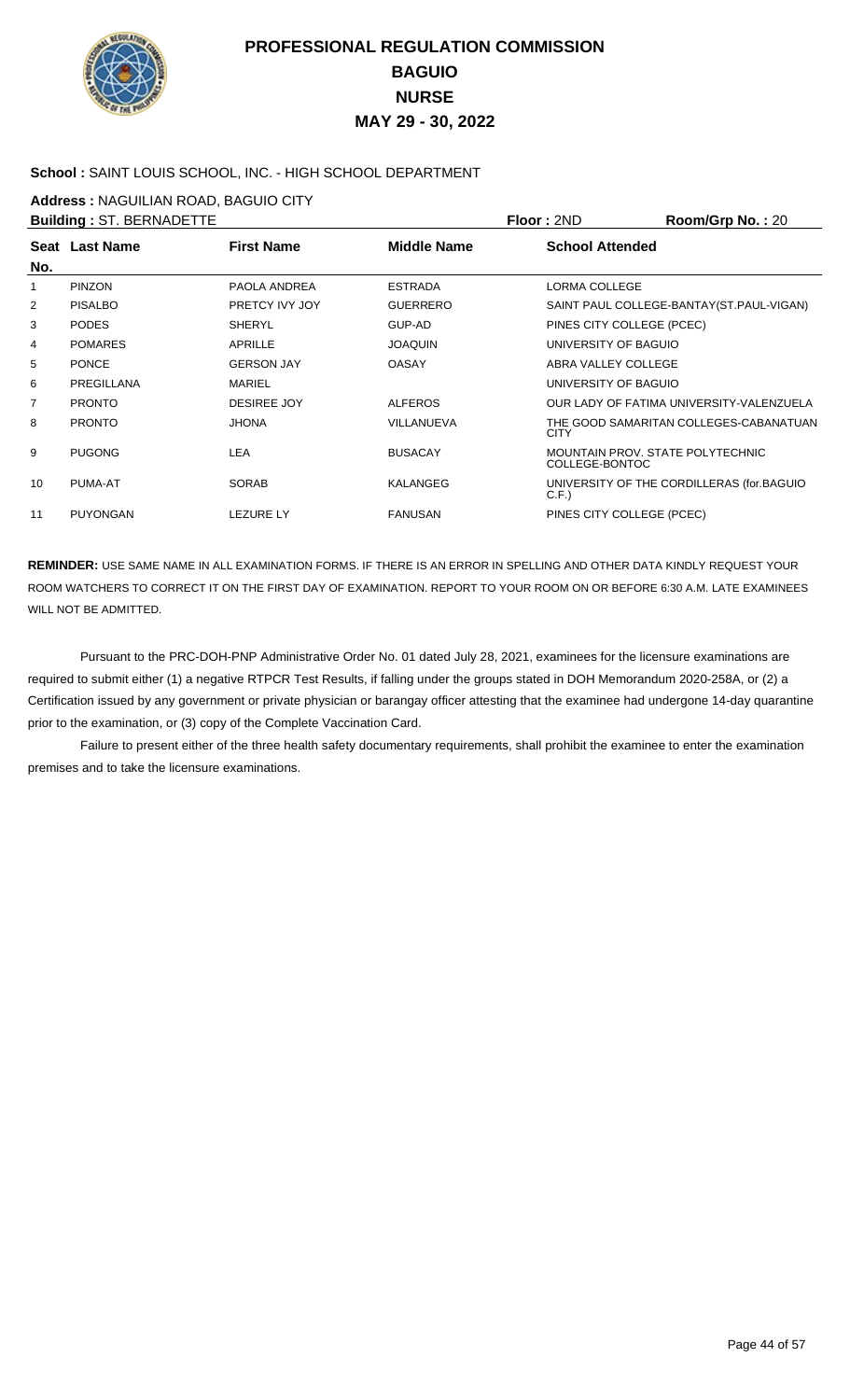# PROFESSIONAL REGULATION COMMISSION
## BAGUIO
## NURSE
## MAY 29 - 30, 2022

**School :** SAINT LOUIS SCHOOL, INC. - HIGH SCHOOL DEPARTMENT

**Address :** NAGUILIAN ROAD, BAGUIO CITY

**Building :** ST. BERNADETTE **Floor :** 2ND **Room/Grp No. :** 20

| Seat No. | Last Name | First Name | Middle Name | School Attended |
|---|---|---|---|---|
| 1 | PINZON | PAOLA ANDREA | ESTRADA | LORMA COLLEGE |
| 2 | PISALBO | PRETCY IVY JOY | GUERRERO | SAINT PAUL COLLEGE-BANTAY(ST.PAUL-VIGAN) |
| 3 | PODES | SHERYL | GUP-AD | PINES CITY COLLEGE (PCEC) |
| 4 | POMARES | APRILLE | JOAQUIN | UNIVERSITY OF BAGUIO |
| 5 | PONCE | GERSON JAY | OASAY | ABRA VALLEY COLLEGE |
| 6 | PREGILLANA | MARIEL | | UNIVERSITY OF BAGUIO |
| 7 | PRONTO | DESIREE JOY | ALFEROS | OUR LADY OF FATIMA UNIVERSITY-VALENZUELA |
| 8 | PRONTO | JHONA | VILLANUEVA | THE GOOD SAMARITAN COLLEGES-CABANATUAN CITY |
| 9 | PUGONG | LEA | BUSACAY | MOUNTAIN PROV. STATE POLYTECHNIC COLLEGE-BONTOC |
| 10 | PUMA-AT | SORAB | KALANGEG | UNIVERSITY OF THE CORDILLERAS (for.BAGUIO C.F.) |
| 11 | PUYONGAN | LEZURE LY | FANUSAN | PINES CITY COLLEGE (PCEC) |

**REMINDER:** USE SAME NAME IN ALL EXAMINATION FORMS. IF THERE IS AN ERROR IN SPELLING AND OTHER DATA KINDLY REQUEST YOUR ROOM WATCHERS TO CORRECT IT ON THE FIRST DAY OF EXAMINATION. REPORT TO YOUR ROOM ON OR BEFORE 6:30 A.M. LATE EXAMINEES WILL NOT BE ADMITTED.

Pursuant to the PRC-DOH-PNP Administrative Order No. 01 dated July 28, 2021, examinees for the licensure examinations are required to submit either (1) a negative RTPCR Test Results, if falling under the groups stated in DOH Memorandum 2020-258A, or (2) a Certification issued by any government or private physician or barangay officer attesting that the examinee had undergone 14-day quarantine prior to the examination, or (3) copy of the Complete Vaccination Card.

Failure to present either of the three health safety documentary requirements, shall prohibit the examinee to enter the examination premises and to take the licensure examinations.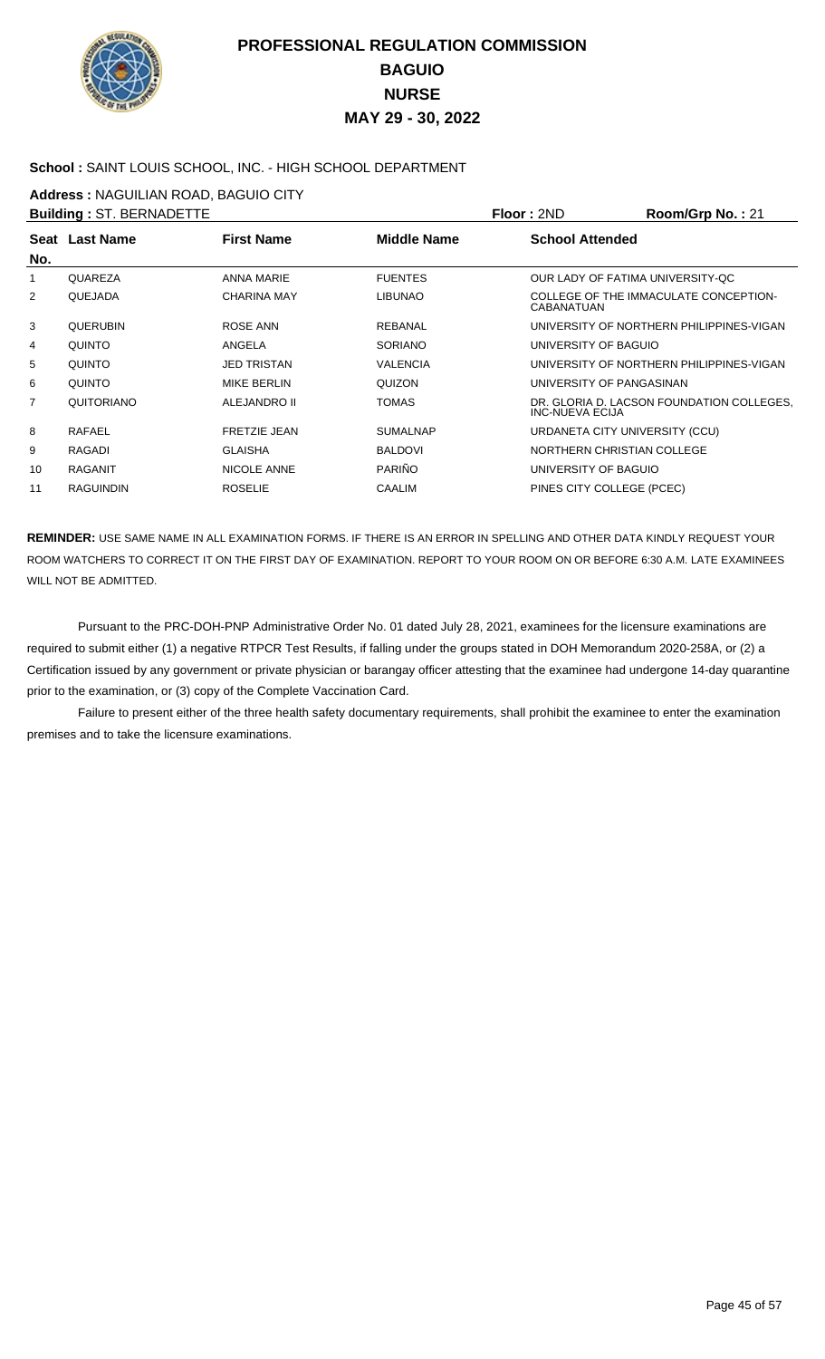# PROFESSIONAL REGULATION COMMISSION
## BAGUIO
## NURSE
## MAY 29 - 30, 2022

**School :** SAINT LOUIS SCHOOL, INC. - HIGH SCHOOL DEPARTMENT

**Address :** NAGUILIAN ROAD, BAGUIO CITY

**Building :** ST. BERNADETTE  **Floor :** 2ND  **Room/Grp No. :** 21

| Seat No. | Last Name | First Name | Middle Name | School Attended |
|---|---|---|---|---|
| 1 | QUAREZA | ANNA MARIE | FUENTES | OUR LADY OF FATIMA UNIVERSITY-QC |
| 2 | QUEJADA | CHARINA MAY | LIBUNAO | COLLEGE OF THE IMMACULATE CONCEPTION-CABANATUAN |
| 3 | QUERUBIN | ROSE ANN | REBANAL | UNIVERSITY OF NORTHERN PHILIPPINES-VIGAN |
| 4 | QUINTO | ANGELA | SORIANO | UNIVERSITY OF BAGUIO |
| 5 | QUINTO | JED TRISTAN | VALENCIA | UNIVERSITY OF NORTHERN PHILIPPINES-VIGAN |
| 6 | QUINTO | MIKE BERLIN | QUIZON | UNIVERSITY OF PANGASINAN |
| 7 | QUITORIANO | ALEJANDRO II | TOMAS | DR. GLORIA D. LACSON FOUNDATION COLLEGES, INC-NUEVA ECIJA |
| 8 | RAFAEL | FRETZIE JEAN | SUMALNAP | URDANETA CITY UNIVERSITY (CCU) |
| 9 | RAGADI | GLAISHA | BALDOVI | NORTHERN CHRISTIAN COLLEGE |
| 10 | RAGANIT | NICOLE ANNE | PARIÑO | UNIVERSITY OF BAGUIO |
| 11 | RAGUINDIN | ROSELIE | CAALIM | PINES CITY COLLEGE (PCEC) |

**REMINDER:** USE SAME NAME IN ALL EXAMINATION FORMS. IF THERE IS AN ERROR IN SPELLING AND OTHER DATA KINDLY REQUEST YOUR ROOM WATCHERS TO CORRECT IT ON THE FIRST DAY OF EXAMINATION. REPORT TO YOUR ROOM ON OR BEFORE 6:30 A.M. LATE EXAMINEES WILL NOT BE ADMITTED.

Pursuant to the PRC-DOH-PNP Administrative Order No. 01 dated July 28, 2021, examinees for the licensure examinations are required to submit either (1) a negative RTPCR Test Results, if falling under the groups stated in DOH Memorandum 2020-258A, or (2) a Certification issued by any government or private physician or barangay officer attesting that the examinee had undergone 14-day quarantine prior to the examination, or (3) copy of the Complete Vaccination Card.

Failure to present either of the three health safety documentary requirements, shall prohibit the examinee to enter the examination premises and to take the licensure examinations.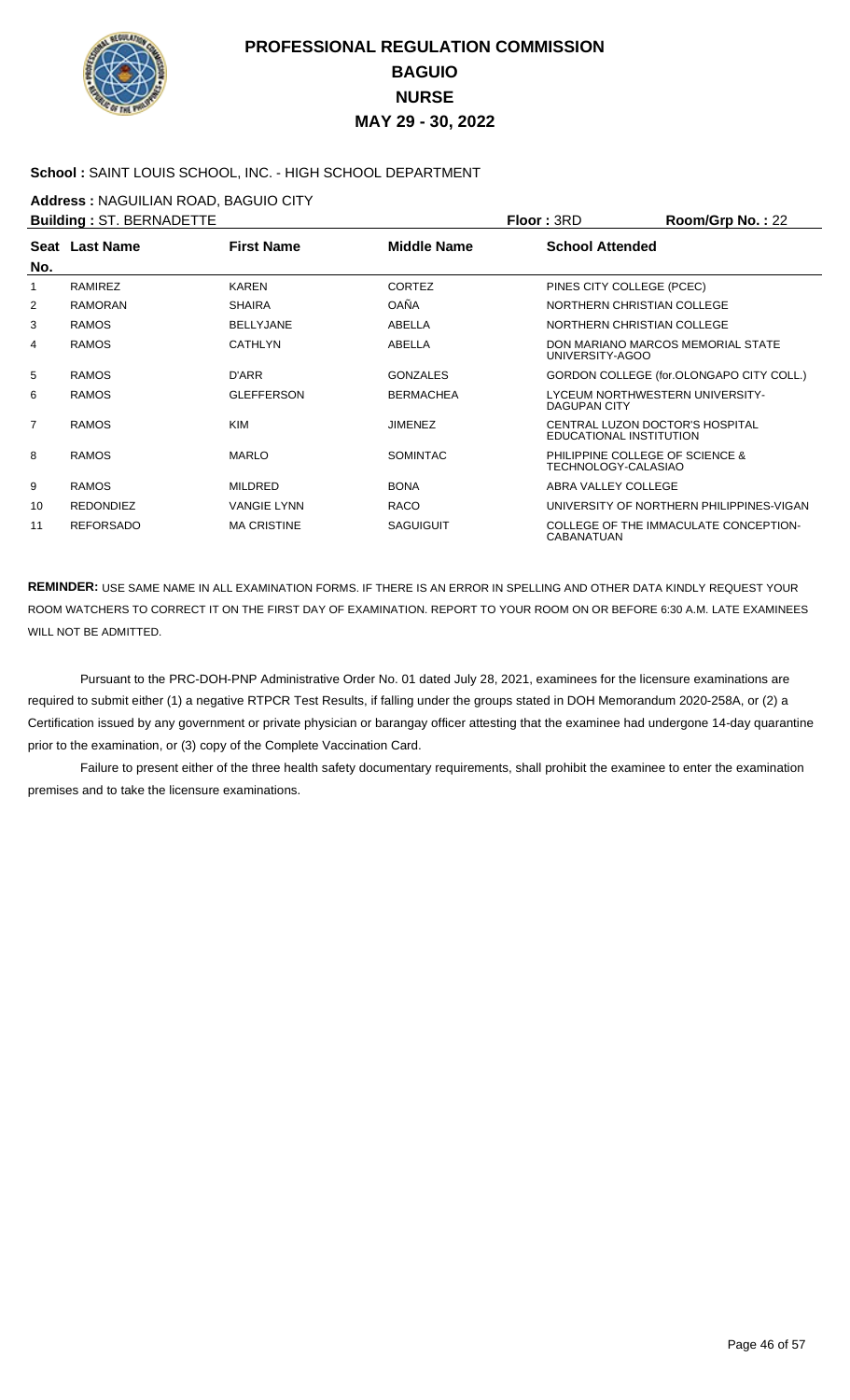# PROFESSIONAL REGULATION COMMISSION
## BAGUIO
## NURSE
## MAY 29 - 30, 2022

**School :** SAINT LOUIS SCHOOL, INC. - HIGH SCHOOL DEPARTMENT

**Address :** NAGUILIAN ROAD, BAGUIO CITY

**Building :** ST. BERNADETTE **Floor :** 3RD **Room/Grp No. :** 22

| Seat No. | Last Name | First Name | Middle Name | School Attended |
|---|---|---|---|---|
| 1 | RAMIREZ | KAREN | CORTEZ | PINES CITY COLLEGE (PCEC) |
| 2 | RAMORAN | SHAIRA | OAÑA | NORTHERN CHRISTIAN COLLEGE |
| 3 | RAMOS | BELLYJANE | ABELLA | NORTHERN CHRISTIAN COLLEGE |
| 4 | RAMOS | CATHLYN | ABELLA | DON MARIANO MARCOS MEMORIAL STATE UNIVERSITY-AGOO |
| 5 | RAMOS | D'ARR | GONZALES | GORDON COLLEGE (for.OLONGAPO CITY COLL.) |
| 6 | RAMOS | GLEFFERSON | BERMACHEA | LYCEUM NORTHWESTERN UNIVERSITY-DAGUPAN CITY |
| 7 | RAMOS | KIM | JIMENEZ | CENTRAL LUZON DOCTOR'S HOSPITAL EDUCATIONAL INSTITUTION |
| 8 | RAMOS | MARLO | SOMINTAC | PHILIPPINE COLLEGE OF SCIENCE & TECHNOLOGY-CALASIAO |
| 9 | RAMOS | MILDRED | BONA | ABRA VALLEY COLLEGE |
| 10 | REDONDIEZ | VANGIE LYNN | RACO | UNIVERSITY OF NORTHERN PHILIPPINES-VIGAN |
| 11 | REFORSADO | MA CRISTINE | SAGUIGUIT | COLLEGE OF THE IMMACULATE CONCEPTION-CABANATUAN |

**REMINDER:** USE SAME NAME IN ALL EXAMINATION FORMS. IF THERE IS AN ERROR IN SPELLING AND OTHER DATA KINDLY REQUEST YOUR ROOM WATCHERS TO CORRECT IT ON THE FIRST DAY OF EXAMINATION. REPORT TO YOUR ROOM ON OR BEFORE 6:30 A.M. LATE EXAMINEES WILL NOT BE ADMITTED.

Pursuant to the PRC-DOH-PNP Administrative Order No. 01 dated July 28, 2021, examinees for the licensure examinations are required to submit either (1) a negative RTPCR Test Results, if falling under the groups stated in DOH Memorandum 2020-258A, or (2) a Certification issued by any government or private physician or barangay officer attesting that the examinee had undergone 14-day quarantine prior to the examination, or (3) copy of the Complete Vaccination Card.

Failure to present either of the three health safety documentary requirements, shall prohibit the examinee to enter the examination premises and to take the licensure examinations.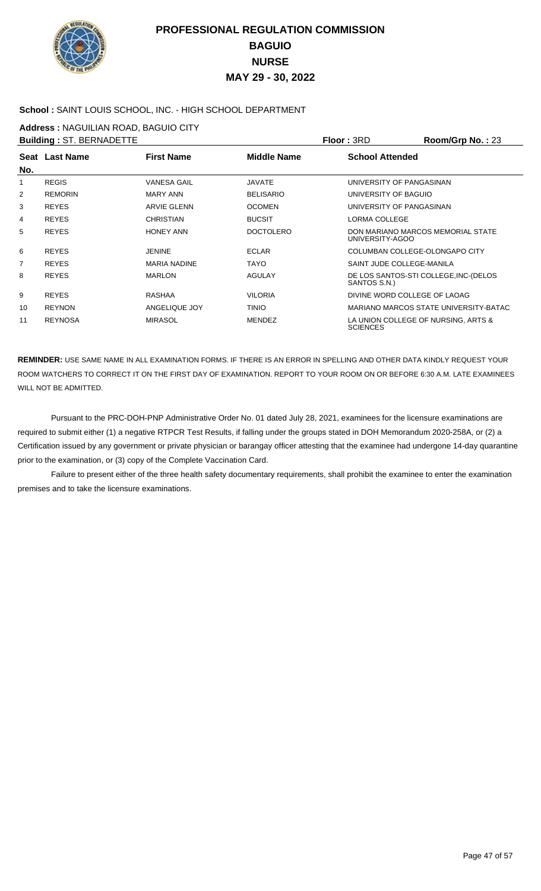# PROFESSIONAL REGULATION COMMISSION
## BAGUIO
## NURSE
## MAY 29 - 30, 2022

**School :** SAINT LOUIS SCHOOL, INC. - HIGH SCHOOL DEPARTMENT

**Address :** NAGUILIAN ROAD, BAGUIO CITY

**Building :** ST. BERNADETTE **Floor :** 3RD **Room/Grp No. :** 23

| Seat No. | Last Name | First Name | Middle Name | School Attended |
|---|---|---|---|---|
| 1 | REGIS | VANESA GAIL | JAVATE | UNIVERSITY OF PANGASINAN |
| 2 | REMORIN | MARY ANN | BELISARIO | UNIVERSITY OF BAGUIO |
| 3 | REYES | ARVIE GLENN | OCOMEN | UNIVERSITY OF PANGASINAN |
| 4 | REYES | CHRISTIAN | BUCSIT | LORMA COLLEGE |
| 5 | REYES | HONEY ANN | DOCTOLERO | DON MARIANO MARCOS MEMORIAL STATE UNIVERSITY-AGOO |
| 6 | REYES | JENINE | ECLAR | COLUMBAN COLLEGE-OLONGAPO CITY |
| 7 | REYES | MARIA NADINE | TAYO | SAINT JUDE COLLEGE-MANILA |
| 8 | REYES | MARLON | AGULAY | DE LOS SANTOS-STI COLLEGE,INC-(DELOS SANTOS S.N.) |
| 9 | REYES | RASHAA | VILORIA | DIVINE WORD COLLEGE OF LAOAG |
| 10 | REYNON | ANGELIQUE JOY | TINIO | MARIANO MARCOS STATE UNIVERSITY-BATAC |
| 11 | REYNOSA | MIRASOL | MENDEZ | LA UNION COLLEGE OF NURSING, ARTS & SCIENCES |

**REMINDER:** USE SAME NAME IN ALL EXAMINATION FORMS. IF THERE IS AN ERROR IN SPELLING AND OTHER DATA KINDLY REQUEST YOUR ROOM WATCHERS TO CORRECT IT ON THE FIRST DAY OF EXAMINATION. REPORT TO YOUR ROOM ON OR BEFORE 6:30 A.M. LATE EXAMINEES WILL NOT BE ADMITTED.

Pursuant to the PRC-DOH-PNP Administrative Order No. 01 dated July 28, 2021, examinees for the licensure examinations are required to submit either (1) a negative RTPCR Test Results, if falling under the groups stated in DOH Memorandum 2020-258A, or (2) a Certification issued by any government or private physician or barangay officer attesting that the examinee had undergone 14-day quarantine prior to the examination, or (3) copy of the Complete Vaccination Card.

Failure to present either of the three health safety documentary requirements, shall prohibit the examinee to enter the examination premises and to take the licensure examinations.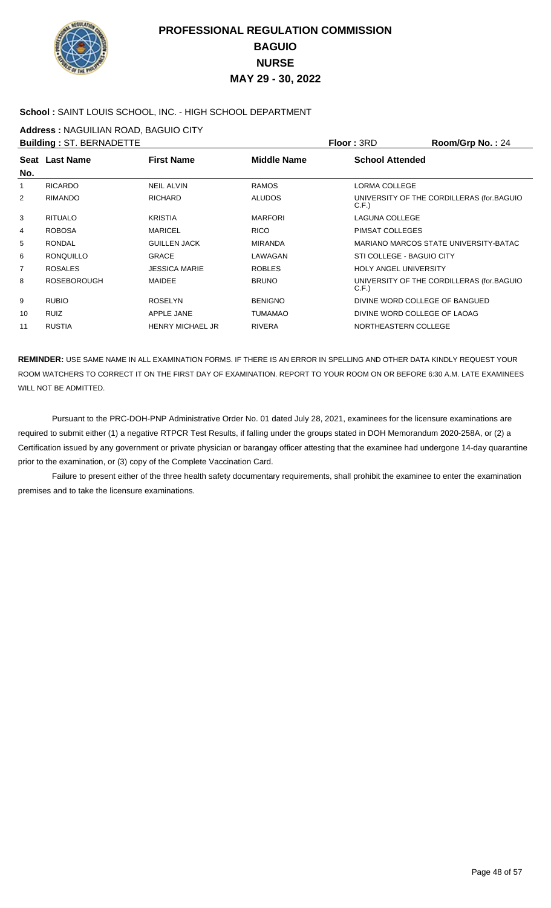# PROFESSIONAL REGULATION COMMISSION
## BAGUIO
## NURSE
## MAY 29 - 30, 2022

**School :** SAINT LOUIS SCHOOL, INC. - HIGH SCHOOL DEPARTMENT

**Address :** NAGUILIAN ROAD, BAGUIO CITY

**Building :** ST. BERNADETTE **Floor :** 3RD **Room/Grp No. :** 24

| Seat No. | Last Name | First Name | Middle Name | School Attended |
|---|---|---|---|---|
| 1 | RICARDO | NEIL ALVIN | RAMOS | LORMA COLLEGE |
| 2 | RIMANDO | RICHARD | ALUDOS | UNIVERSITY OF THE CORDILLERAS (for.BAGUIO C.F.) |
| 3 | RITUALO | KRISTIA | MARFORI | LAGUNA COLLEGE |
| 4 | ROBOSA | MARICEL | RICO | PIMSAT COLLEGES |
| 5 | RONDAL | GUILLEN JACK | MIRANDA | MARIANO MARCOS STATE UNIVERSITY-BATAC |
| 6 | RONQUILLO | GRACE | LAWAGAN | STI COLLEGE - BAGUIO CITY |
| 7 | ROSALES | JESSICA MARIE | ROBLES | HOLY ANGEL UNIVERSITY |
| 8 | ROSEBOROUGH | MAIDEE | BRUNO | UNIVERSITY OF THE CORDILLERAS (for.BAGUIO C.F.) |
| 9 | RUBIO | ROSELYN | BENIGNO | DIVINE WORD COLLEGE OF BANGUED |
| 10 | RUIZ | APPLE JANE | TUMAMAO | DIVINE WORD COLLEGE OF LAOAG |
| 11 | RUSTIA | HENRY MICHAEL JR | RIVERA | NORTHEASTERN COLLEGE |

**REMINDER:** USE SAME NAME IN ALL EXAMINATION FORMS. IF THERE IS AN ERROR IN SPELLING AND OTHER DATA KINDLY REQUEST YOUR ROOM WATCHERS TO CORRECT IT ON THE FIRST DAY OF EXAMINATION. REPORT TO YOUR ROOM ON OR BEFORE 6:30 A.M. LATE EXAMINEES WILL NOT BE ADMITTED.

Pursuant to the PRC-DOH-PNP Administrative Order No. 01 dated July 28, 2021, examinees for the licensure examinations are required to submit either (1) a negative RTPCR Test Results, if falling under the groups stated in DOH Memorandum 2020-258A, or (2) a Certification issued by any government or private physician or barangay officer attesting that the examinee had undergone 14-day quarantine prior to the examination, or (3) copy of the Complete Vaccination Card.

Failure to present either of the three health safety documentary requirements, shall prohibit the examinee to enter the examination premises and to take the licensure examinations.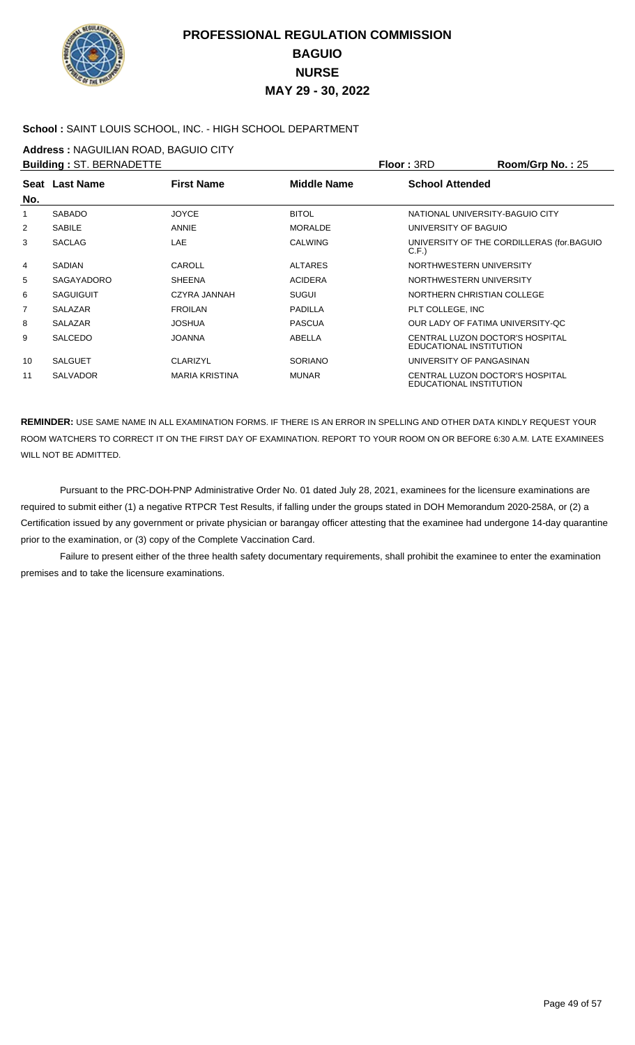# PROFESSIONAL REGULATION COMMISSION
## BAGUIO
## NURSE
## MAY 29 - 30, 2022

**School :** SAINT LOUIS SCHOOL, INC. - HIGH SCHOOL DEPARTMENT

**Address :** NAGUILIAN ROAD, BAGUIO CITY

**Building :** ST. BERNADETTE **Floor :** 3RD **Room/Grp No. :** 25

| Seat No. | Last Name | First Name | Middle Name | School Attended |
|---|---|---|---|---|
| 1 | SABADO | JOYCE | BITOL | NATIONAL UNIVERSITY-BAGUIO CITY |
| 2 | SABILE | ANNIE | MORALDE | UNIVERSITY OF BAGUIO |
| 3 | SACLAG | LAE | CALWING | UNIVERSITY OF THE CORDILLERAS (for.BAGUIO C.F.) |
| 4 | SADIAN | CAROLL | ALTARES | NORTHWESTERN UNIVERSITY |
| 5 | SAGAYADORO | SHEENA | ACIDERA | NORTHWESTERN UNIVERSITY |
| 6 | SAGUIGUIT | CZYRA JANNAH | SUGUI | NORTHERN CHRISTIAN COLLEGE |
| 7 | SALAZAR | FROILAN | PADILLA | PLT COLLEGE, INC |
| 8 | SALAZAR | JOSHUA | PASCUA | OUR LADY OF FATIMA UNIVERSITY-QC |
| 9 | SALCEDO | JOANNA | ABELLA | CENTRAL LUZON DOCTOR'S HOSPITAL EDUCATIONAL INSTITUTION |
| 10 | SALGUET | CLARIZYL | SORIANO | UNIVERSITY OF PANGASINAN |
| 11 | SALVADOR | MARIA KRISTINA | MUNAR | CENTRAL LUZON DOCTOR'S HOSPITAL EDUCATIONAL INSTITUTION |

**REMINDER:** USE SAME NAME IN ALL EXAMINATION FORMS. IF THERE IS AN ERROR IN SPELLING AND OTHER DATA KINDLY REQUEST YOUR ROOM WATCHERS TO CORRECT IT ON THE FIRST DAY OF EXAMINATION. REPORT TO YOUR ROOM ON OR BEFORE 6:30 A.M. LATE EXAMINEES WILL NOT BE ADMITTED.

Pursuant to the PRC-DOH-PNP Administrative Order No. 01 dated July 28, 2021, examinees for the licensure examinations are required to submit either (1) a negative RTPCR Test Results, if falling under the groups stated in DOH Memorandum 2020-258A, or (2) a Certification issued by any government or private physician or barangay officer attesting that the examinee had undergone 14-day quarantine prior to the examination, or (3) copy of the Complete Vaccination Card.

Failure to present either of the three health safety documentary requirements, shall prohibit the examinee to enter the examination premises and to take the licensure examinations.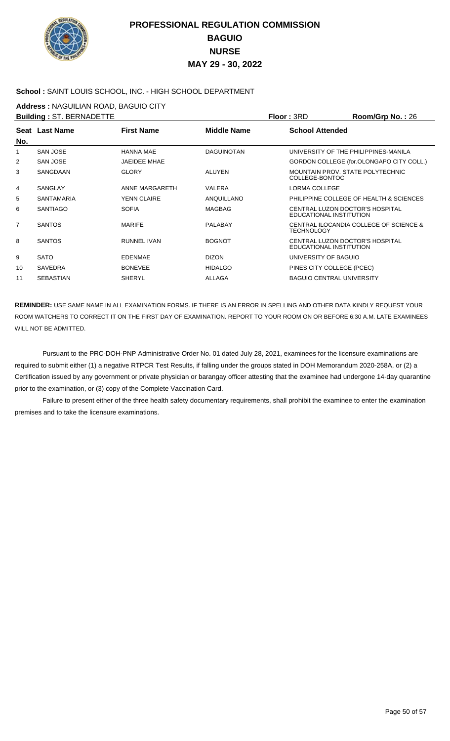# PROFESSIONAL REGULATION COMMISSION
## BAGUIO
## NURSE
## MAY 29 - 30, 2022

**School :** SAINT LOUIS SCHOOL, INC. - HIGH SCHOOL DEPARTMENT

**Address :** NAGUILIAN ROAD, BAGUIO CITY

**Building :** ST. BERNADETTE | **Floor :** 3RD | **Room/Grp No. :** 26

| Seat No. | Last Name | First Name | Middle Name | School Attended |
|---|---|---|---|---|
| 1 | SAN JOSE | HANNA MAE | DAGUINOTAN | UNIVERSITY OF THE PHILIPPINES-MANILA |
| 2 | SAN JOSE | JAEIDEE MHAE | | GORDON COLLEGE (for.OLONGAPO CITY COLL.) |
| 3 | SANGDAAN | GLORY | ALUYEN | MOUNTAIN PROV. STATE POLYTECHNIC COLLEGE-BONTOC |
| 4 | SANGLAY | ANNE MARGARETH | VALERA | LORMA COLLEGE |
| 5 | SANTAMARIA | YENN CLAIRE | ANQUILLANO | PHILIPPINE COLLEGE OF HEALTH & SCIENCES |
| 6 | SANTIAGO | SOFIA | MAGBAG | CENTRAL LUZON DOCTOR'S HOSPITAL EDUCATIONAL INSTITUTION |
| 7 | SANTOS | MARIFE | PALABAY | CENTRAL ILOCANDIA COLLEGE OF SCIENCE & TECHNOLOGY |
| 8 | SANTOS | RUNNEL IVAN | BOGNOT | CENTRAL LUZON DOCTOR'S HOSPITAL EDUCATIONAL INSTITUTION |
| 9 | SATO | EDENMAE | DIZON | UNIVERSITY OF BAGUIO |
| 10 | SAVEDRA | BONEVEE | HIDALGO | PINES CITY COLLEGE (PCEC) |
| 11 | SEBASTIAN | SHERYL | ALLAGA | BAGUIO CENTRAL UNIVERSITY |

**REMINDER:** USE SAME NAME IN ALL EXAMINATION FORMS. IF THERE IS AN ERROR IN SPELLING AND OTHER DATA KINDLY REQUEST YOUR ROOM WATCHERS TO CORRECT IT ON THE FIRST DAY OF EXAMINATION. REPORT TO YOUR ROOM ON OR BEFORE 6:30 A.M. LATE EXAMINEES WILL NOT BE ADMITTED.

Pursuant to the PRC-DOH-PNP Administrative Order No. 01 dated July 28, 2021, examinees for the licensure examinations are required to submit either (1) a negative RTPCR Test Results, if falling under the groups stated in DOH Memorandum 2020-258A, or (2) a Certification issued by any government or private physician or barangay officer attesting that the examinee had undergone 14-day quarantine prior to the examination, or (3) copy of the Complete Vaccination Card.

Failure to present either of the three health safety documentary requirements, shall prohibit the examinee to enter the examination premises and to take the licensure examinations.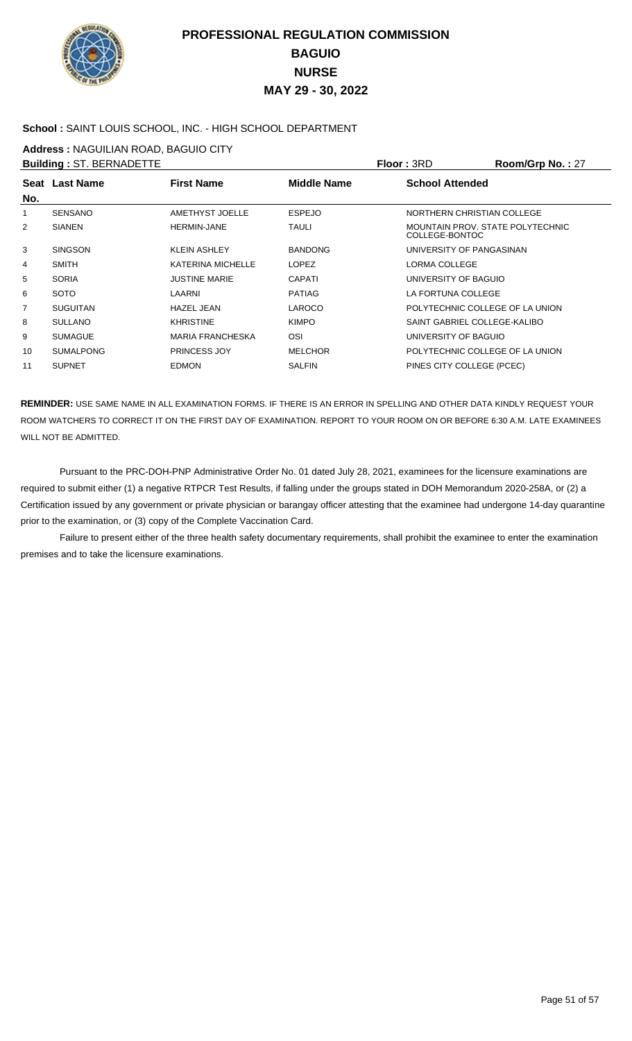# PROFESSIONAL REGULATION COMMISSION
## BAGUIO
## NURSE
## MAY 29 - 30, 2022

**School :** SAINT LOUIS SCHOOL, INC. - HIGH SCHOOL DEPARTMENT

**Address :** NAGUILIAN ROAD, BAGUIO CITY

**Building :** ST. BERNADETTE | **Floor :** 3RD | **Room/Grp No. :** 27

| Seat No. | Last Name | First Name | Middle Name | School Attended |
|---|---|---|---|---|
| 1 | SENSANO | AMETHYST JOELLE | ESPEJO | NORTHERN CHRISTIAN COLLEGE |
| 2 | SIANEN | HERMIN-JANE | TAULI | MOUNTAIN PROV. STATE POLYTECHNIC COLLEGE-BONTOC |
| 3 | SINGSON | KLEIN ASHLEY | BANDONG | UNIVERSITY OF PANGASINAN |
| 4 | SMITH | KATERINA MICHELLE | LOPEZ | LORMA COLLEGE |
| 5 | SORIA | JUSTINE MARIE | CAPATI | UNIVERSITY OF BAGUIO |
| 6 | SOTO | LAARNI | PATIAG | LA FORTUNA COLLEGE |
| 7 | SUGUITAN | HAZEL JEAN | LAROCO | POLYTECHNIC COLLEGE OF LA UNION |
| 8 | SULLANO | KHRISTINE | KIMPO | SAINT GABRIEL COLLEGE-KALIBO |
| 9 | SUMAGUE | MARIA FRANCHESKA | OSI | UNIVERSITY OF BAGUIO |
| 10 | SUMALPONG | PRINCESS JOY | MELCHOR | POLYTECHNIC COLLEGE OF LA UNION |
| 11 | SUPNET | EDMON | SALFIN | PINES CITY COLLEGE (PCEC) |

**REMINDER:** USE SAME NAME IN ALL EXAMINATION FORMS. IF THERE IS AN ERROR IN SPELLING AND OTHER DATA KINDLY REQUEST YOUR ROOM WATCHERS TO CORRECT IT ON THE FIRST DAY OF EXAMINATION. REPORT TO YOUR ROOM ON OR BEFORE 6:30 A.M. LATE EXAMINEES WILL NOT BE ADMITTED.

Pursuant to the PRC-DOH-PNP Administrative Order No. 01 dated July 28, 2021, examinees for the licensure examinations are required to submit either (1) a negative RTPCR Test Results, if falling under the groups stated in DOH Memorandum 2020-258A, or (2) a Certification issued by any government or private physician or barangay officer attesting that the examinee had undergone 14-day quarantine prior to the examination, or (3) copy of the Complete Vaccination Card.

Failure to present either of the three health safety documentary requirements, shall prohibit the examinee to enter the examination premises and to take the licensure examinations.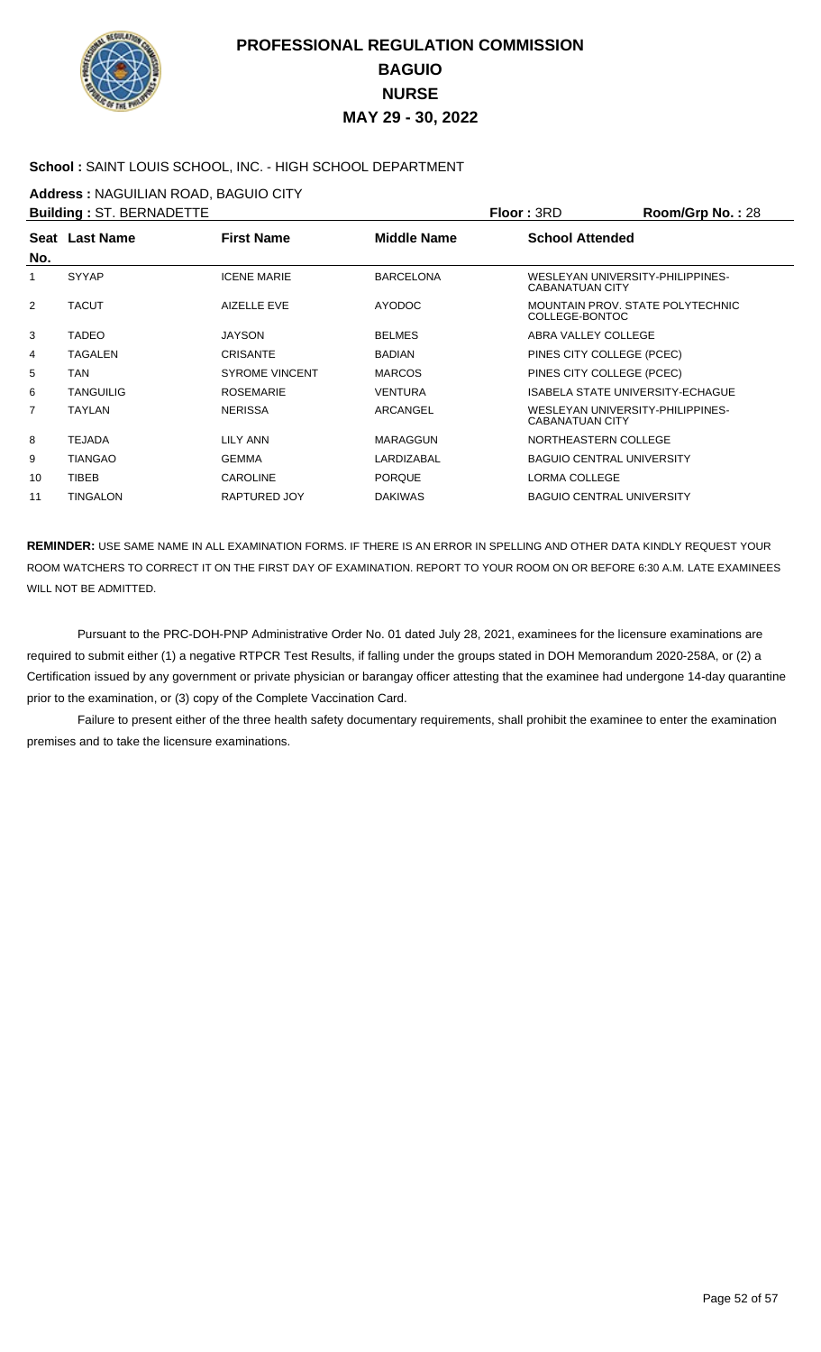# PROFESSIONAL REGULATION COMMISSION
## BAGUIO
## NURSE
## MAY 29 - 30, 2022

**School :** SAINT LOUIS SCHOOL, INC. - HIGH SCHOOL DEPARTMENT

**Address :** NAGUILIAN ROAD, BAGUIO CITY

**Building :** ST. BERNADETTE **Floor :** 3RD **Room/Grp No. :** 28

| Seat No. | Last Name | First Name | Middle Name | School Attended |
|---|---|---|---|---|
| 1 | SYYAP | ICENE MARIE | BARCELONA | WESLEYAN UNIVERSITY-PHILIPPINES-CABANATUAN CITY |
| 2 | TACUT | AIZELLE EVE | AYODOC | MOUNTAIN PROV. STATE POLYTECHNIC COLLEGE-BONTOC |
| 3 | TADEO | JAYSON | BELMES | ABRA VALLEY COLLEGE |
| 4 | TAGALEN | CRISANTE | BADIAN | PINES CITY COLLEGE (PCEC) |
| 5 | TAN | SYROME VINCENT | MARCOS | PINES CITY COLLEGE (PCEC) |
| 6 | TANGUILIG | ROSEMARIE | VENTURA | ISABELA STATE UNIVERSITY-ECHAGUE |
| 7 | TAYLAN | NERISSA | ARCANGEL | WESLEYAN UNIVERSITY-PHILIPPINES-CABANATUAN CITY |
| 8 | TEJADA | LILY ANN | MARAGGUN | NORTHEASTERN COLLEGE |
| 9 | TIANGAO | GEMMA | LARDIZABAL | BAGUIO CENTRAL UNIVERSITY |
| 10 | TIBEB | CAROLINE | PORQUE | LORMA COLLEGE |
| 11 | TINGALON | RAPTURED JOY | DAKIWAS | BAGUIO CENTRAL UNIVERSITY |

**REMINDER:** USE SAME NAME IN ALL EXAMINATION FORMS. IF THERE IS AN ERROR IN SPELLING AND OTHER DATA KINDLY REQUEST YOUR ROOM WATCHERS TO CORRECT IT ON THE FIRST DAY OF EXAMINATION. REPORT TO YOUR ROOM ON OR BEFORE 6:30 A.M. LATE EXAMINEES WILL NOT BE ADMITTED.

Pursuant to the PRC-DOH-PNP Administrative Order No. 01 dated July 28, 2021, examinees for the licensure examinations are required to submit either (1) a negative RTPCR Test Results, if falling under the groups stated in DOH Memorandum 2020-258A, or (2) a Certification issued by any government or private physician or barangay officer attesting that the examinee had undergone 14-day quarantine prior to the examination, or (3) copy of the Complete Vaccination Card.

Failure to present either of the three health safety documentary requirements, shall prohibit the examinee to enter the examination premises and to take the licensure examinations.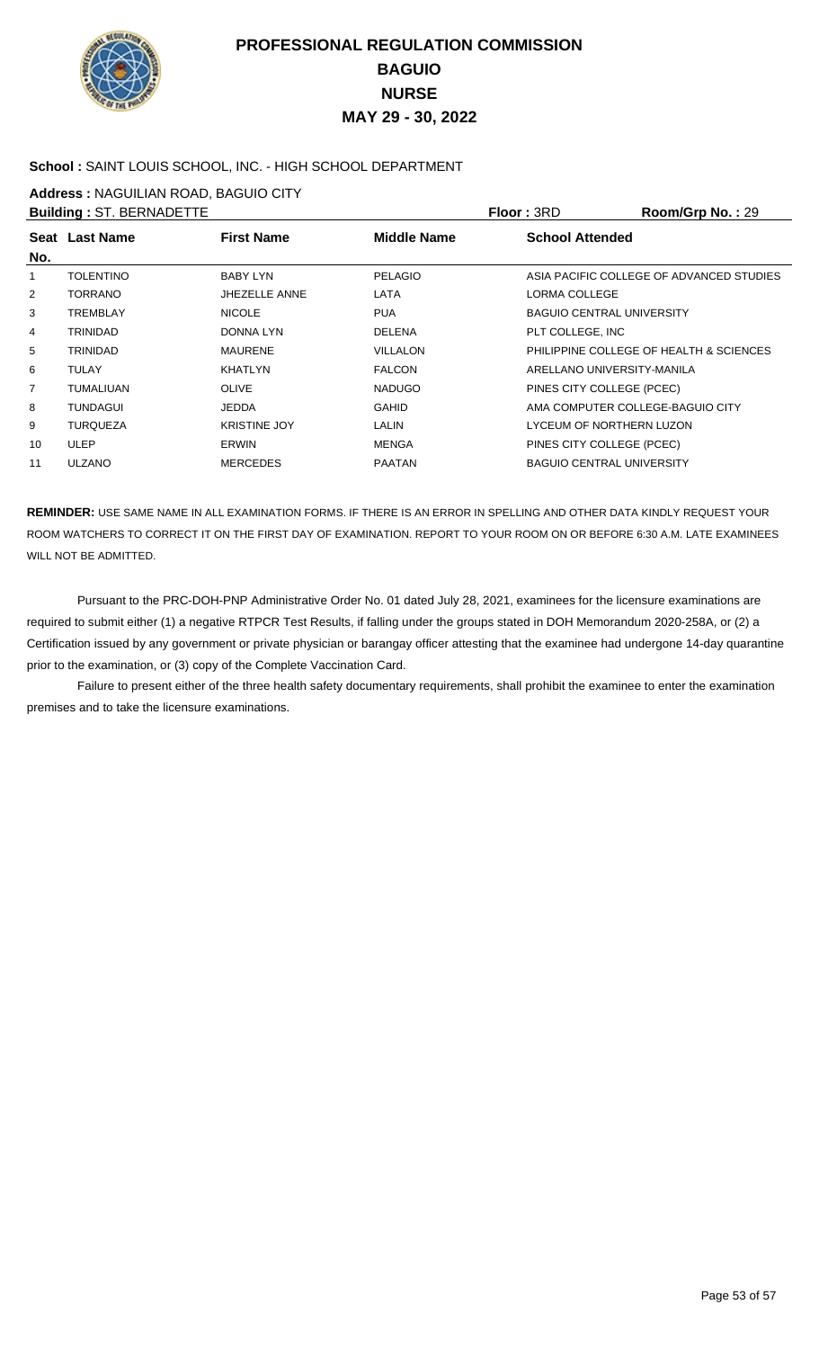# PROFESSIONAL REGULATION COMMISSION
## BAGUIO
## NURSE
## MAY 29 - 30, 2022

**School :** SAINT LOUIS SCHOOL, INC. - HIGH SCHOOL DEPARTMENT

**Address :** NAGUILIAN ROAD, BAGUIO CITY

**Building :** ST. BERNADETTE **Floor :** 3RD **Room/Grp No. :** 29

| Seat No. | Last Name | First Name | Middle Name | School Attended |
|---|---|---|---|---|
| 1 | TOLENTINO | BABY LYN | PELAGIO | ASIA PACIFIC COLLEGE OF ADVANCED STUDIES |
| 2 | TORRANO | JHEZELLE ANNE | LATA | LORMA COLLEGE |
| 3 | TREMBLAY | NICOLE | PUA | BAGUIO CENTRAL UNIVERSITY |
| 4 | TRINIDAD | DONNA LYN | DELENA | PLT COLLEGE, INC |
| 5 | TRINIDAD | MAURENE | VILLALON | PHILIPPINE COLLEGE OF HEALTH & SCIENCES |
| 6 | TULAY | KHATLYN | FALCON | ARELLANO UNIVERSITY-MANILA |
| 7 | TUMALIUAN | OLIVE | NADUGO | PINES CITY COLLEGE (PCEC) |
| 8 | TUNDAGUI | JEDDA | GAHID | AMA COMPUTER COLLEGE-BAGUIO CITY |
| 9 | TURQUEZA | KRISTINE JOY | LALIN | LYCEUM OF NORTHERN LUZON |
| 10 | ULEP | ERWIN | MENGA | PINES CITY COLLEGE (PCEC) |
| 11 | ULZANO | MERCEDES | PAATAN | BAGUIO CENTRAL UNIVERSITY |

**REMINDER:** USE SAME NAME IN ALL EXAMINATION FORMS. IF THERE IS AN ERROR IN SPELLING AND OTHER DATA KINDLY REQUEST YOUR ROOM WATCHERS TO CORRECT IT ON THE FIRST DAY OF EXAMINATION. REPORT TO YOUR ROOM ON OR BEFORE 6:30 A.M. LATE EXAMINEES WILL NOT BE ADMITTED.

Pursuant to the PRC-DOH-PNP Administrative Order No. 01 dated July 28, 2021, examinees for the licensure examinations are required to submit either (1) a negative RTPCR Test Results, if falling under the groups stated in DOH Memorandum 2020-258A, or (2) a Certification issued by any government or private physician or barangay officer attesting that the examinee had undergone 14-day quarantine prior to the examination, or (3) copy of the Complete Vaccination Card.

Failure to present either of the three health safety documentary requirements, shall prohibit the examinee to enter the examination premises and to take the licensure examinations.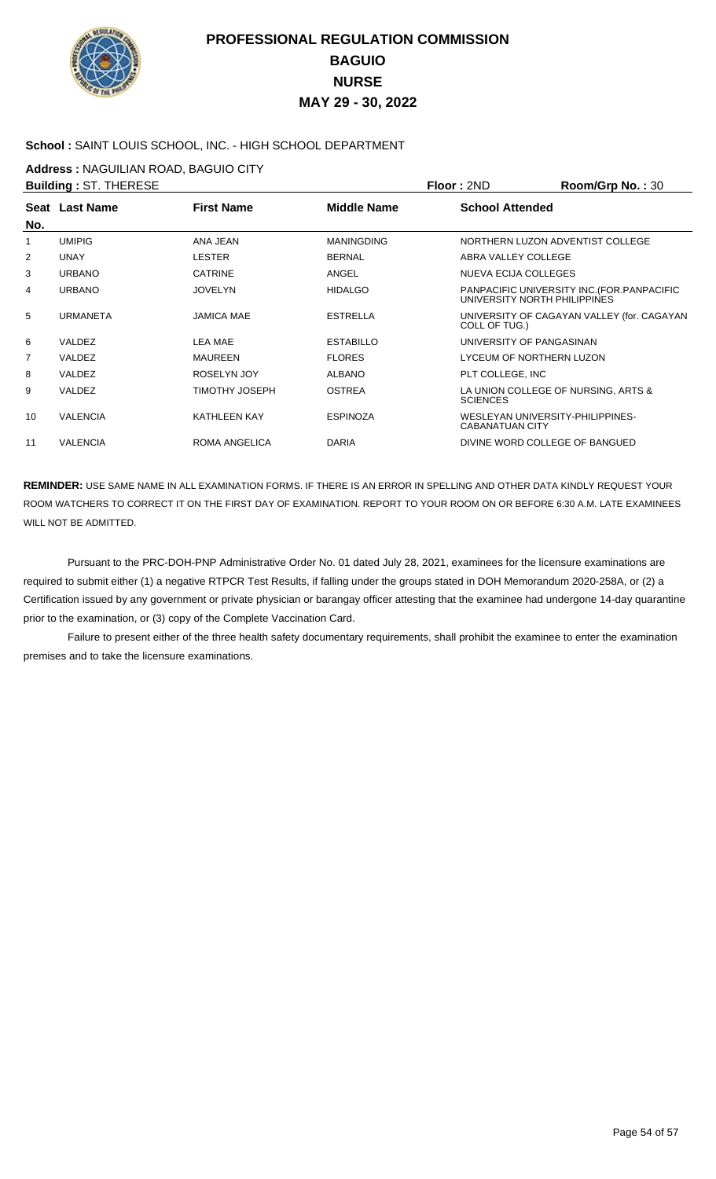# PROFESSIONAL REGULATION COMMISSION
## BAGUIO
## NURSE
## MAY 29 - 30, 2022

**School :** SAINT LOUIS SCHOOL, INC. - HIGH SCHOOL DEPARTMENT

**Address :** NAGUILIAN ROAD, BAGUIO CITY

**Building :** ST. THERESE **Floor :** 2ND **Room/Grp No. :** 30

| Seat No. | Last Name | First Name | Middle Name | School Attended |
|---|---|---|---|---|
| 1 | UMIPIG | ANA JEAN | MANINGDING | NORTHERN LUZON ADVENTIST COLLEGE |
| 2 | UNAY | LESTER | BERNAL | ABRA VALLEY COLLEGE |
| 3 | URBANO | CATRINE | ANGEL | NUEVA ECIJA COLLEGES |
| 4 | URBANO | JOVELYN | HIDALGO | PANPACIFIC UNIVERSITY INC.(FOR.PANPACIFIC UNIVERSITY NORTH PHILIPPINES |
| 5 | URMANETA | JAMICA MAE | ESTRELLA | UNIVERSITY OF CAGAYAN VALLEY (for. CAGAYAN COLL OF TUG.) |
| 6 | VALDEZ | LEA MAE | ESTABILLO | UNIVERSITY OF PANGASINAN |
| 7 | VALDEZ | MAUREEN | FLORES | LYCEUM OF NORTHERN LUZON |
| 8 | VALDEZ | ROSELYN JOY | ALBANO | PLT COLLEGE, INC |
| 9 | VALDEZ | TIMOTHY JOSEPH | OSTREA | LA UNION COLLEGE OF NURSING, ARTS & SCIENCES |
| 10 | VALENCIA | KATHLEEN KAY | ESPINOZA | WESLEYAN UNIVERSITY-PHILIPPINES-CABANATUAN CITY |
| 11 | VALENCIA | ROMA ANGELICA | DARIA | DIVINE WORD COLLEGE OF BANGUED |

**REMINDER:** USE SAME NAME IN ALL EXAMINATION FORMS. IF THERE IS AN ERROR IN SPELLING AND OTHER DATA KINDLY REQUEST YOUR ROOM WATCHERS TO CORRECT IT ON THE FIRST DAY OF EXAMINATION. REPORT TO YOUR ROOM ON OR BEFORE 6:30 A.M. LATE EXAMINEES WILL NOT BE ADMITTED.

Pursuant to the PRC-DOH-PNP Administrative Order No. 01 dated July 28, 2021, examinees for the licensure examinations are required to submit either (1) a negative RTPCR Test Results, if falling under the groups stated in DOH Memorandum 2020-258A, or (2) a Certification issued by any government or private physician or barangay officer attesting that the examinee had undergone 14-day quarantine prior to the examination, or (3) copy of the Complete Vaccination Card.

Failure to present either of the three health safety documentary requirements, shall prohibit the examinee to enter the examination premises and to take the licensure examinations.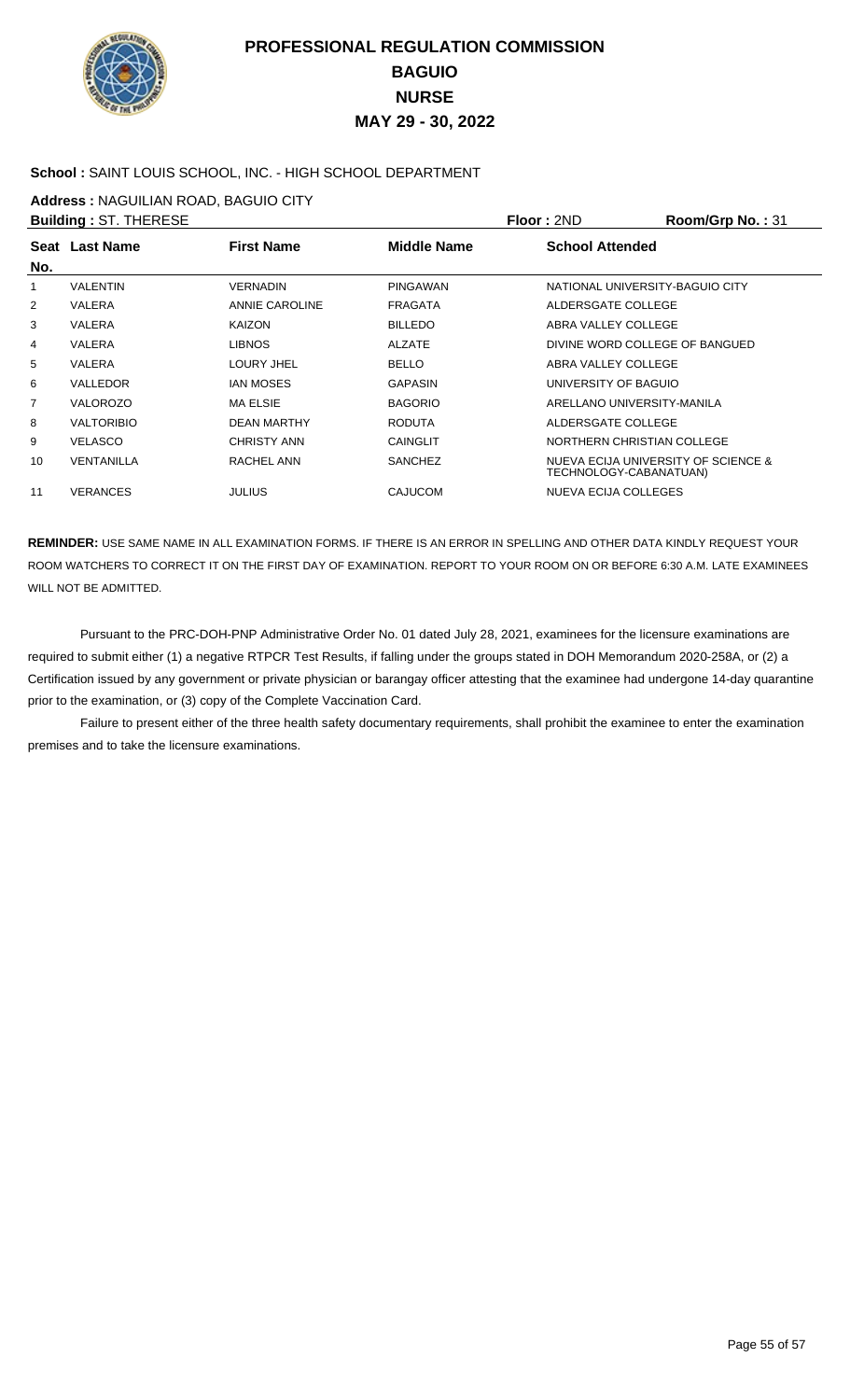# PROFESSIONAL REGULATION COMMISSION
## BAGUIO
## NURSE
## MAY 29 - 30, 2022

**School :** SAINT LOUIS SCHOOL, INC. - HIGH SCHOOL DEPARTMENT

**Address :** NAGUILIAN ROAD, BAGUIO CITY

**Building :** ST. THERESE **Floor :** 2ND **Room/Grp No. :** 31

| Seat No. | Last Name | First Name | Middle Name | School Attended |
|---|---|---|---|---|
| 1 | VALENTIN | VERNADIN | PINGAWAN | NATIONAL UNIVERSITY-BAGUIO CITY |
| 2 | VALERA | ANNIE CAROLINE | FRAGATA | ALDERSGATE COLLEGE |
| 3 | VALERA | KAIZON | BILLEDO | ABRA VALLEY COLLEGE |
| 4 | VALERA | LIBNOS | ALZATE | DIVINE WORD COLLEGE OF BANGUED |
| 5 | VALERA | LOURY JHEL | BELLO | ABRA VALLEY COLLEGE |
| 6 | VALLEDOR | IAN MOSES | GAPASIN | UNIVERSITY OF BAGUIO |
| 7 | VALOROZO | MA ELSIE | BAGORIO | ARELLANO UNIVERSITY-MANILA |
| 8 | VALTORIBIO | DEAN MARTHY | RODUTA | ALDERSGATE COLLEGE |
| 9 | VELASCO | CHRISTY ANN | CAINGLIT | NORTHERN CHRISTIAN COLLEGE |
| 10 | VENTANILLA | RACHEL ANN | SANCHEZ | NUEVA ECIJA UNIVERSITY OF SCIENCE & TECHNOLOGY-CABANATUAN) |
| 11 | VERANCES | JULIUS | CAJUCOM | NUEVA ECIJA COLLEGES |

**REMINDER:** USE SAME NAME IN ALL EXAMINATION FORMS. IF THERE IS AN ERROR IN SPELLING AND OTHER DATA KINDLY REQUEST YOUR ROOM WATCHERS TO CORRECT IT ON THE FIRST DAY OF EXAMINATION. REPORT TO YOUR ROOM ON OR BEFORE 6:30 A.M. LATE EXAMINEES WILL NOT BE ADMITTED.

Pursuant to the PRC-DOH-PNP Administrative Order No. 01 dated July 28, 2021, examinees for the licensure examinations are required to submit either (1) a negative RTPCR Test Results, if falling under the groups stated in DOH Memorandum 2020-258A, or (2) a Certification issued by any government or private physician or barangay officer attesting that the examinee had undergone 14-day quarantine prior to the examination, or (3) copy of the Complete Vaccination Card.

Failure to present either of the three health safety documentary requirements, shall prohibit the examinee to enter the examination premises and to take the licensure examinations.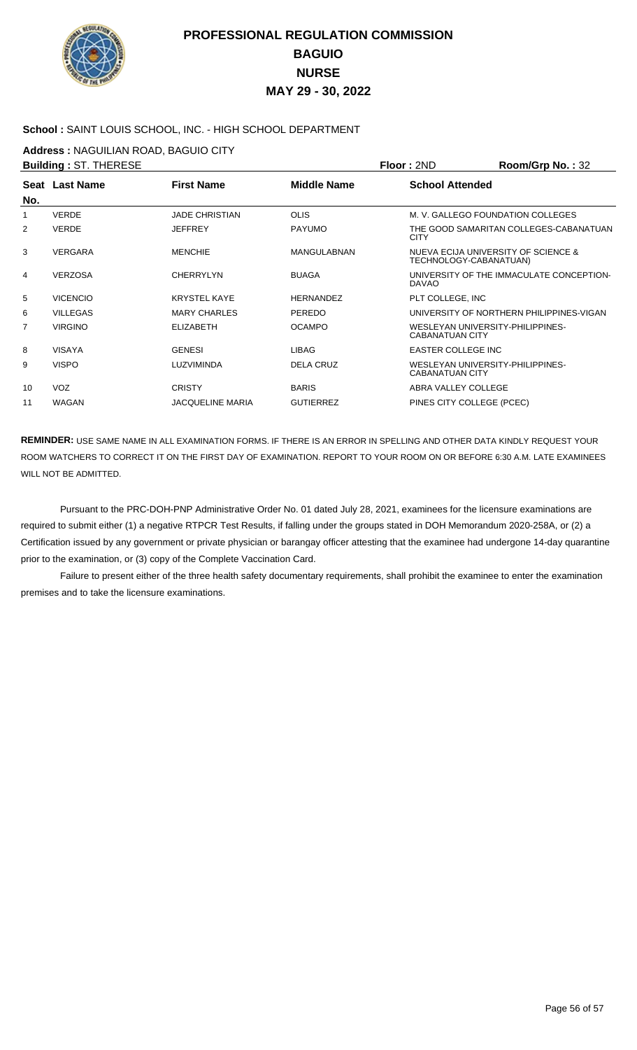# PROFESSIONAL REGULATION COMMISSION
## BAGUIO
## NURSE
## MAY 29 - 30, 2022

**School :** SAINT LOUIS SCHOOL, INC. - HIGH SCHOOL DEPARTMENT

**Address :** NAGUILIAN ROAD, BAGUIO CITY

**Building :** ST. THERESE **Floor :** 2ND **Room/Grp No. :** 32

| Seat No. | Last Name | First Name | Middle Name | School Attended |
|---|---|---|---|---|
| 1 | VERDE | JADE CHRISTIAN | OLIS | M. V. GALLEGO FOUNDATION COLLEGES |
| 2 | VERDE | JEFFREY | PAYUMO | THE GOOD SAMARITAN COLLEGES-CABANATUAN CITY |
| 3 | VERGARA | MENCHIE | MANGULABNAN | NUEVA ECIJA UNIVERSITY OF SCIENCE & TECHNOLOGY-CABANATUAN) |
| 4 | VERZOSA | CHERRYLYN | BUAGA | UNIVERSITY OF THE IMMACULATE CONCEPTION-DAVAO |
| 5 | VICENCIO | KRYSTEL KAYE | HERNANDEZ | PLT COLLEGE, INC |
| 6 | VILLEGAS | MARY CHARLES | PEREDO | UNIVERSITY OF NORTHERN PHILIPPINES-VIGAN |
| 7 | VIRGINO | ELIZABETH | OCAMPO | WESLEYAN UNIVERSITY-PHILIPPINES-CABANATUAN CITY |
| 8 | VISAYA | GENESI | LIBAG | EASTER COLLEGE INC |
| 9 | VISPO | LUZVIMINDA | DELA CRUZ | WESLEYAN UNIVERSITY-PHILIPPINES-CABANATUAN CITY |
| 10 | VOZ | CRISTY | BARIS | ABRA VALLEY COLLEGE |
| 11 | WAGAN | JACQUELINE MARIA | GUTIERREZ | PINES CITY COLLEGE (PCEC) |

**REMINDER:** USE SAME NAME IN ALL EXAMINATION FORMS. IF THERE IS AN ERROR IN SPELLING AND OTHER DATA KINDLY REQUEST YOUR ROOM WATCHERS TO CORRECT IT ON THE FIRST DAY OF EXAMINATION. REPORT TO YOUR ROOM ON OR BEFORE 6:30 A.M. LATE EXAMINEES WILL NOT BE ADMITTED.

Pursuant to the PRC-DOH-PNP Administrative Order No. 01 dated July 28, 2021, examinees for the licensure examinations are required to submit either (1) a negative RTPCR Test Results, if falling under the groups stated in DOH Memorandum 2020-258A, or (2) a Certification issued by any government or private physician or barangay officer attesting that the examinee had undergone 14-day quarantine prior to the examination, or (3) copy of the Complete Vaccination Card.

Failure to present either of the three health safety documentary requirements, shall prohibit the examinee to enter the examination premises and to take the licensure examinations.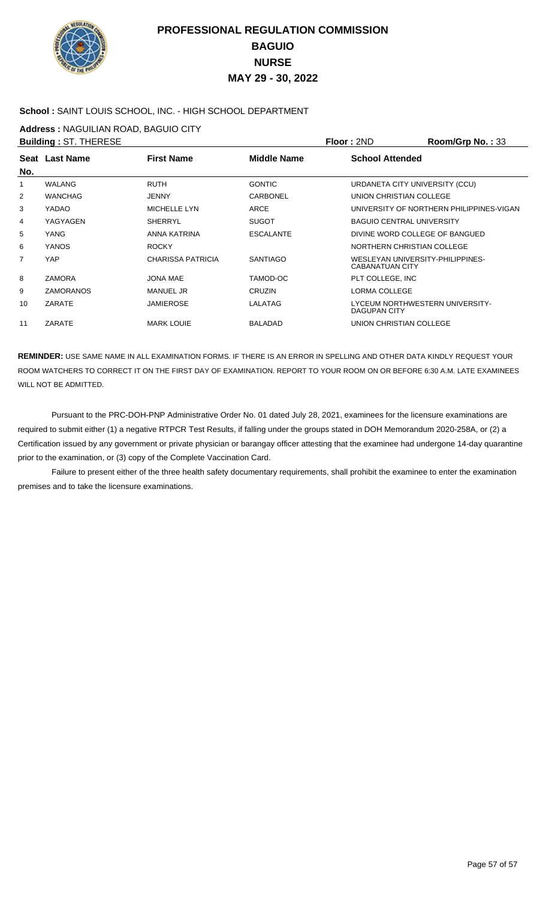# PROFESSIONAL REGULATION COMMISSION
## BAGUIO
## NURSE
## MAY 29 - 30, 2022

**School :** SAINT LOUIS SCHOOL, INC. - HIGH SCHOOL DEPARTMENT

**Address :** NAGUILIAN ROAD, BAGUIO CITY

**Building :** ST. THERESE | **Floor :** 2ND | **Room/Grp No. :** 33

| Seat No. | Last Name | First Name | Middle Name | School Attended |
|---|---|---|---|---|
| 1 | WALANG | RUTH | GONTIC | URDANETA CITY UNIVERSITY (CCU) |
| 2 | WANCHAG | JENNY | CARBONEL | UNION CHRISTIAN COLLEGE |
| 3 | YADAO | MICHELLE LYN | ARCE | UNIVERSITY OF NORTHERN PHILIPPINES-VIGAN |
| 4 | YAGYAGEN | SHERRYL | SUGOT | BAGUIO CENTRAL UNIVERSITY |
| 5 | YANG | ANNA KATRINA | ESCALANTE | DIVINE WORD COLLEGE OF BANGUED |
| 6 | YANOS | ROCKY | | NORTHERN CHRISTIAN COLLEGE |
| 7 | YAP | CHARISSA PATRICIA | SANTIAGO | WESLEYAN UNIVERSITY-PHILIPPINES-CABANATUAN CITY |
| 8 | ZAMORA | JONA MAE | TAMOD-OC | PLT COLLEGE, INC |
| 9 | ZAMORANOS | MANUEL JR | CRUZIN | LORMA COLLEGE |
| 10 | ZARATE | JAMIEROSE | LALATAG | LYCEUM NORTHWESTERN UNIVERSITY-DAGUPAN CITY |
| 11 | ZARATE | MARK LOUIE | BALADAD | UNION CHRISTIAN COLLEGE |

**REMINDER:** USE SAME NAME IN ALL EXAMINATION FORMS. IF THERE IS AN ERROR IN SPELLING AND OTHER DATA KINDLY REQUEST YOUR ROOM WATCHERS TO CORRECT IT ON THE FIRST DAY OF EXAMINATION. REPORT TO YOUR ROOM ON OR BEFORE 6:30 A.M. LATE EXAMINEES WILL NOT BE ADMITTED.

Pursuant to the PRC-DOH-PNP Administrative Order No. 01 dated July 28, 2021, examinees for the licensure examinations are required to submit either (1) a negative RTPCR Test Results, if falling under the groups stated in DOH Memorandum 2020-258A, or (2) a Certification issued by any government or private physician or barangay officer attesting that the examinee had undergone 14-day quarantine prior to the examination, or (3) copy of the Complete Vaccination Card.

Failure to present either of the three health safety documentary requirements, shall prohibit the examinee to enter the examination premises and to take the licensure examinations.